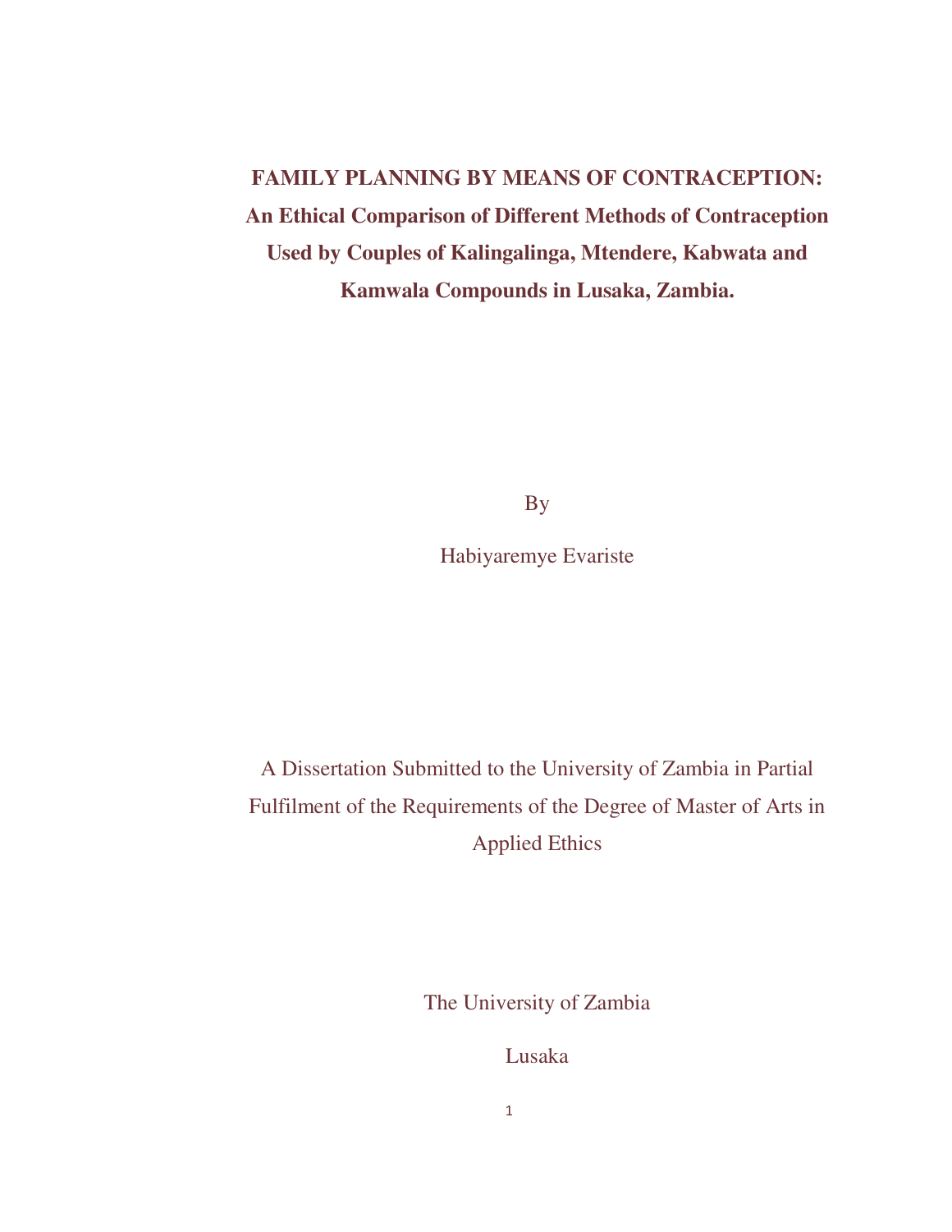# FAMILY PLANNING BY MEANS OF CONTRACEPTION:

## An Ethical Comparison of Different Methods of Contraception Used by Couples of Kalingalinga, Mtendere, Kabwata and Kamwala Compounds in Lusaka, Zambia.

By

Habiyaremye Evariste

A Dissertation Submitted to the University of Zambia in Partial Fulfilment of the Requirements of the Degree of Master of Arts in Applied Ethics

The University of Zambia

Lusaka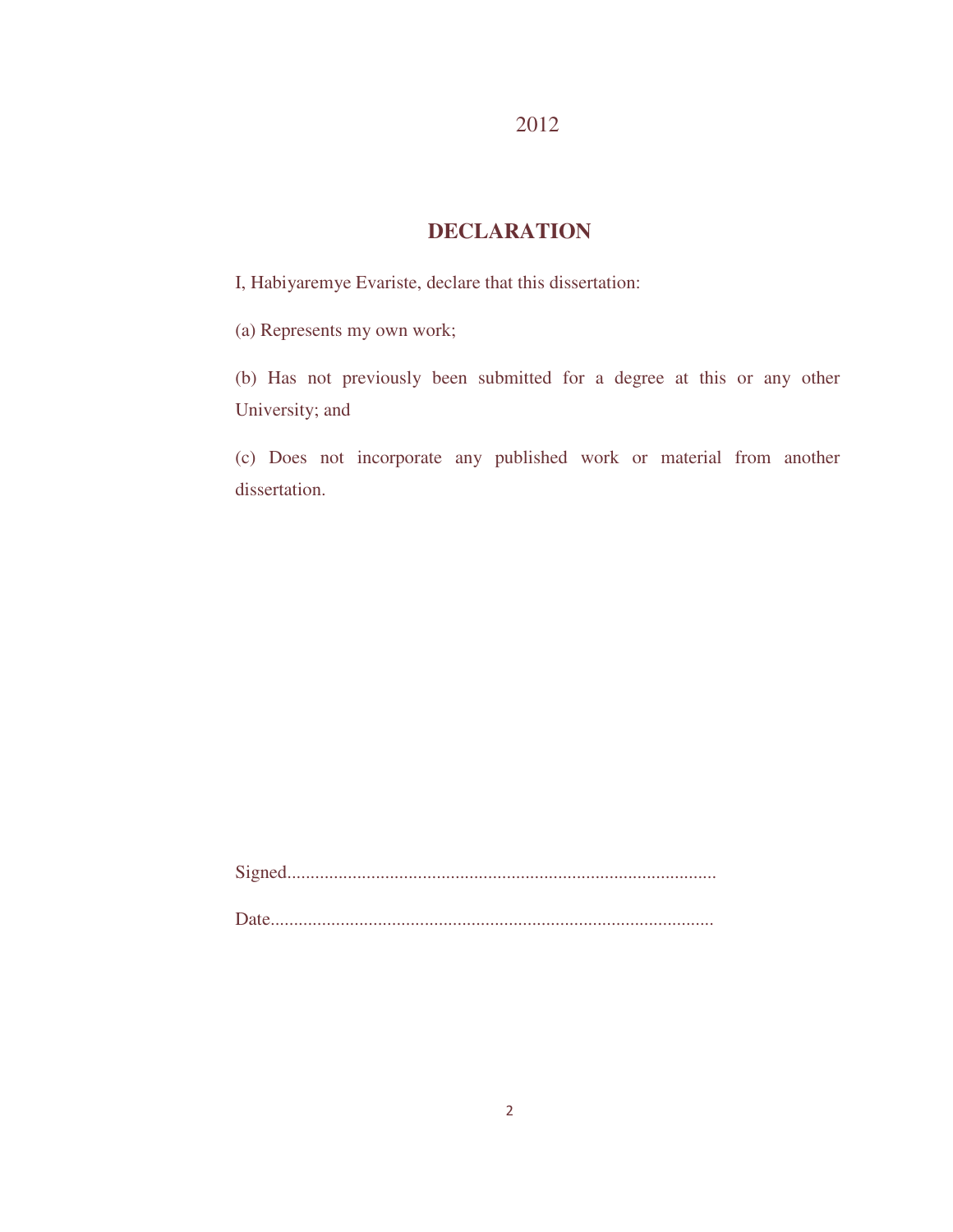2012

# DECLARATION

I, Habiyaremye Evariste, declare that this dissertation:

(a) Represents my own work;

(b) Has not previously been submitted for a degree at this or any other University; and

(c) Does not incorporate any published work or material from another dissertation.

Signed............................................................................................

Date..............................................................................................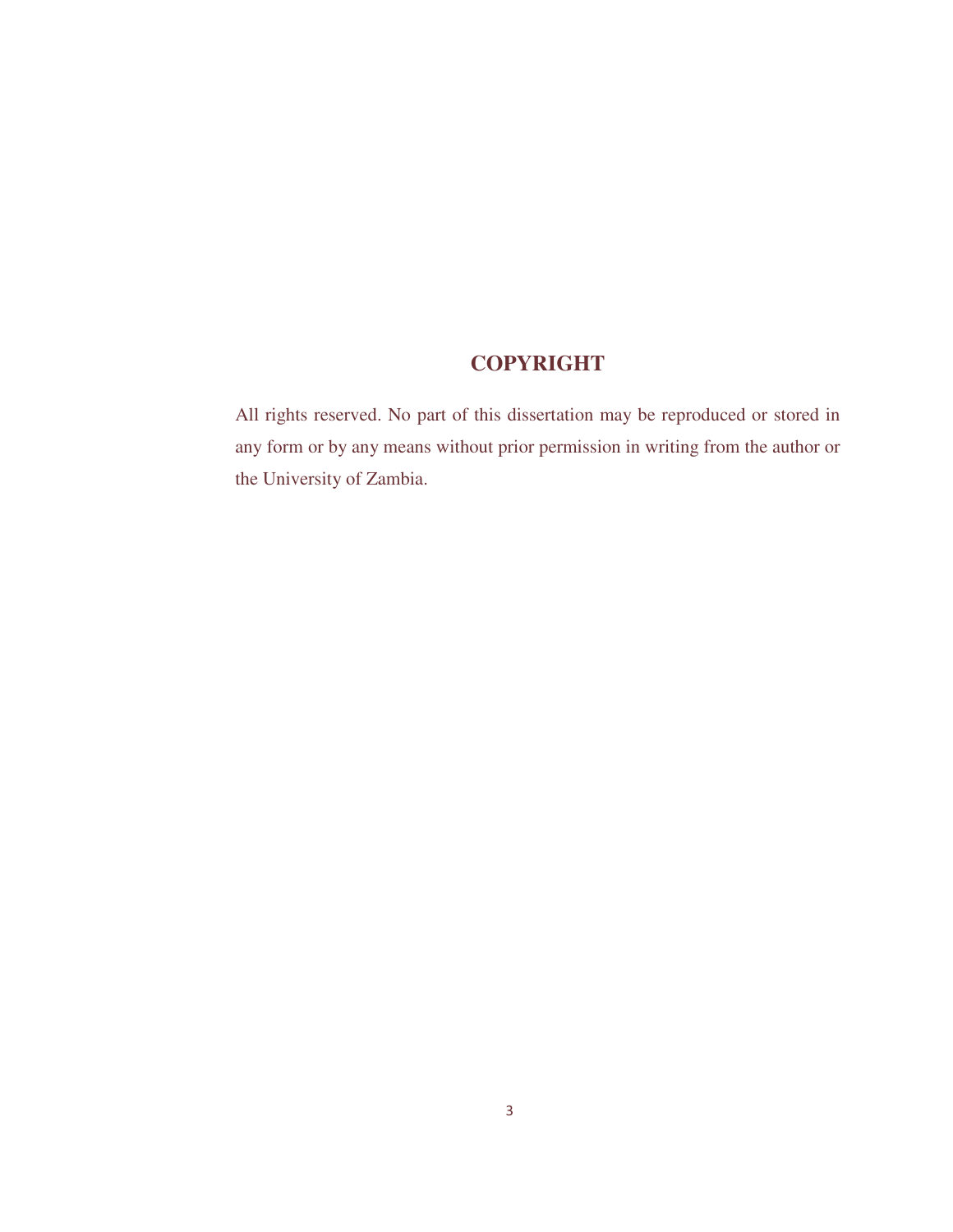# COPYRIGHT

All rights reserved. No part of this dissertation may be reproduced or stored in any form or by any means without prior permission in writing from the author or the University of Zambia.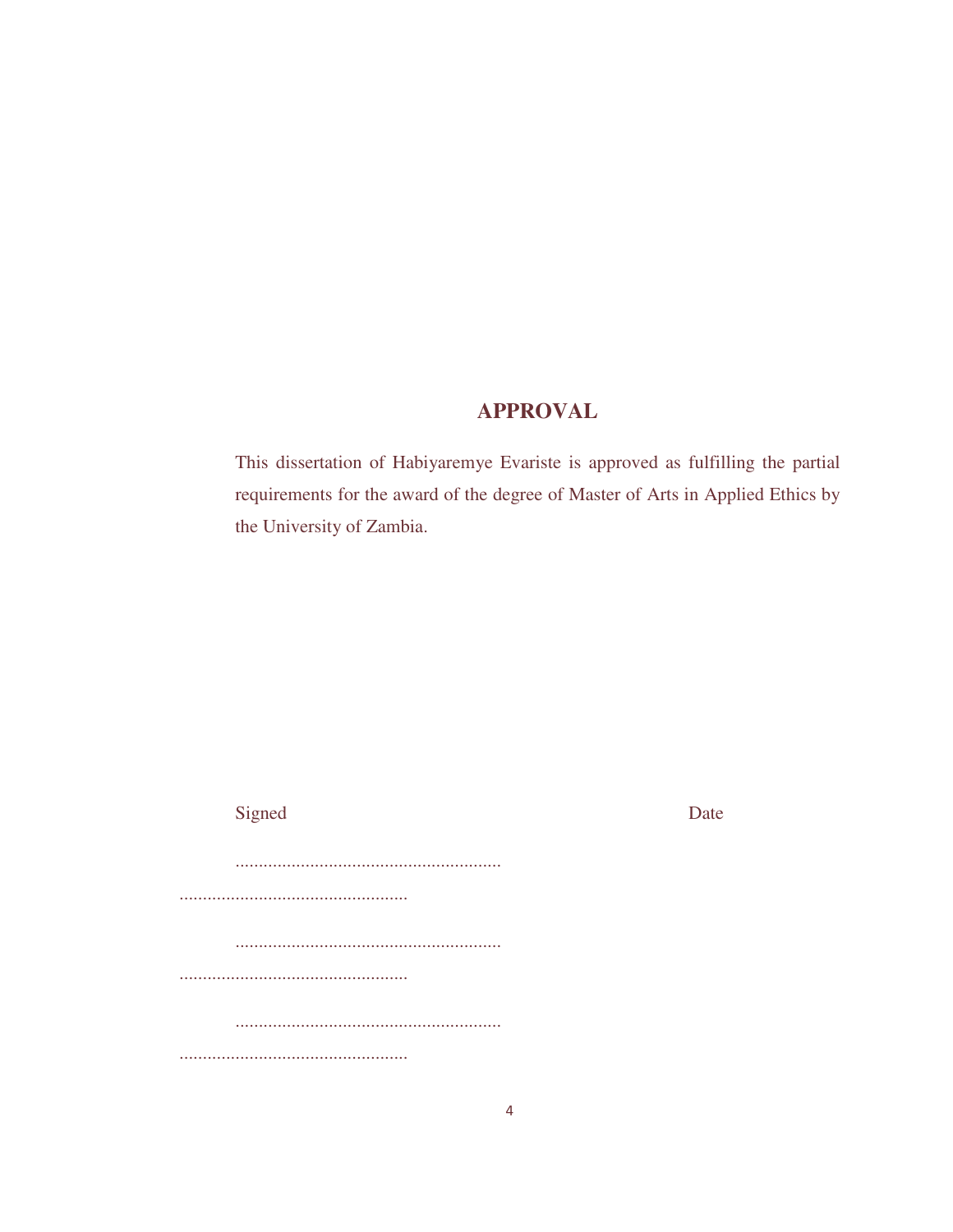# APPROVAL

This dissertation of Habiyaremye Evariste is approved as fulfilling the partial requirements for the award of the degree of Master of Arts in Applied Ethics by the University of Zambia.

Signed Date

.........................................................

.................................................

.........................................................

.................................................

.........................................................

.................................................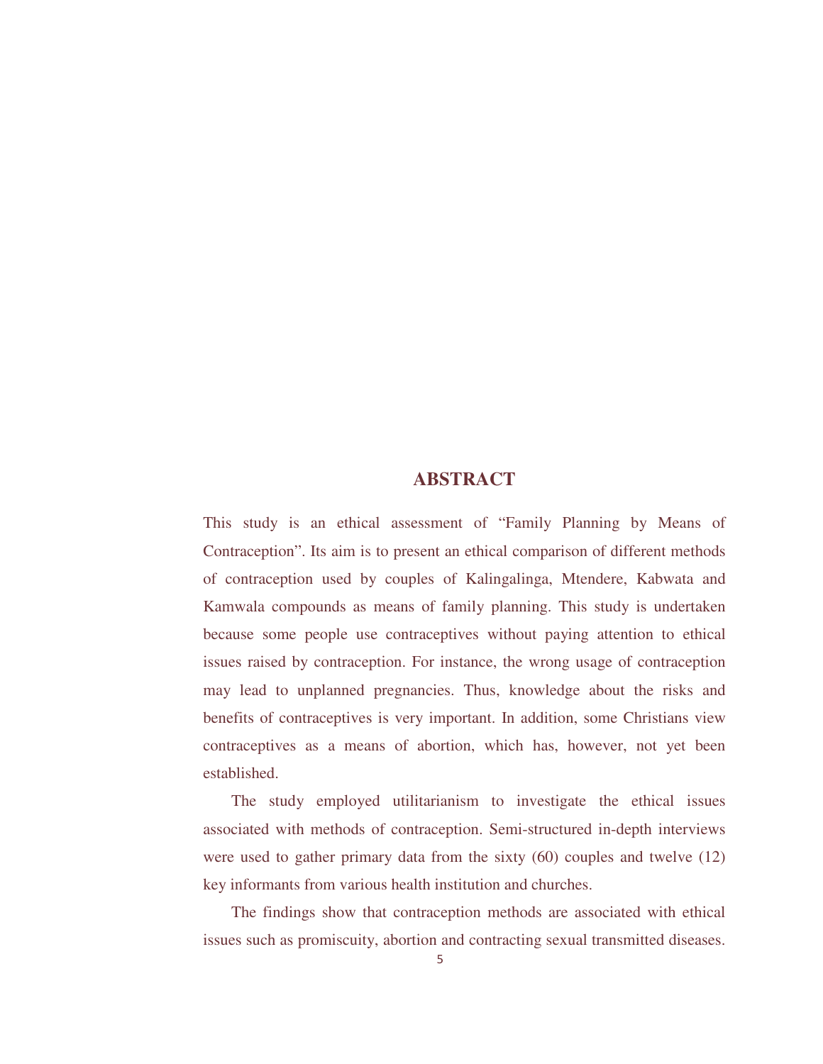# ABSTRACT

This study is an ethical assessment of "Family Planning by Means of Contraception". Its aim is to present an ethical comparison of different methods of contraception used by couples of Kalingalinga, Mtendere, Kabwata and Kamwala compounds as means of family planning. This study is undertaken because some people use contraceptives without paying attention to ethical issues raised by contraception. For instance, the wrong usage of contraception may lead to unplanned pregnancies. Thus, knowledge about the risks and benefits of contraceptives is very important. In addition, some Christians view contraceptives as a means of abortion, which has, however, not yet been established.

The study employed utilitarianism to investigate the ethical issues associated with methods of contraception. Semi-structured in-depth interviews were used to gather primary data from the sixty (60) couples and twelve (12) key informants from various health institution and churches.

The findings show that contraception methods are associated with ethical issues such as promiscuity, abortion and contracting sexual transmitted diseases.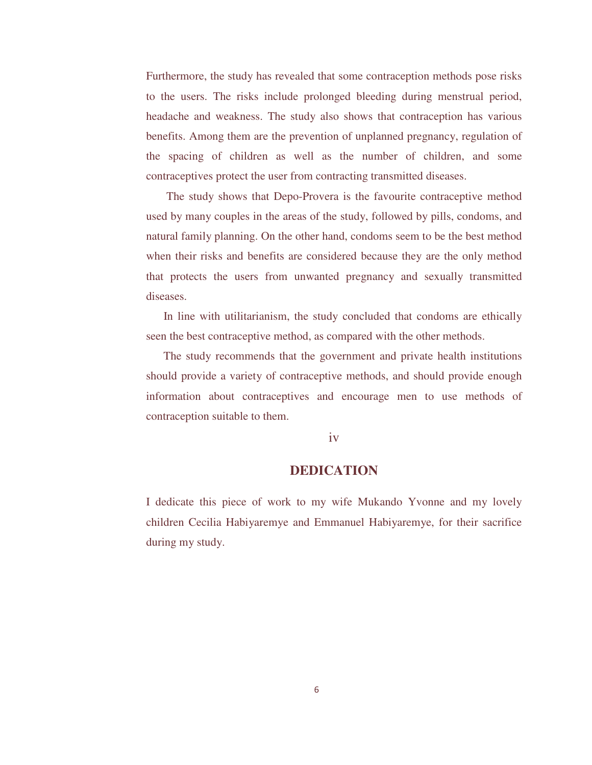Furthermore, the study has revealed that some contraception methods pose risks to the users. The risks include prolonged bleeding during menstrual period, headache and weakness. The study also shows that contraception has various benefits. Among them are the prevention of unplanned pregnancy, regulation of the spacing of children as well as the number of children, and some contraceptives protect the user from contracting transmitted diseases.

The study shows that Depo-Provera is the favourite contraceptive method used by many couples in the areas of the study, followed by pills, condoms, and natural family planning. On the other hand, condoms seem to be the best method when their risks and benefits are considered because they are the only method that protects the users from unwanted pregnancy and sexually transmitted diseases.

In line with utilitarianism, the study concluded that condoms are ethically seen the best contraceptive method, as compared with the other methods.

The study recommends that the government and private health institutions should provide a variety of contraceptive methods, and should provide enough information about contraceptives and encourage men to use methods of contraception suitable to them.

## DEDICATION

I dedicate this piece of work to my wife Mukando Yvonne and my lovely children Cecilia Habiyaremye and Emmanuel Habiyaremye, for their sacrifice during my study.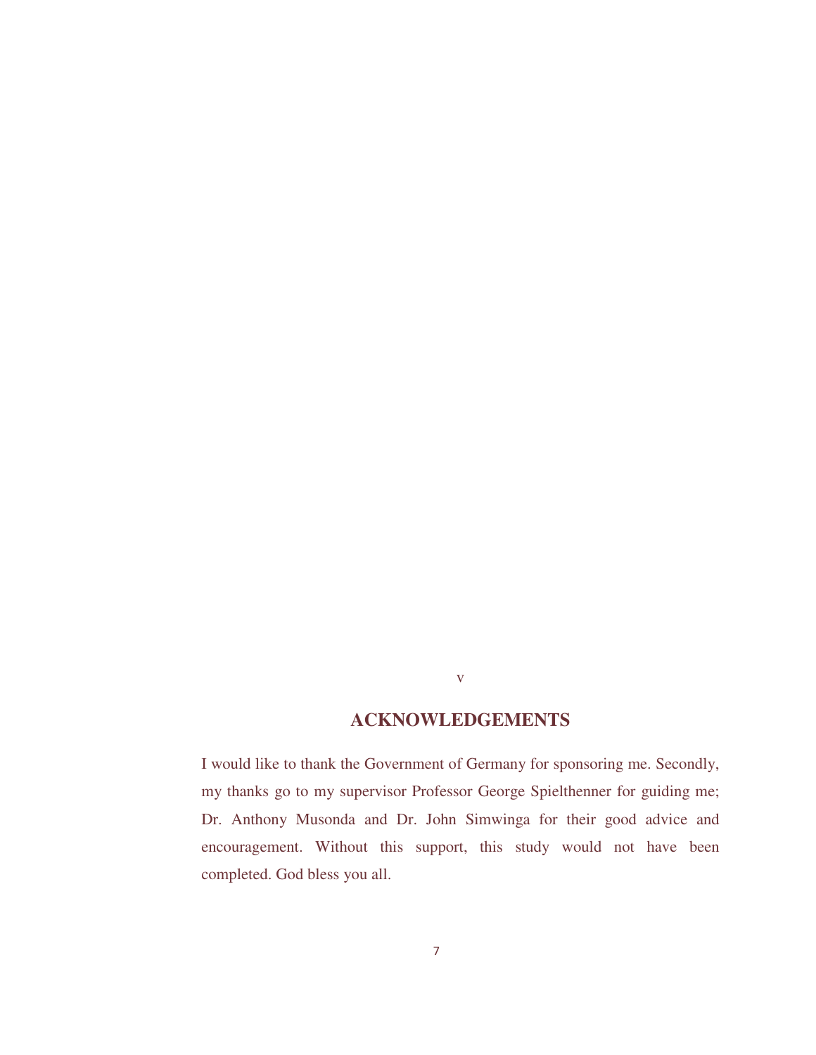## ACKNOWLEDGEMENTS

I would like to thank the Government of Germany for sponsoring me. Secondly, my thanks go to my supervisor Professor George Spielthenner for guiding me; Dr. Anthony Musonda and Dr. John Simwinga for their good advice and encouragement. Without this support, this study would not have been completed. God bless you all.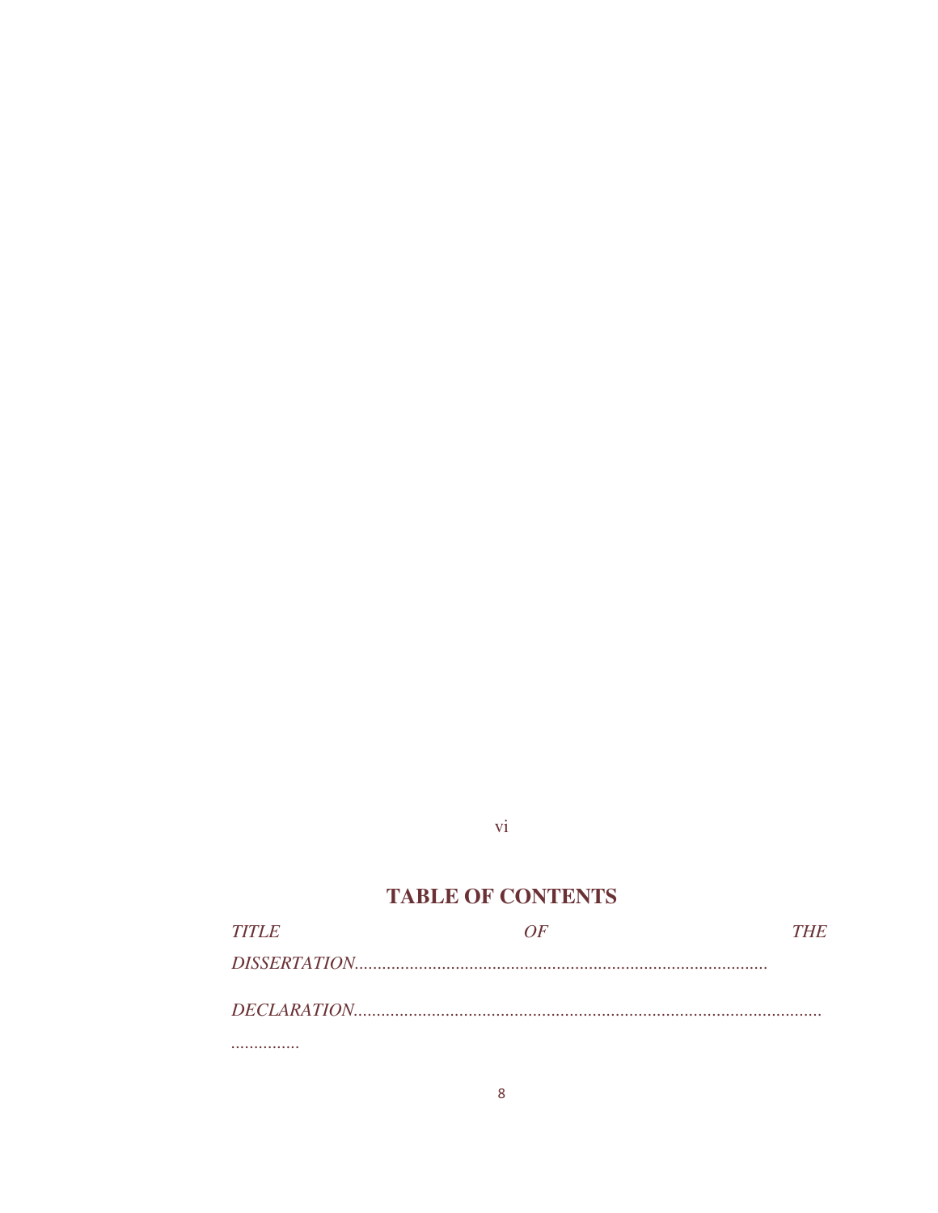# TABLE OF CONTENTS

*TITLE OF THE DISSERTATION*.........................................................................................

*DECLARATION*.......................................................................................................
...............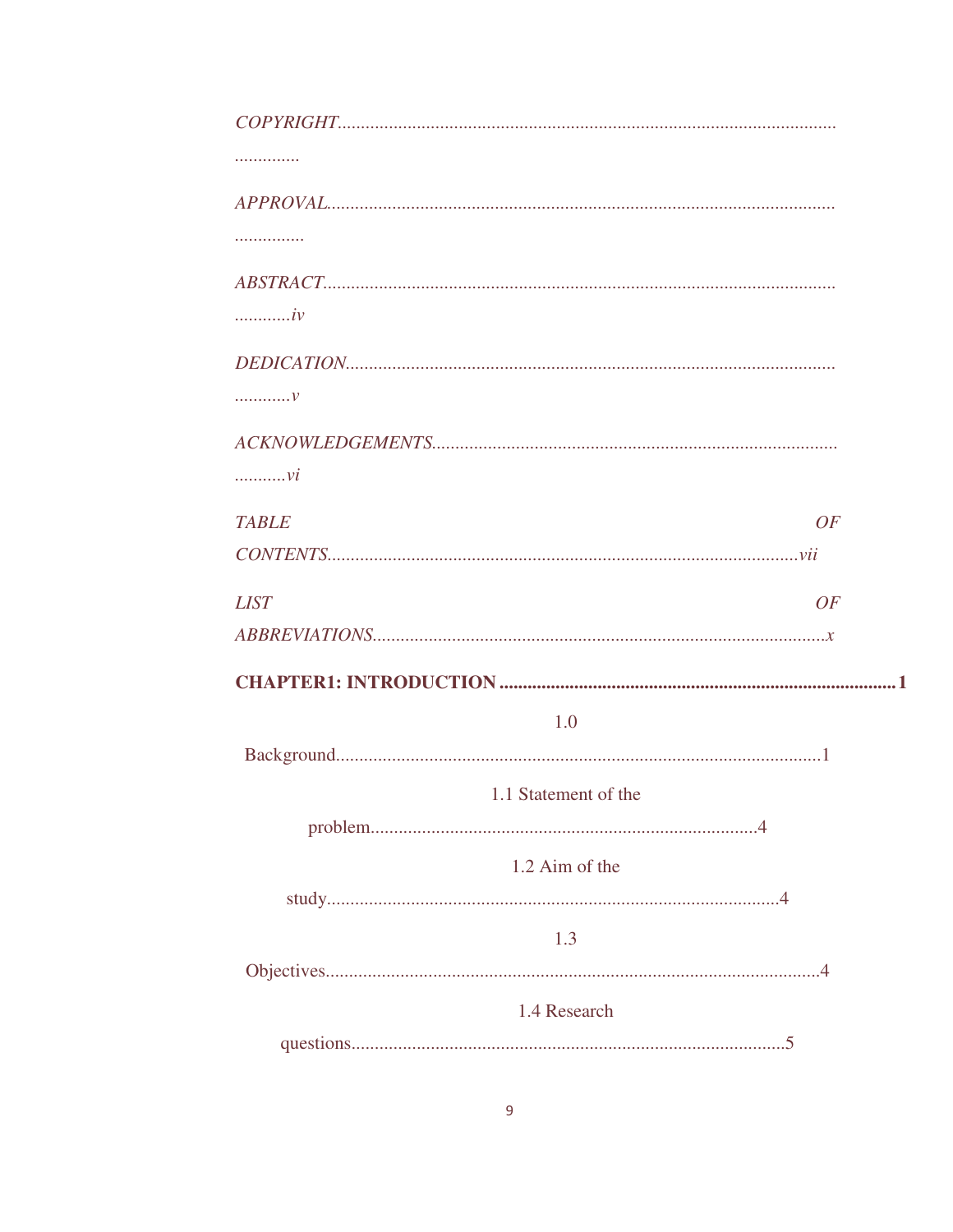*COPYRIGHT*..........................................................................................................................

*APPROVAL*............................................................................................................................

*ABSTRACT*.........................................................................................................................iv

*DEDICATION*......................................................................................................................v

*ACKNOWLEDGEMENTS*....................................................................................................vi

*TABLE OF CONTENTS*......................................................................................................vii

*LIST OF ABBREVIATIONS*..................................................................................................x

**CHAPTER1: INTRODUCTION ....................................................................................1**

1.0 Background........................................................................................................1

1.1 Statement of the problem...................................................................................4

1.2 Aim of the study.................................................................................................4

1.3 Objectives..........................................................................................................4

1.4 Research questions.............................................................................................5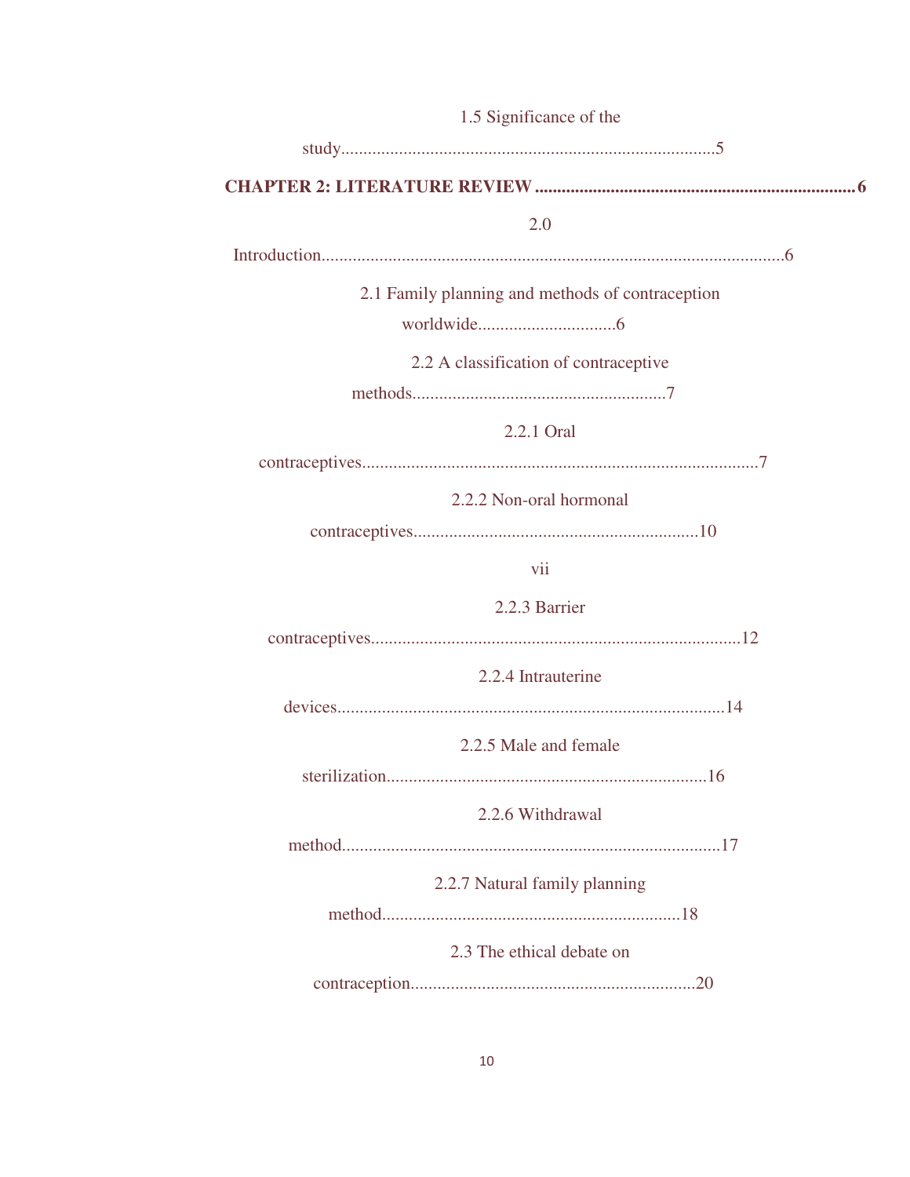1.5 Significance of the study....................................................................................5

**CHAPTER 2: LITERATURE REVIEW ........................................................................6**

2.0 Introduction........................................................................................................6

2.1 Family planning and methods of contraception worldwide...............................6

2.2 A classification of contraceptive methods.........................................................7

2.2.1 Oral contraceptives.........................................................................................7

2.2.2 Non-oral hormonal contraceptives................................................................10

vii

2.2.3 Barrier contraceptives..................................................................................12

2.2.4 Intrauterine devices......................................................................................14

2.2.5 Male and female sterilization.......................................................................16

2.2.6 Withdrawal method.......................................................................................17

2.2.7 Natural family planning method...................................................................18

2.3 The ethical debate on contraception................................................................20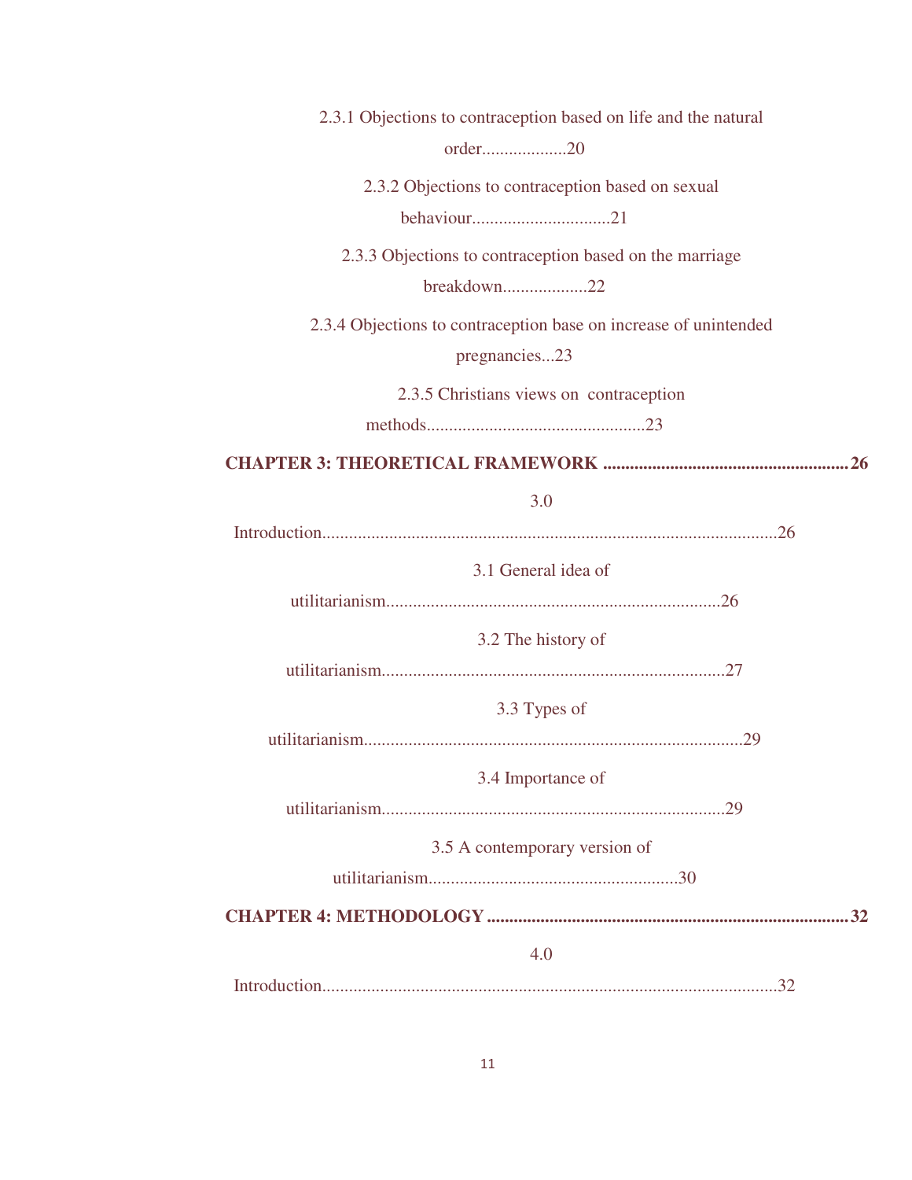2.3.1 Objections to contraception based on life and the natural order..................20

2.3.2 Objections to contraception based on sexual behaviour..............................21

2.3.3 Objections to contraception based on the marriage breakdown..................22

2.3.4 Objections to contraception base on increase of unintended pregnancies...23

2.3.5 Christians views on contraception methods.................................................23

**CHAPTER 3: THEORETICAL FRAMEWORK ......................................................26**

3.0 Introduction.....................................................................................................26

3.1 General idea of utilitarianism..........................................................................26

3.2 The history of utilitarianism............................................................................27

3.3 Types of utilitarianism....................................................................................29

3.4 Importance of utilitarianism............................................................................29

3.5 A contemporary version of utilitarianism........................................................30

**CHAPTER 4: METHODOLOGY ..............................................................................32**

4.0 Introduction.....................................................................................................32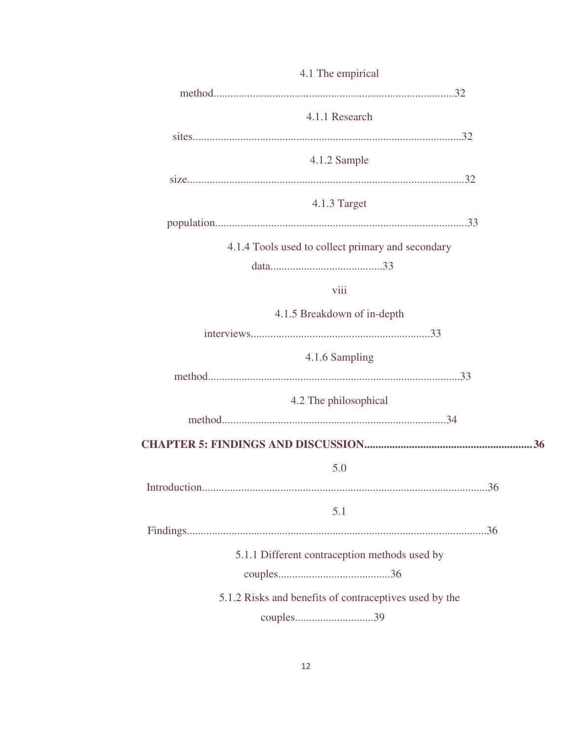4.1 The empirical method......................................................................................32

4.1.1 Research sites................................................................................................32

4.1.2 Sample size..................................................................................................32

4.1.3 Target population..........................................................................................33

4.1.4 Tools used to collect primary and secondary data........................................33

viii

4.1.5 Breakdown of in-depth interviews................................................................33

4.1.6 Sampling method..........................................................................................33

4.2 The philosophical method................................................................................34

**CHAPTER 5: FINDINGS AND DISCUSSION...........................................................36**

5.0 Introduction......................................................................................................36

5.1 Findings...........................................................................................................36

5.1.1 Different contraception methods used by couples........................................36

5.1.2 Risks and benefits of contraceptives used by the couples............................39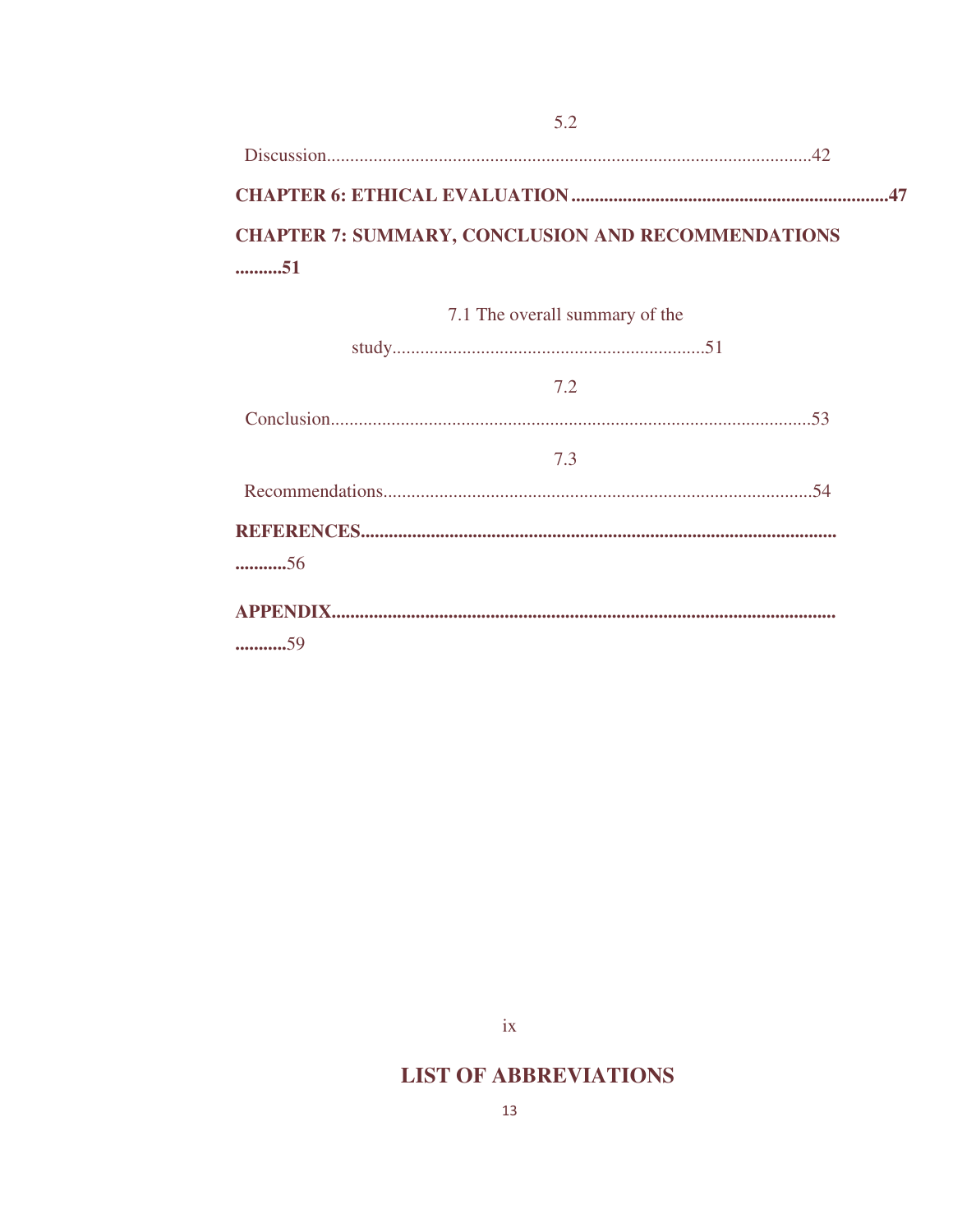5.2 Discussion........................................................................................................42

**CHAPTER 6: ETHICAL EVALUATION....................................................................47**

**CHAPTER 7: SUMMARY, CONCLUSION AND RECOMMENDATIONS ..........51**

7.1 The overall summary of the study...................................................................51

7.2 Conclusion.......................................................................................................53

7.3 Recommendations...........................................................................................54

**REFERENCES.....................................................................................................................56**

**APPENDIX.........................................................................................................................59**

## LIST OF ABBREVIATIONS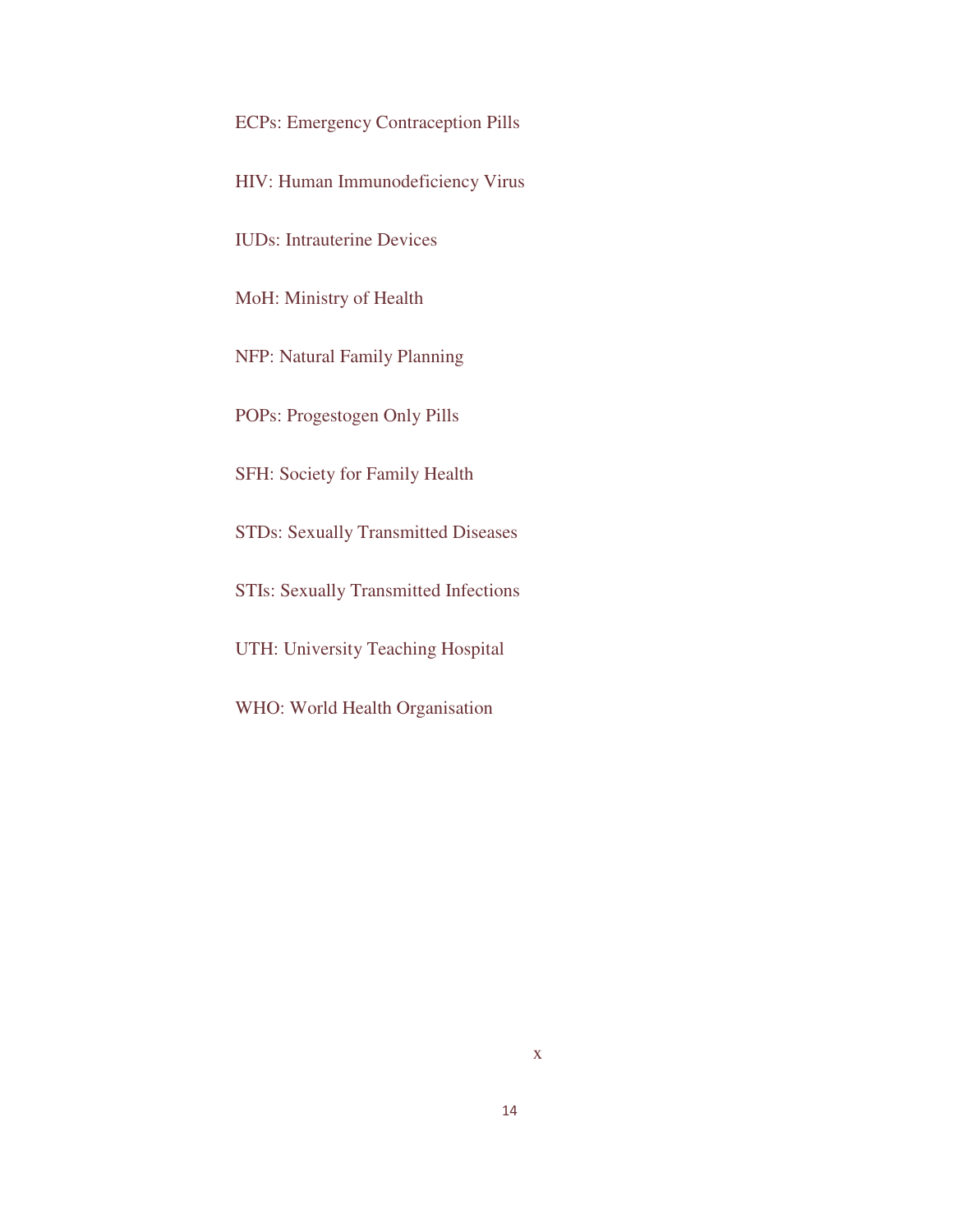ECPs: Emergency Contraception Pills

HIV: Human Immunodeficiency Virus

IUDs: Intrauterine Devices

MoH: Ministry of Health

NFP: Natural Family Planning

POPs: Progestogen Only Pills

SFH: Society for Family Health

STDs: Sexually Transmitted Diseases

STIs: Sexually Transmitted Infections

UTH: University Teaching Hospital

WHO: World Health Organisation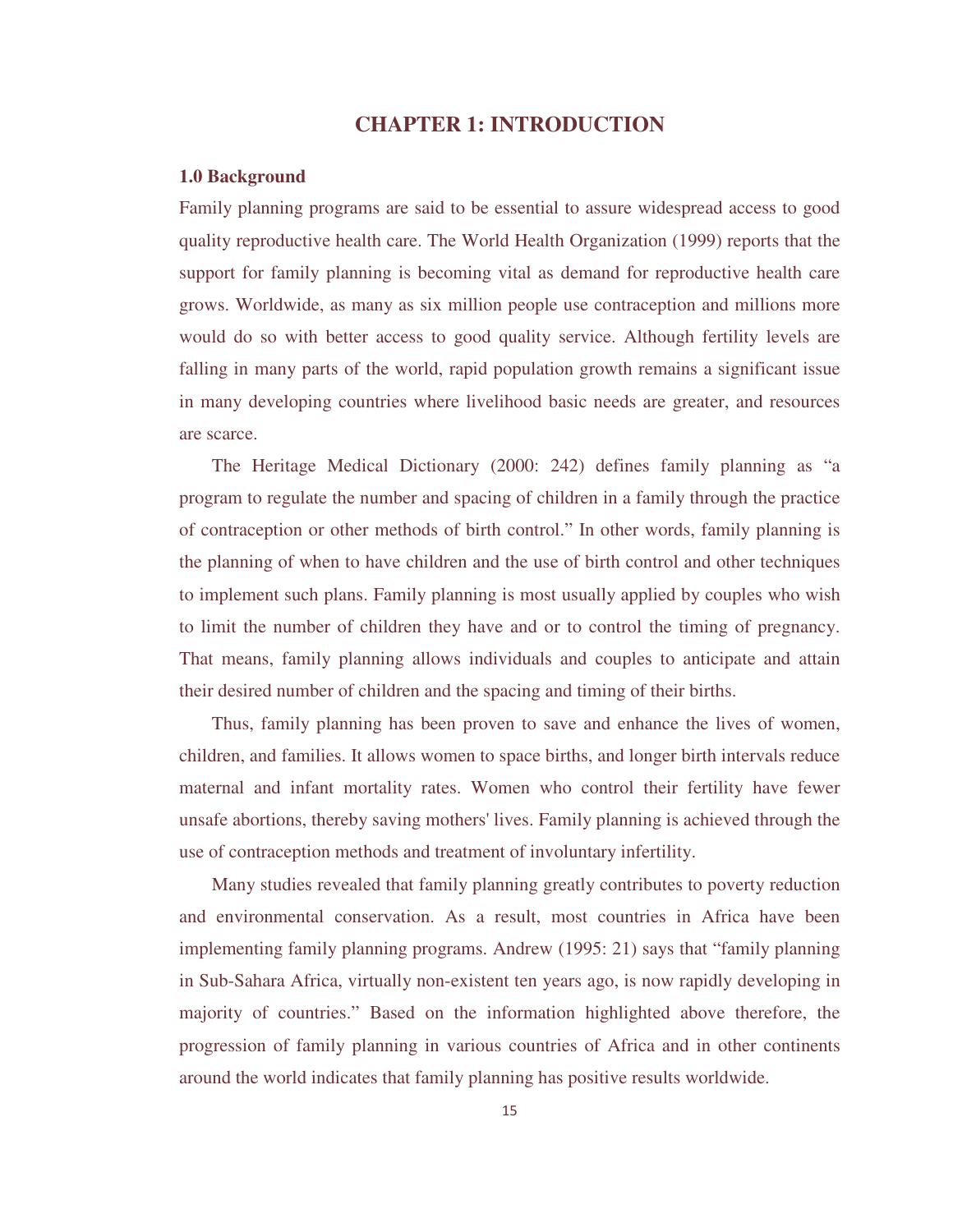# CHAPTER 1: INTRODUCTION

### 1.0 Background

Family planning programs are said to be essential to assure widespread access to good quality reproductive health care. The World Health Organization (1999) reports that the support for family planning is becoming vital as demand for reproductive health care grows. Worldwide, as many as six million people use contraception and millions more would do so with better access to good quality service. Although fertility levels are falling in many parts of the world, rapid population growth remains a significant issue in many developing countries where livelihood basic needs are greater, and resources are scarce.

The Heritage Medical Dictionary (2000: 242) defines family planning as "a program to regulate the number and spacing of children in a family through the practice of contraception or other methods of birth control." In other words, family planning is the planning of when to have children and the use of birth control and other techniques to implement such plans. Family planning is most usually applied by couples who wish to limit the number of children they have and or to control the timing of pregnancy. That means, family planning allows individuals and couples to anticipate and attain their desired number of children and the spacing and timing of their births.

Thus, family planning has been proven to save and enhance the lives of women, children, and families. It allows women to space births, and longer birth intervals reduce maternal and infant mortality rates. Women who control their fertility have fewer unsafe abortions, thereby saving mothers' lives. Family planning is achieved through the use of contraception methods and treatment of involuntary infertility.

Many studies revealed that family planning greatly contributes to poverty reduction and environmental conservation. As a result, most countries in Africa have been implementing family planning programs. Andrew (1995: 21) says that "family planning in Sub-Sahara Africa, virtually non-existent ten years ago, is now rapidly developing in majority of countries." Based on the information highlighted above therefore, the progression of family planning in various countries of Africa and in other continents around the world indicates that family planning has positive results worldwide.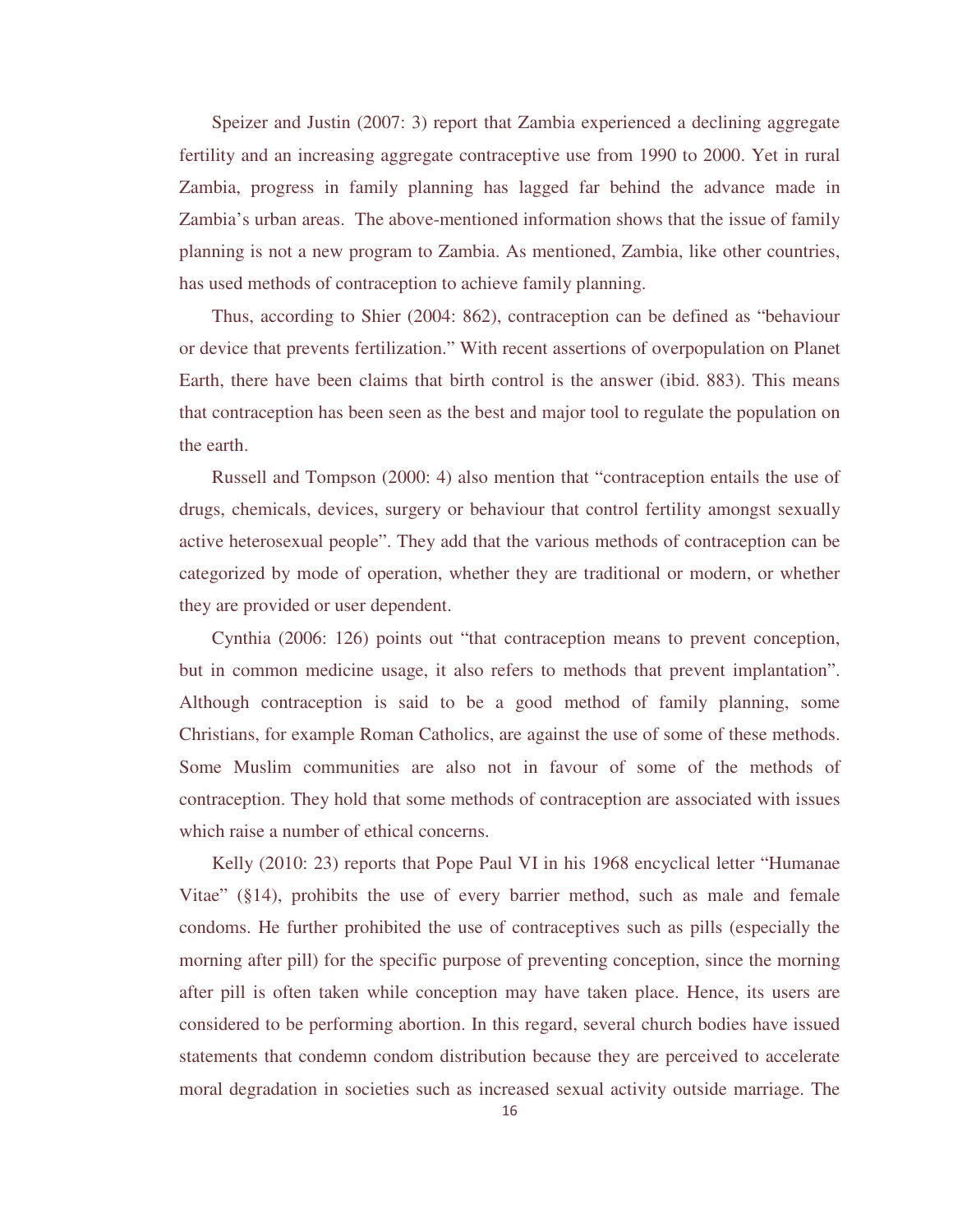Speizer and Justin (2007: 3) report that Zambia experienced a declining aggregate fertility and an increasing aggregate contraceptive use from 1990 to 2000. Yet in rural Zambia, progress in family planning has lagged far behind the advance made in Zambia's urban areas. The above-mentioned information shows that the issue of family planning is not a new program to Zambia. As mentioned, Zambia, like other countries, has used methods of contraception to achieve family planning.

Thus, according to Shier (2004: 862), contraception can be defined as "behaviour or device that prevents fertilization." With recent assertions of overpopulation on Planet Earth, there have been claims that birth control is the answer (ibid. 883). This means that contraception has been seen as the best and major tool to regulate the population on the earth.

Russell and Tompson (2000: 4) also mention that "contraception entails the use of drugs, chemicals, devices, surgery or behaviour that control fertility amongst sexually active heterosexual people". They add that the various methods of contraception can be categorized by mode of operation, whether they are traditional or modern, or whether they are provided or user dependent.

Cynthia (2006: 126) points out "that contraception means to prevent conception, but in common medicine usage, it also refers to methods that prevent implantation". Although contraception is said to be a good method of family planning, some Christians, for example Roman Catholics, are against the use of some of these methods. Some Muslim communities are also not in favour of some of the methods of contraception. They hold that some methods of contraception are associated with issues which raise a number of ethical concerns.

Kelly (2010: 23) reports that Pope Paul VI in his 1968 encyclical letter "Humanae Vitae" (§14), prohibits the use of every barrier method, such as male and female condoms. He further prohibited the use of contraceptives such as pills (especially the morning after pill) for the specific purpose of preventing conception, since the morning after pill is often taken while conception may have taken place. Hence, its users are considered to be performing abortion. In this regard, several church bodies have issued statements that condemn condom distribution because they are perceived to accelerate moral degradation in societies such as increased sexual activity outside marriage. The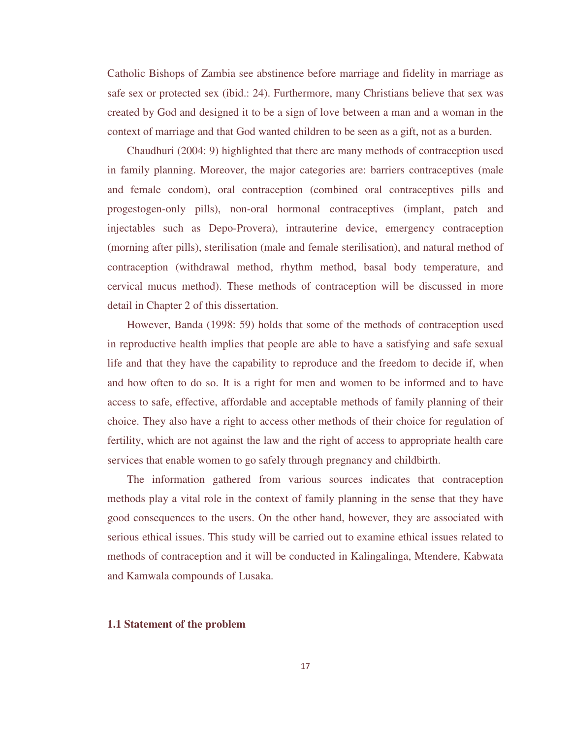Catholic Bishops of Zambia see abstinence before marriage and fidelity in marriage as safe sex or protected sex (ibid.: 24). Furthermore, many Christians believe that sex was created by God and designed it to be a sign of love between a man and a woman in the context of marriage and that God wanted children to be seen as a gift, not as a burden.

Chaudhuri (2004: 9) highlighted that there are many methods of contraception used in family planning. Moreover, the major categories are: barriers contraceptives (male and female condom), oral contraception (combined oral contraceptives pills and progestogen-only pills), non-oral hormonal contraceptives (implant, patch and injectables such as Depo-Provera), intrauterine device, emergency contraception (morning after pills), sterilisation (male and female sterilisation), and natural method of contraception (withdrawal method, rhythm method, basal body temperature, and cervical mucus method). These methods of contraception will be discussed in more detail in Chapter 2 of this dissertation.

However, Banda (1998: 59) holds that some of the methods of contraception used in reproductive health implies that people are able to have a satisfying and safe sexual life and that they have the capability to reproduce and the freedom to decide if, when and how often to do so. It is a right for men and women to be informed and to have access to safe, effective, affordable and acceptable methods of family planning of their choice. They also have a right to access other methods of their choice for regulation of fertility, which are not against the law and the right of access to appropriate health care services that enable women to go safely through pregnancy and childbirth.

The information gathered from various sources indicates that contraception methods play a vital role in the context of family planning in the sense that they have good consequences to the users. On the other hand, however, they are associated with serious ethical issues. This study will be carried out to examine ethical issues related to methods of contraception and it will be conducted in Kalingalinga, Mtendere, Kabwata and Kamwala compounds of Lusaka.

## 1.1 Statement of the problem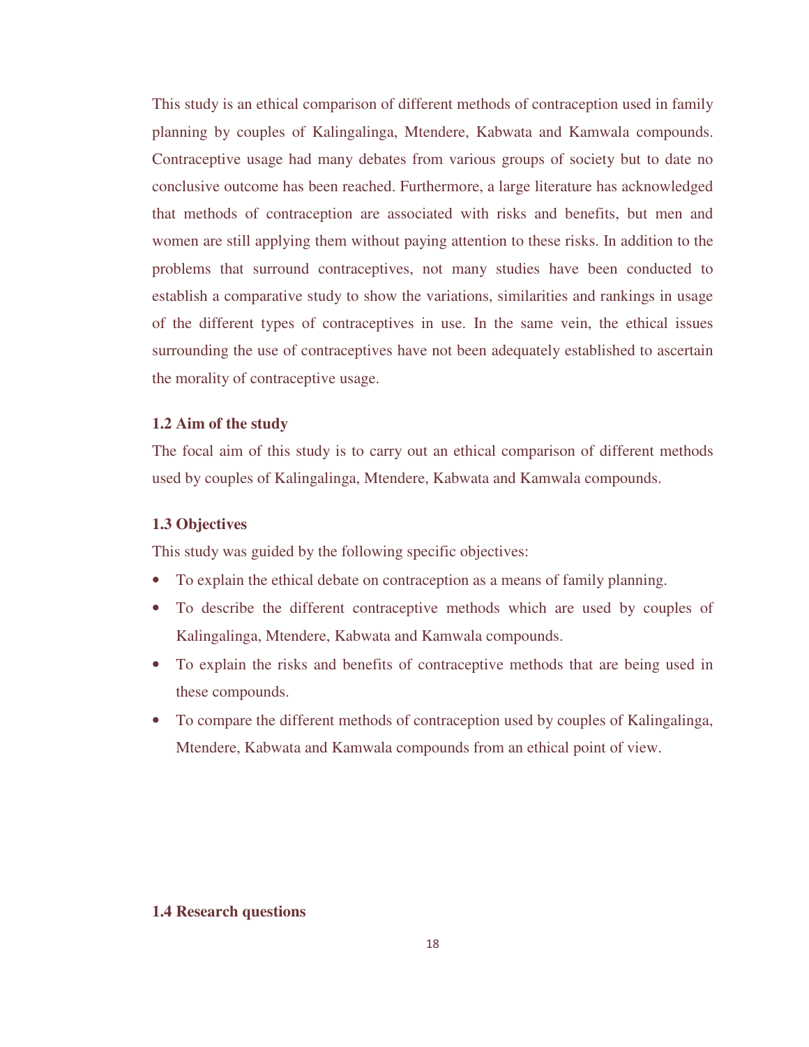This study is an ethical comparison of different methods of contraception used in family planning by couples of Kalingalinga, Mtendere, Kabwata and Kamwala compounds. Contraceptive usage had many debates from various groups of society but to date no conclusive outcome has been reached. Furthermore, a large literature has acknowledged that methods of contraception are associated with risks and benefits, but men and women are still applying them without paying attention to these risks. In addition to the problems that surround contraceptives, not many studies have been conducted to establish a comparative study to show the variations, similarities and rankings in usage of the different types of contraceptives in use. In the same vein, the ethical issues surrounding the use of contraceptives have not been adequately established to ascertain the morality of contraceptive usage.

### 1.2 Aim of the study

The focal aim of this study is to carry out an ethical comparison of different methods used by couples of Kalingalinga, Mtendere, Kabwata and Kamwala compounds.

### 1.3 Objectives

This study was guided by the following specific objectives:

- To explain the ethical debate on contraception as a means of family planning.
- To describe the different contraceptive methods which are used by couples of Kalingalinga, Mtendere, Kabwata and Kamwala compounds.
- To explain the risks and benefits of contraceptive methods that are being used in these compounds.
- To compare the different methods of contraception used by couples of Kalingalinga, Mtendere, Kabwata and Kamwala compounds from an ethical point of view.

### 1.4 Research questions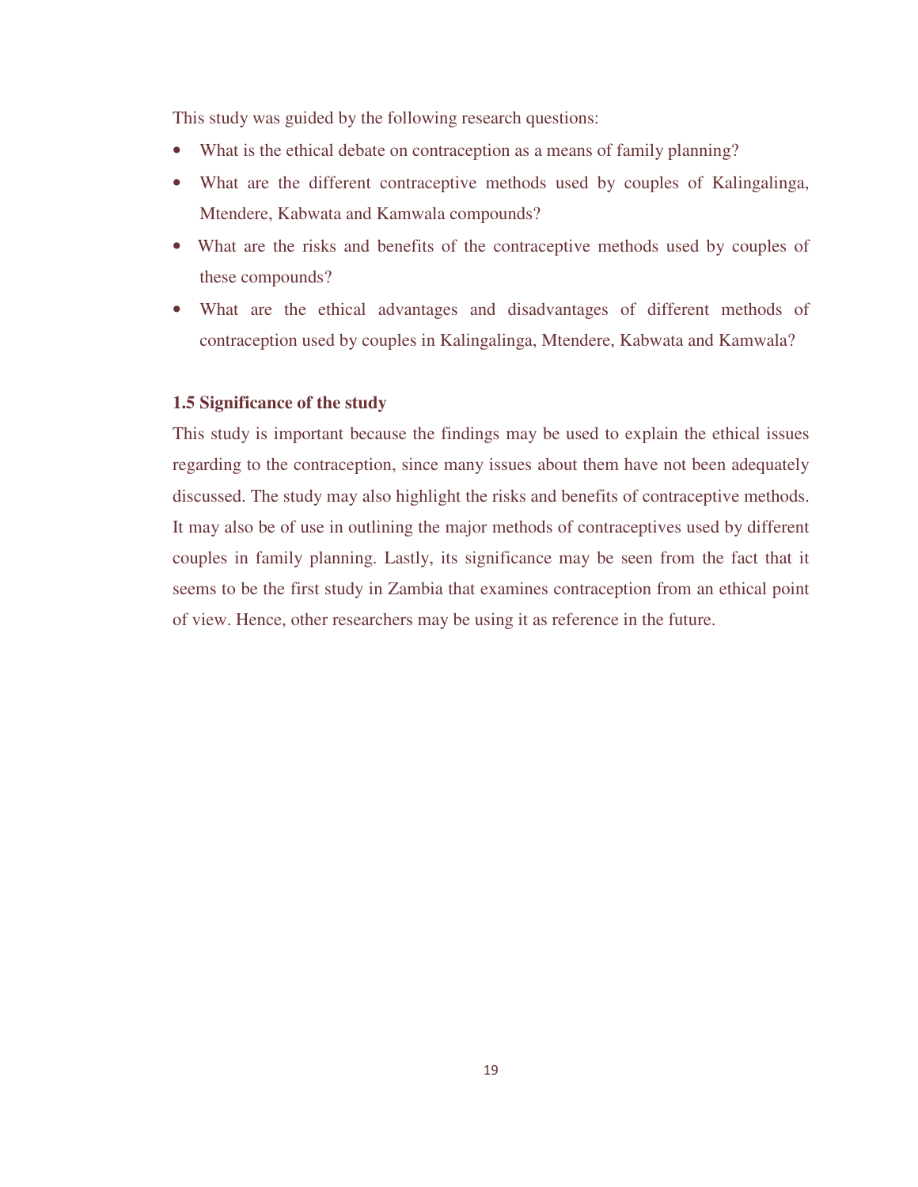This study was guided by the following research questions:

- What is the ethical debate on contraception as a means of family planning?
- What are the different contraceptive methods used by couples of Kalingalinga, Mtendere, Kabwata and Kamwala compounds?
- What are the risks and benefits of the contraceptive methods used by couples of these compounds?
- What are the ethical advantages and disadvantages of different methods of contraception used by couples in Kalingalinga, Mtendere, Kabwata and Kamwala?

### 1.5 Significance of the study

This study is important because the findings may be used to explain the ethical issues regarding to the contraception, since many issues about them have not been adequately discussed. The study may also highlight the risks and benefits of contraceptive methods. It may also be of use in outlining the major methods of contraceptives used by different couples in family planning. Lastly, its significance may be seen from the fact that it seems to be the first study in Zambia that examines contraception from an ethical point of view. Hence, other researchers may be using it as reference in the future.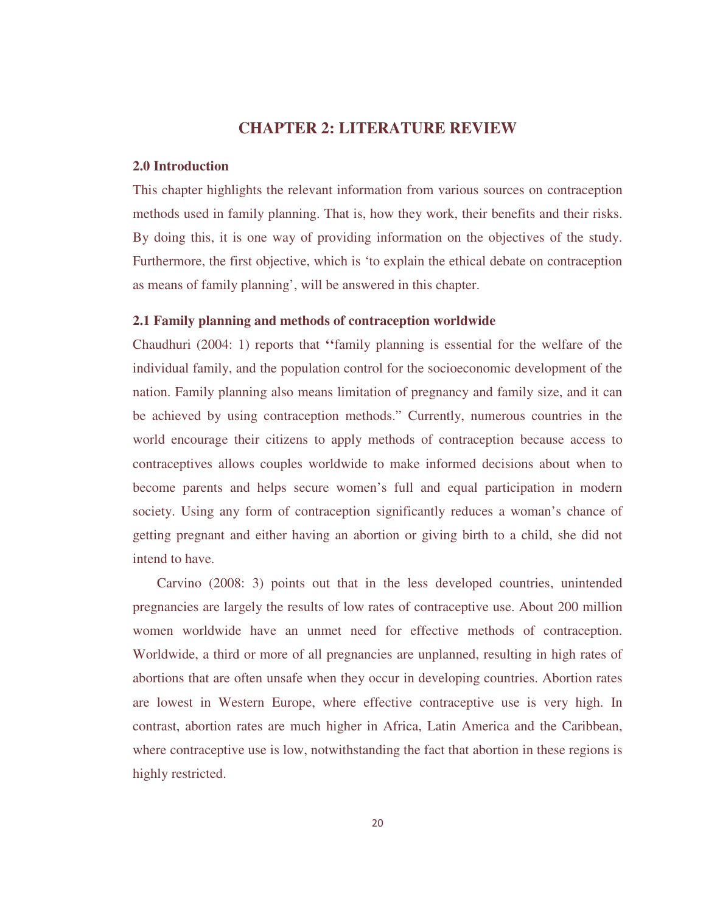# CHAPTER 2: LITERATURE REVIEW

### 2.0 Introduction

This chapter highlights the relevant information from various sources on contraception methods used in family planning. That is, how they work, their benefits and their risks. By doing this, it is one way of providing information on the objectives of the study. Furthermore, the first objective, which is 'to explain the ethical debate on contraception as means of family planning', will be answered in this chapter.

### 2.1 Family planning and methods of contraception worldwide

Chaudhuri (2004: 1) reports that ''family planning is essential for the welfare of the individual family, and the population control for the socioeconomic development of the nation. Family planning also means limitation of pregnancy and family size, and it can be achieved by using contraception methods." Currently, numerous countries in the world encourage their citizens to apply methods of contraception because access to contraceptives allows couples worldwide to make informed decisions about when to become parents and helps secure women's full and equal participation in modern society. Using any form of contraception significantly reduces a woman's chance of getting pregnant and either having an abortion or giving birth to a child, she did not intend to have.

Carvino (2008: 3) points out that in the less developed countries, unintended pregnancies are largely the results of low rates of contraceptive use. About 200 million women worldwide have an unmet need for effective methods of contraception. Worldwide, a third or more of all pregnancies are unplanned, resulting in high rates of abortions that are often unsafe when they occur in developing countries. Abortion rates are lowest in Western Europe, where effective contraceptive use is very high. In contrast, abortion rates are much higher in Africa, Latin America and the Caribbean, where contraceptive use is low, notwithstanding the fact that abortion in these regions is highly restricted.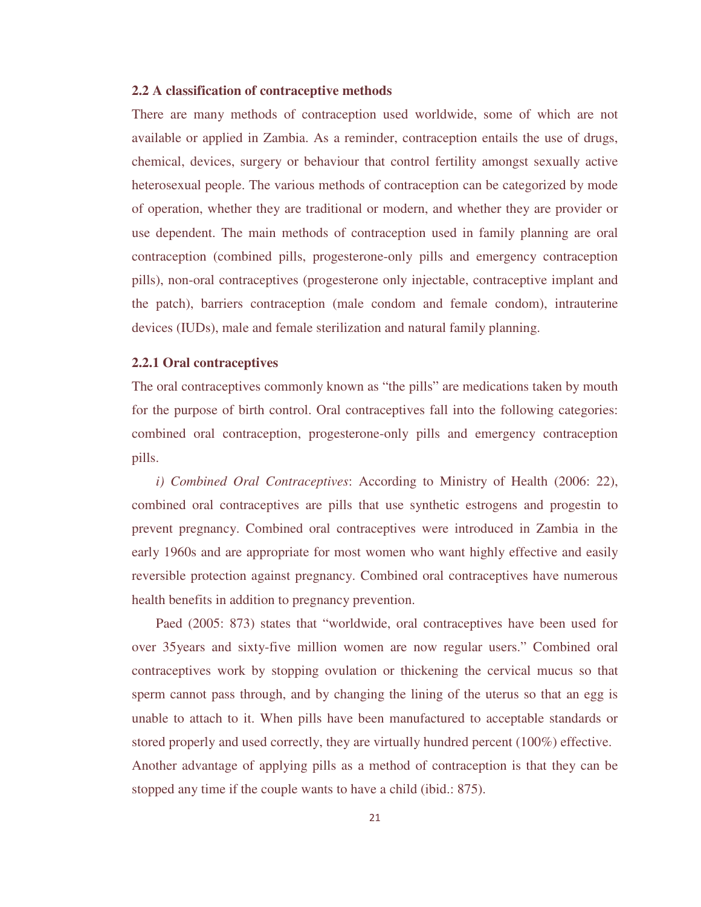### 2.2 A classification of contraceptive methods

There are many methods of contraception used worldwide, some of which are not available or applied in Zambia. As a reminder, contraception entails the use of drugs, chemical, devices, surgery or behaviour that control fertility amongst sexually active heterosexual people. The various methods of contraception can be categorized by mode of operation, whether they are traditional or modern, and whether they are provider or use dependent. The main methods of contraception used in family planning are oral contraception (combined pills, progesterone-only pills and emergency contraception pills), non-oral contraceptives (progesterone only injectable, contraceptive implant and the patch), barriers contraception (male condom and female condom), intrauterine devices (IUDs), male and female sterilization and natural family planning.

#### 2.2.1 Oral contraceptives

The oral contraceptives commonly known as "the pills" are medications taken by mouth for the purpose of birth control. Oral contraceptives fall into the following categories: combined oral contraception, progesterone-only pills and emergency contraception pills.

*i) Combined Oral Contraceptives*: According to Ministry of Health (2006: 22), combined oral contraceptives are pills that use synthetic estrogens and progestin to prevent pregnancy. Combined oral contraceptives were introduced in Zambia in the early 1960s and are appropriate for most women who want highly effective and easily reversible protection against pregnancy. Combined oral contraceptives have numerous health benefits in addition to pregnancy prevention.

Paed (2005: 873) states that "worldwide, oral contraceptives have been used for over 35years and sixty-five million women are now regular users." Combined oral contraceptives work by stopping ovulation or thickening the cervical mucus so that sperm cannot pass through, and by changing the lining of the uterus so that an egg is unable to attach to it. When pills have been manufactured to acceptable standards or stored properly and used correctly, they are virtually hundred percent (100%) effective. Another advantage of applying pills as a method of contraception is that they can be stopped any time if the couple wants to have a child (ibid.: 875).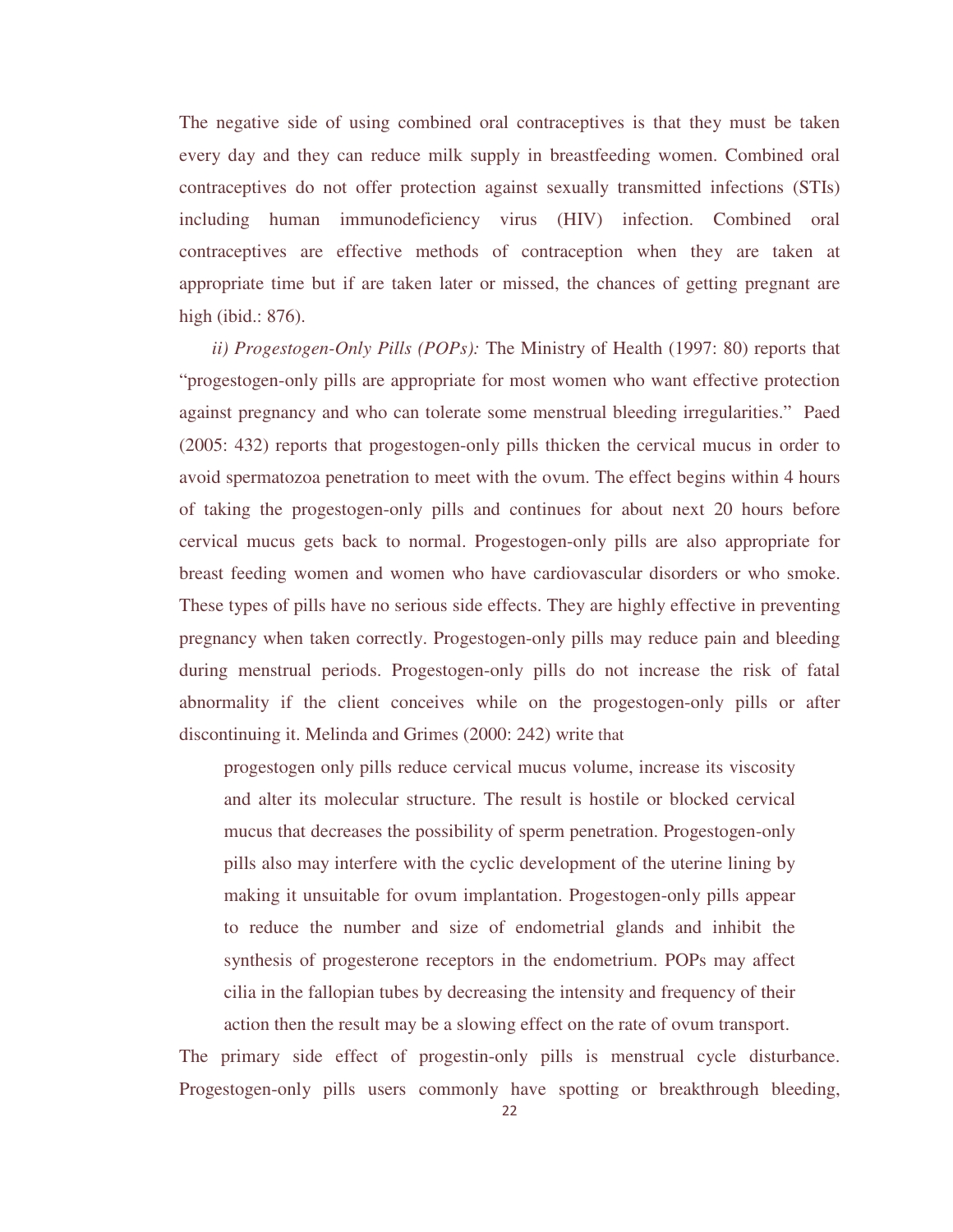The negative side of using combined oral contraceptives is that they must be taken every day and they can reduce milk supply in breastfeeding women. Combined oral contraceptives do not offer protection against sexually transmitted infections (STIs) including human immunodeficiency virus (HIV) infection. Combined oral contraceptives are effective methods of contraception when they are taken at appropriate time but if are taken later or missed, the chances of getting pregnant are high (ibid.: 876).

*ii) Progestogen-Only Pills (POPs):* The Ministry of Health (1997: 80) reports that "progestogen-only pills are appropriate for most women who want effective protection against pregnancy and who can tolerate some menstrual bleeding irregularities." Paed (2005: 432) reports that progestogen-only pills thicken the cervical mucus in order to avoid spermatozoa penetration to meet with the ovum. The effect begins within 4 hours of taking the progestogen-only pills and continues for about next 20 hours before cervical mucus gets back to normal. Progestogen-only pills are also appropriate for breast feeding women and women who have cardiovascular disorders or who smoke. These types of pills have no serious side effects. They are highly effective in preventing pregnancy when taken correctly. Progestogen-only pills may reduce pain and bleeding during menstrual periods. Progestogen-only pills do not increase the risk of fatal abnormality if the client conceives while on the progestogen-only pills or after discontinuing it. Melinda and Grimes (2000: 242) write that

> progestogen only pills reduce cervical mucus volume, increase its viscosity and alter its molecular structure. The result is hostile or blocked cervical mucus that decreases the possibility of sperm penetration. Progestogen-only pills also may interfere with the cyclic development of the uterine lining by making it unsuitable for ovum implantation. Progestogen-only pills appear to reduce the number and size of endometrial glands and inhibit the synthesis of progesterone receptors in the endometrium. POPs may affect cilia in the fallopian tubes by decreasing the intensity and frequency of their action then the result may be a slowing effect on the rate of ovum transport.

The primary side effect of progestin-only pills is menstrual cycle disturbance. Progestogen-only pills users commonly have spotting or breakthrough bleeding,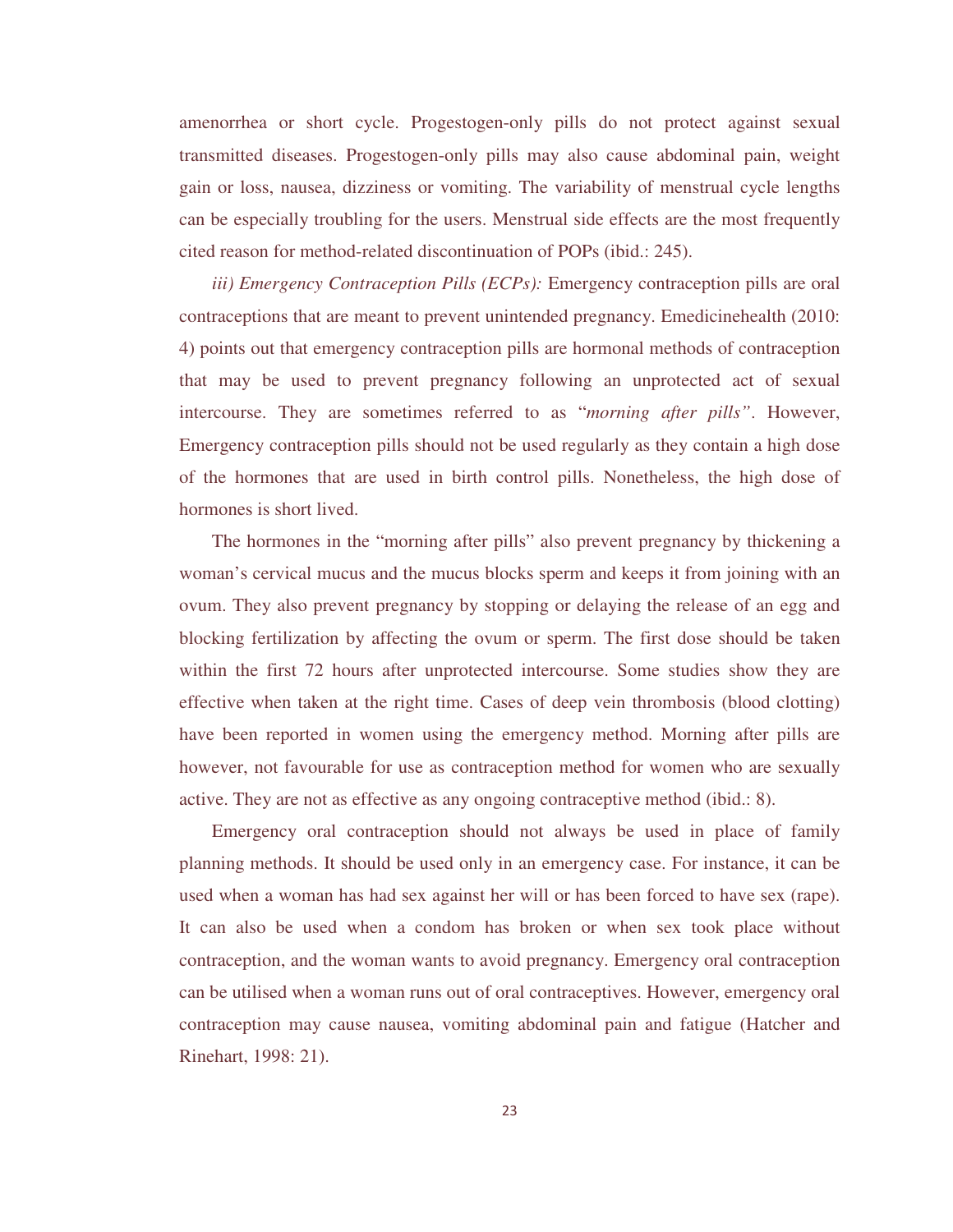amenorrhea or short cycle. Progestogen-only pills do not protect against sexual transmitted diseases. Progestogen-only pills may also cause abdominal pain, weight gain or loss, nausea, dizziness or vomiting. The variability of menstrual cycle lengths can be especially troubling for the users. Menstrual side effects are the most frequently cited reason for method-related discontinuation of POPs (ibid.: 245).

*iii) Emergency Contraception Pills (ECPs):* Emergency contraception pills are oral contraceptions that are meant to prevent unintended pregnancy. Emedicinehealth (2010: 4) points out that emergency contraception pills are hormonal methods of contraception that may be used to prevent pregnancy following an unprotected act of sexual intercourse. They are sometimes referred to as "*morning after pills"*. However, Emergency contraception pills should not be used regularly as they contain a high dose of the hormones that are used in birth control pills. Nonetheless, the high dose of hormones is short lived.

The hormones in the "morning after pills" also prevent pregnancy by thickening a woman's cervical mucus and the mucus blocks sperm and keeps it from joining with an ovum. They also prevent pregnancy by stopping or delaying the release of an egg and blocking fertilization by affecting the ovum or sperm. The first dose should be taken within the first 72 hours after unprotected intercourse. Some studies show they are effective when taken at the right time. Cases of deep vein thrombosis (blood clotting) have been reported in women using the emergency method. Morning after pills are however, not favourable for use as contraception method for women who are sexually active. They are not as effective as any ongoing contraceptive method (ibid.: 8).

Emergency oral contraception should not always be used in place of family planning methods. It should be used only in an emergency case. For instance, it can be used when a woman has had sex against her will or has been forced to have sex (rape). It can also be used when a condom has broken or when sex took place without contraception, and the woman wants to avoid pregnancy. Emergency oral contraception can be utilised when a woman runs out of oral contraceptives. However, emergency oral contraception may cause nausea, vomiting abdominal pain and fatigue (Hatcher and Rinehart, 1998: 21).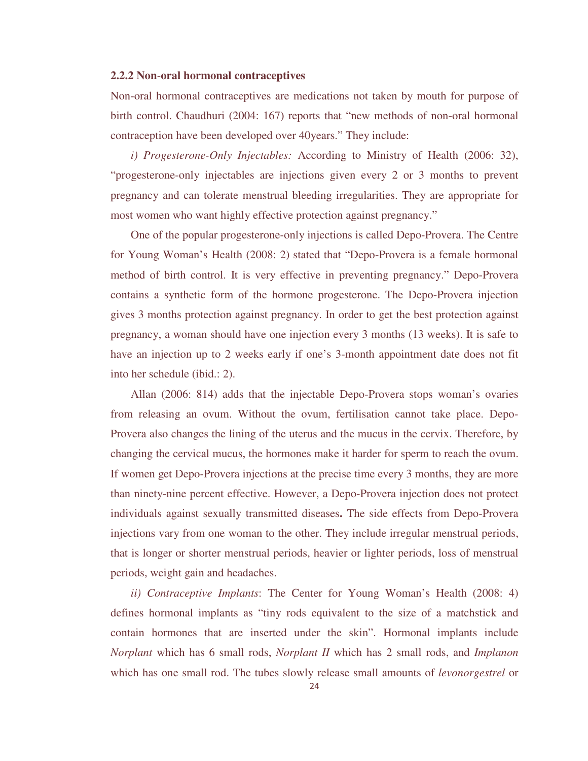### 2.2.2 Non-oral hormonal contraceptives

Non-oral hormonal contraceptives are medications not taken by mouth for purpose of birth control. Chaudhuri (2004: 167) reports that "new methods of non-oral hormonal contraception have been developed over 40years." They include:

*i) Progesterone-Only Injectables:* According to Ministry of Health (2006: 32), "progesterone-only injectables are injections given every 2 or 3 months to prevent pregnancy and can tolerate menstrual bleeding irregularities. They are appropriate for most women who want highly effective protection against pregnancy."

One of the popular progesterone-only injections is called Depo-Provera. The Centre for Young Woman's Health (2008: 2) stated that "Depo-Provera is a female hormonal method of birth control. It is very effective in preventing pregnancy." Depo-Provera contains a synthetic form of the hormone progesterone. The Depo-Provera injection gives 3 months protection against pregnancy. In order to get the best protection against pregnancy, a woman should have one injection every 3 months (13 weeks). It is safe to have an injection up to 2 weeks early if one's 3-month appointment date does not fit into her schedule (ibid.: 2).

Allan (2006: 814) adds that the injectable Depo-Provera stops woman's ovaries from releasing an ovum. Without the ovum, fertilisation cannot take place. Depo-Provera also changes the lining of the uterus and the mucus in the cervix. Therefore, by changing the cervical mucus, the hormones make it harder for sperm to reach the ovum. If women get Depo-Provera injections at the precise time every 3 months, they are more than ninety-nine percent effective. However, a Depo-Provera injection does not protect individuals against sexually transmitted diseases**.** The side effects from Depo-Provera injections vary from one woman to the other. They include irregular menstrual periods, that is longer or shorter menstrual periods, heavier or lighter periods, loss of menstrual periods, weight gain and headaches.

*ii) Contraceptive Implants*: The Center for Young Woman's Health (2008: 4) defines hormonal implants as "tiny rods equivalent to the size of a matchstick and contain hormones that are inserted under the skin". Hormonal implants include *Norplant* which has 6 small rods, *Norplant II* which has 2 small rods, and *Implanon* which has one small rod. The tubes slowly release small amounts of *levonorgestrel* or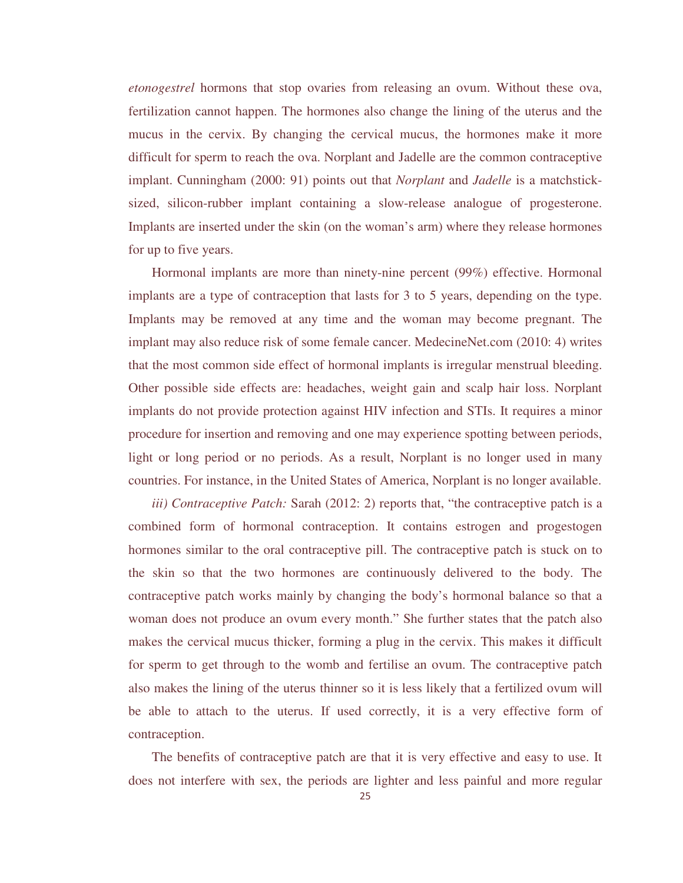*etonogestrel* hormons that stop ovaries from releasing an ovum. Without these ova, fertilization cannot happen. The hormones also change the lining of the uterus and the mucus in the cervix. By changing the cervical mucus, the hormones make it more difficult for sperm to reach the ova. Norplant and Jadelle are the common contraceptive implant. Cunningham (2000: 91) points out that *Norplant* and *Jadelle* is a matchstick-sized, silicon-rubber implant containing a slow-release analogue of progesterone. Implants are inserted under the skin (on the woman's arm) where they release hormones for up to five years.

Hormonal implants are more than ninety-nine percent (99%) effective. Hormonal implants are a type of contraception that lasts for 3 to 5 years, depending on the type. Implants may be removed at any time and the woman may become pregnant. The implant may also reduce risk of some female cancer. MedecineNet.com (2010: 4) writes that the most common side effect of hormonal implants is irregular menstrual bleeding. Other possible side effects are: headaches, weight gain and scalp hair loss. Norplant implants do not provide protection against HIV infection and STIs. It requires a minor procedure for insertion and removing and one may experience spotting between periods, light or long period or no periods. As a result, Norplant is no longer used in many countries. For instance, in the United States of America, Norplant is no longer available.

*iii) Contraceptive Patch:* Sarah (2012: 2) reports that, "the contraceptive patch is a combined form of hormonal contraception. It contains estrogen and progestogen hormones similar to the oral contraceptive pill. The contraceptive patch is stuck on to the skin so that the two hormones are continuously delivered to the body. The contraceptive patch works mainly by changing the body's hormonal balance so that a woman does not produce an ovum every month." She further states that the patch also makes the cervical mucus thicker, forming a plug in the cervix. This makes it difficult for sperm to get through to the womb and fertilise an ovum. The contraceptive patch also makes the lining of the uterus thinner so it is less likely that a fertilized ovum will be able to attach to the uterus. If used correctly, it is a very effective form of contraception.

The benefits of contraceptive patch are that it is very effective and easy to use. It does not interfere with sex, the periods are lighter and less painful and more regular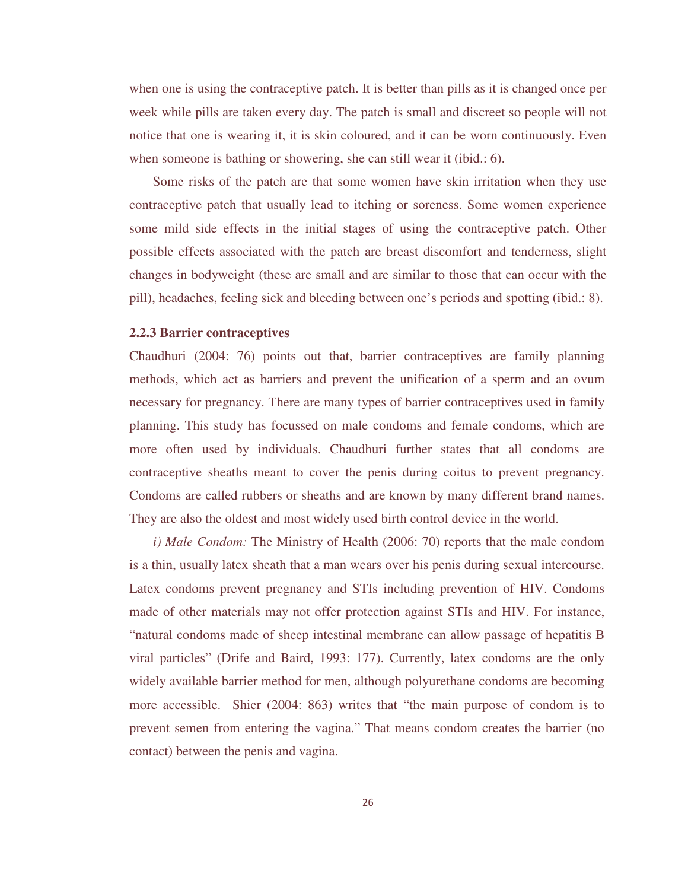when one is using the contraceptive patch. It is better than pills as it is changed once per week while pills are taken every day. The patch is small and discreet so people will not notice that one is wearing it, it is skin coloured, and it can be worn continuously. Even when someone is bathing or showering, she can still wear it (ibid.: 6).

Some risks of the patch are that some women have skin irritation when they use contraceptive patch that usually lead to itching or soreness. Some women experience some mild side effects in the initial stages of using the contraceptive patch. Other possible effects associated with the patch are breast discomfort and tenderness, slight changes in bodyweight (these are small and are similar to those that can occur with the pill), headaches, feeling sick and bleeding between one's periods and spotting (ibid.: 8).

### 2.2.3 Barrier contraceptives

Chaudhuri (2004: 76) points out that, barrier contraceptives are family planning methods, which act as barriers and prevent the unification of a sperm and an ovum necessary for pregnancy. There are many types of barrier contraceptives used in family planning. This study has focussed on male condoms and female condoms, which are more often used by individuals. Chaudhuri further states that all condoms are contraceptive sheaths meant to cover the penis during coitus to prevent pregnancy. Condoms are called rubbers or sheaths and are known by many different brand names. They are also the oldest and most widely used birth control device in the world.

*i) Male Condom:* The Ministry of Health (2006: 70) reports that the male condom is a thin, usually latex sheath that a man wears over his penis during sexual intercourse. Latex condoms prevent pregnancy and STIs including prevention of HIV. Condoms made of other materials may not offer protection against STIs and HIV. For instance, "natural condoms made of sheep intestinal membrane can allow passage of hepatitis B viral particles" (Drife and Baird, 1993: 177). Currently, latex condoms are the only widely available barrier method for men, although polyurethane condoms are becoming more accessible. Shier (2004: 863) writes that "the main purpose of condom is to prevent semen from entering the vagina." That means condom creates the barrier (no contact) between the penis and vagina.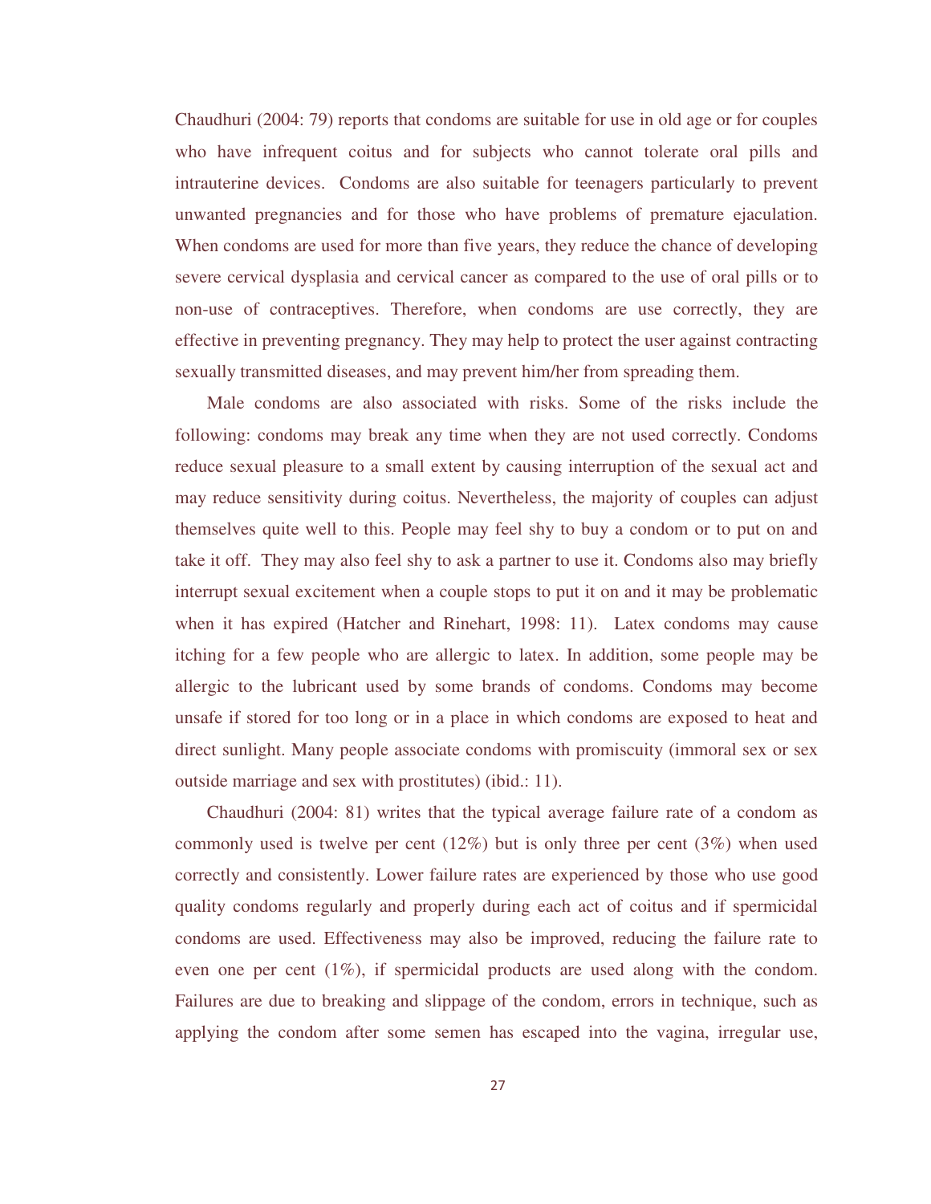Chaudhuri (2004: 79) reports that condoms are suitable for use in old age or for couples who have infrequent coitus and for subjects who cannot tolerate oral pills and intrauterine devices. Condoms are also suitable for teenagers particularly to prevent unwanted pregnancies and for those who have problems of premature ejaculation. When condoms are used for more than five years, they reduce the chance of developing severe cervical dysplasia and cervical cancer as compared to the use of oral pills or to non-use of contraceptives. Therefore, when condoms are use correctly, they are effective in preventing pregnancy. They may help to protect the user against contracting sexually transmitted diseases, and may prevent him/her from spreading them.

Male condoms are also associated with risks. Some of the risks include the following: condoms may break any time when they are not used correctly. Condoms reduce sexual pleasure to a small extent by causing interruption of the sexual act and may reduce sensitivity during coitus. Nevertheless, the majority of couples can adjust themselves quite well to this. People may feel shy to buy a condom or to put on and take it off. They may also feel shy to ask a partner to use it. Condoms also may briefly interrupt sexual excitement when a couple stops to put it on and it may be problematic when it has expired (Hatcher and Rinehart, 1998: 11). Latex condoms may cause itching for a few people who are allergic to latex. In addition, some people may be allergic to the lubricant used by some brands of condoms. Condoms may become unsafe if stored for too long or in a place in which condoms are exposed to heat and direct sunlight. Many people associate condoms with promiscuity (immoral sex or sex outside marriage and sex with prostitutes) (ibid.: 11).

Chaudhuri (2004: 81) writes that the typical average failure rate of a condom as commonly used is twelve per cent (12%) but is only three per cent (3%) when used correctly and consistently. Lower failure rates are experienced by those who use good quality condoms regularly and properly during each act of coitus and if spermicidal condoms are used. Effectiveness may also be improved, reducing the failure rate to even one per cent (1%), if spermicidal products are used along with the condom. Failures are due to breaking and slippage of the condom, errors in technique, such as applying the condom after some semen has escaped into the vagina, irregular use,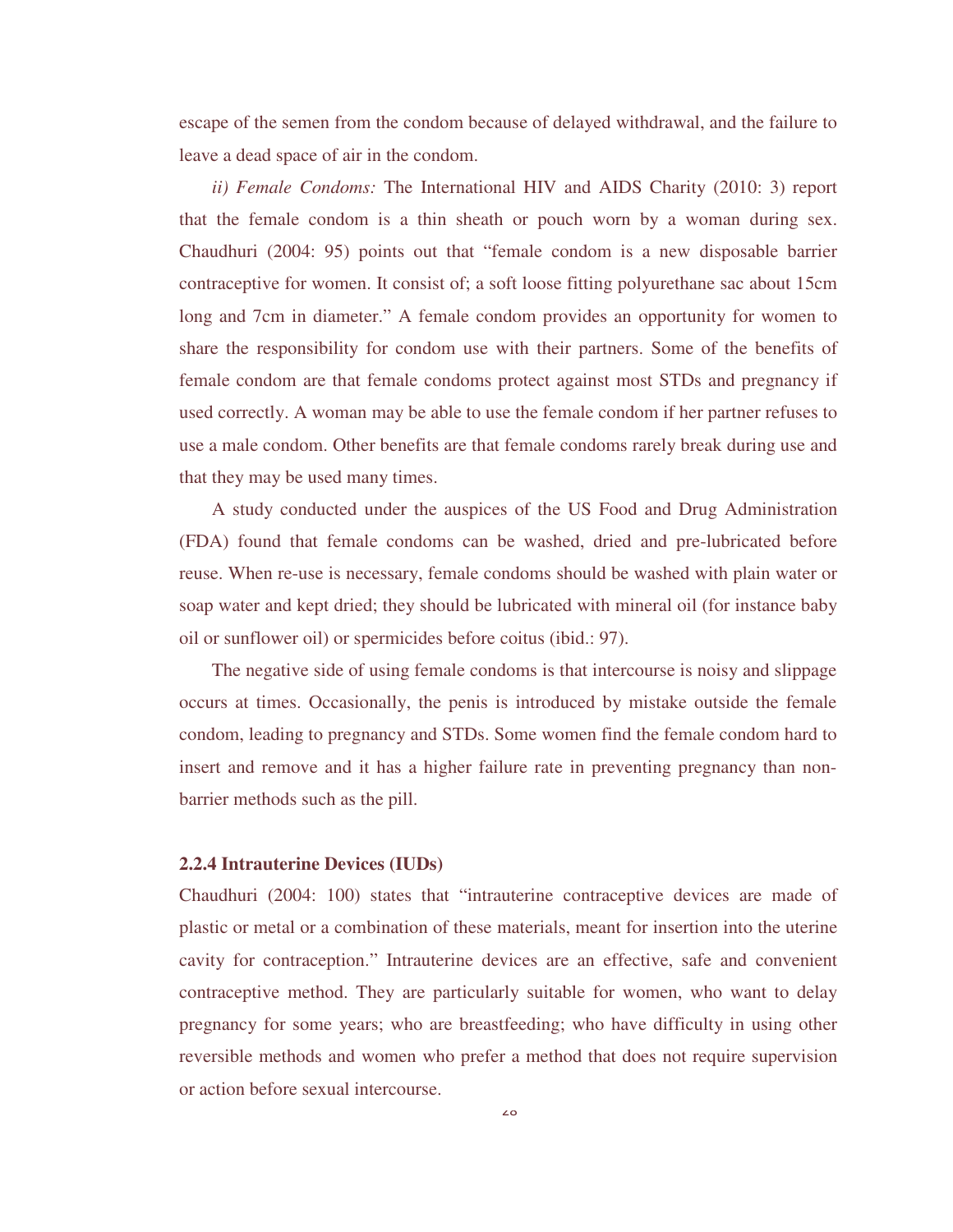escape of the semen from the condom because of delayed withdrawal, and the failure to leave a dead space of air in the condom.

*ii) Female Condoms:* The International HIV and AIDS Charity (2010: 3) report that the female condom is a thin sheath or pouch worn by a woman during sex. Chaudhuri (2004: 95) points out that "female condom is a new disposable barrier contraceptive for women. It consist of; a soft loose fitting polyurethane sac about 15cm long and 7cm in diameter." A female condom provides an opportunity for women to share the responsibility for condom use with their partners. Some of the benefits of female condom are that female condoms protect against most STDs and pregnancy if used correctly. A woman may be able to use the female condom if her partner refuses to use a male condom. Other benefits are that female condoms rarely break during use and that they may be used many times.

A study conducted under the auspices of the US Food and Drug Administration (FDA) found that female condoms can be washed, dried and pre-lubricated before reuse. When re-use is necessary, female condoms should be washed with plain water or soap water and kept dried; they should be lubricated with mineral oil (for instance baby oil or sunflower oil) or spermicides before coitus (ibid.: 97).

The negative side of using female condoms is that intercourse is noisy and slippage occurs at times. Occasionally, the penis is introduced by mistake outside the female condom, leading to pregnancy and STDs. Some women find the female condom hard to insert and remove and it has a higher failure rate in preventing pregnancy than non-barrier methods such as the pill.

**2.2.4 Intrauterine Devices (IUDs)**

Chaudhuri (2004: 100) states that "intrauterine contraceptive devices are made of plastic or metal or a combination of these materials, meant for insertion into the uterine cavity for contraception." Intrauterine devices are an effective, safe and convenient contraceptive method. They are particularly suitable for women, who want to delay pregnancy for some years; who are breastfeeding; who have difficulty in using other reversible methods and women who prefer a method that does not require supervision or action before sexual intercourse.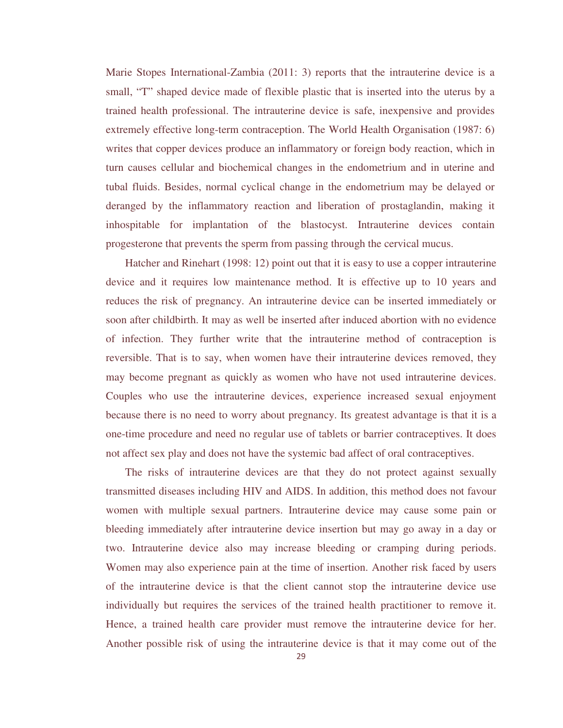Marie Stopes International-Zambia (2011: 3) reports that the intrauterine device is a small, "T" shaped device made of flexible plastic that is inserted into the uterus by a trained health professional. The intrauterine device is safe, inexpensive and provides extremely effective long-term contraception. The World Health Organisation (1987: 6) writes that copper devices produce an inflammatory or foreign body reaction, which in turn causes cellular and biochemical changes in the endometrium and in uterine and tubal fluids. Besides, normal cyclical change in the endometrium may be delayed or deranged by the inflammatory reaction and liberation of prostaglandin, making it inhospitable for implantation of the blastocyst. Intrauterine devices contain progesterone that prevents the sperm from passing through the cervical mucus.

Hatcher and Rinehart (1998: 12) point out that it is easy to use a copper intrauterine device and it requires low maintenance method. It is effective up to 10 years and reduces the risk of pregnancy. An intrauterine device can be inserted immediately or soon after childbirth. It may as well be inserted after induced abortion with no evidence of infection. They further write that the intrauterine method of contraception is reversible. That is to say, when women have their intrauterine devices removed, they may become pregnant as quickly as women who have not used intrauterine devices. Couples who use the intrauterine devices, experience increased sexual enjoyment because there is no need to worry about pregnancy. Its greatest advantage is that it is a one-time procedure and need no regular use of tablets or barrier contraceptives. It does not affect sex play and does not have the systemic bad affect of oral contraceptives.

The risks of intrauterine devices are that they do not protect against sexually transmitted diseases including HIV and AIDS. In addition, this method does not favour women with multiple sexual partners. Intrauterine device may cause some pain or bleeding immediately after intrauterine device insertion but may go away in a day or two. Intrauterine device also may increase bleeding or cramping during periods. Women may also experience pain at the time of insertion. Another risk faced by users of the intrauterine device is that the client cannot stop the intrauterine device use individually but requires the services of the trained health practitioner to remove it. Hence, a trained health care provider must remove the intrauterine device for her. Another possible risk of using the intrauterine device is that it may come out of the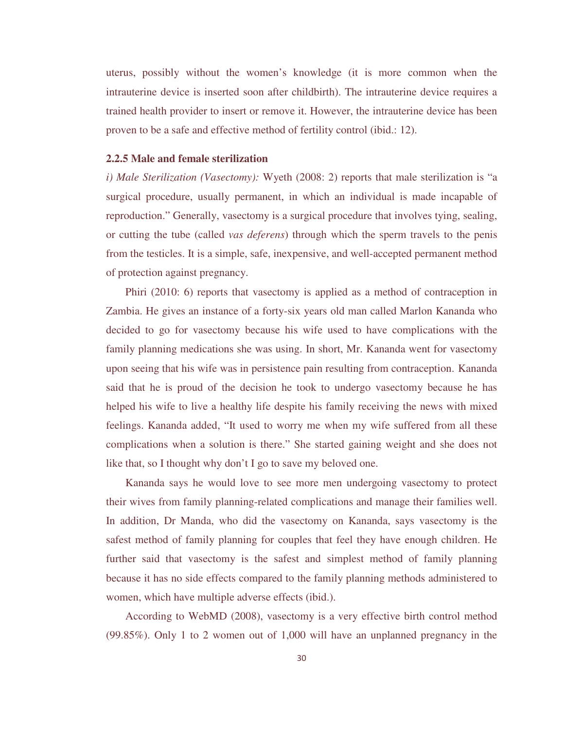uterus, possibly without the women's knowledge (it is more common when the intrauterine device is inserted soon after childbirth). The intrauterine device requires a trained health provider to insert or remove it. However, the intrauterine device has been proven to be a safe and effective method of fertility control (ibid.: 12).

### 2.2.5 Male and female sterilization

*i) Male Sterilization (Vasectomy):* Wyeth (2008: 2) reports that male sterilization is "a surgical procedure, usually permanent, in which an individual is made incapable of reproduction." Generally, vasectomy is a surgical procedure that involves tying, sealing, or cutting the tube (called *vas deferens*) through which the sperm travels to the penis from the testicles. It is a simple, safe, inexpensive, and well-accepted permanent method of protection against pregnancy.

Phiri (2010: 6) reports that vasectomy is applied as a method of contraception in Zambia. He gives an instance of a forty-six years old man called Marlon Kananda who decided to go for vasectomy because his wife used to have complications with the family planning medications she was using. In short, Mr. Kananda went for vasectomy upon seeing that his wife was in persistence pain resulting from contraception. Kananda said that he is proud of the decision he took to undergo vasectomy because he has helped his wife to live a healthy life despite his family receiving the news with mixed feelings. Kananda added, "It used to worry me when my wife suffered from all these complications when a solution is there." She started gaining weight and she does not like that, so I thought why don't I go to save my beloved one.

Kananda says he would love to see more men undergoing vasectomy to protect their wives from family planning-related complications and manage their families well. In addition, Dr Manda, who did the vasectomy on Kananda, says vasectomy is the safest method of family planning for couples that feel they have enough children. He further said that vasectomy is the safest and simplest method of family planning because it has no side effects compared to the family planning methods administered to women, which have multiple adverse effects (ibid.).

According to WebMD (2008), vasectomy is a very effective birth control method (99.85%). Only 1 to 2 women out of 1,000 will have an unplanned pregnancy in the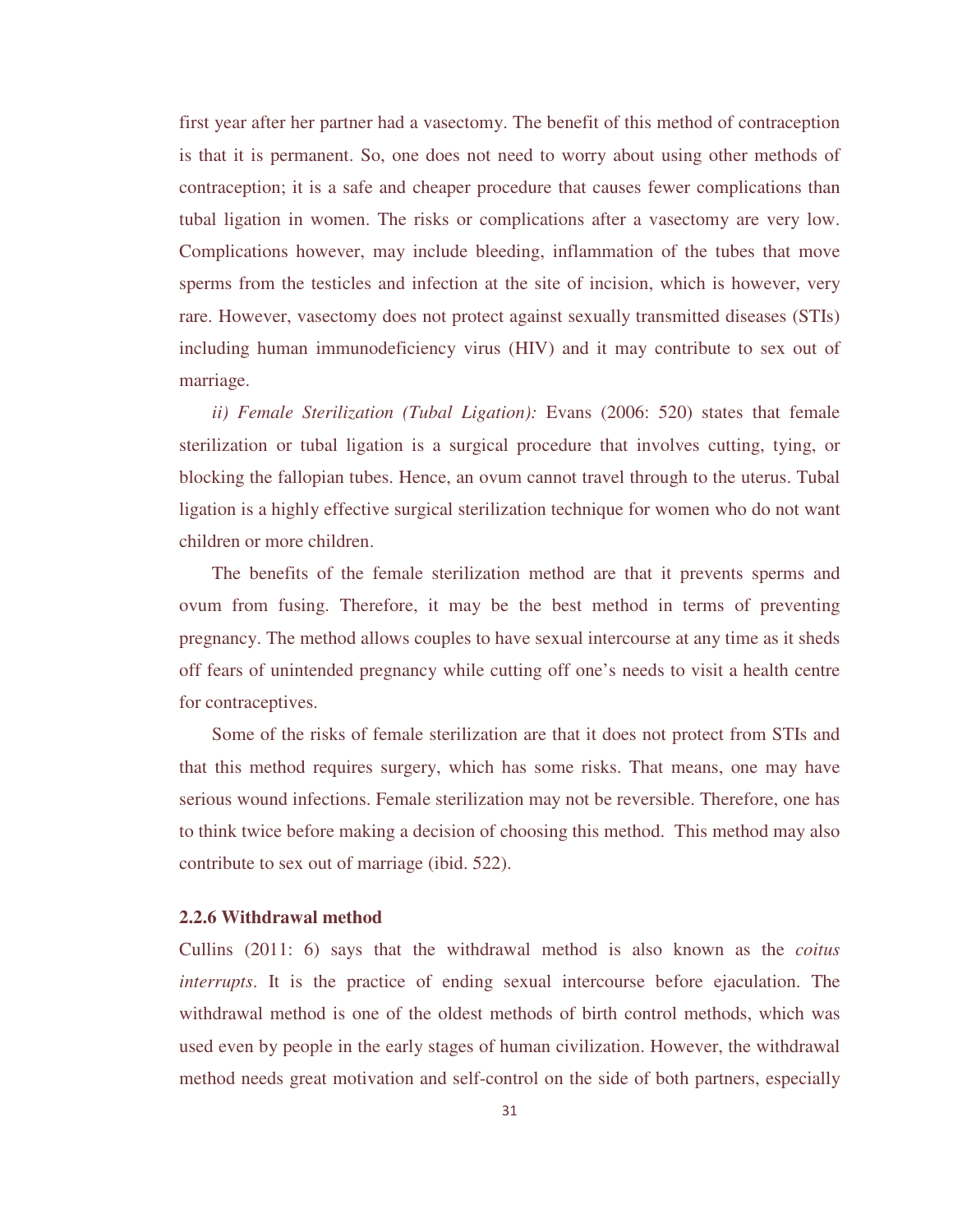first year after her partner had a vasectomy. The benefit of this method of contraception is that it is permanent. So, one does not need to worry about using other methods of contraception; it is a safe and cheaper procedure that causes fewer complications than tubal ligation in women. The risks or complications after a vasectomy are very low. Complications however, may include bleeding, inflammation of the tubes that move sperms from the testicles and infection at the site of incision, which is however, very rare. However, vasectomy does not protect against sexually transmitted diseases (STIs) including human immunodeficiency virus (HIV) and it may contribute to sex out of marriage.

*ii) Female Sterilization (Tubal Ligation):* Evans (2006: 520) states that female sterilization or tubal ligation is a surgical procedure that involves cutting, tying, or blocking the fallopian tubes. Hence, an ovum cannot travel through to the uterus. Tubal ligation is a highly effective surgical sterilization technique for women who do not want children or more children.

The benefits of the female sterilization method are that it prevents sperms and ovum from fusing. Therefore, it may be the best method in terms of preventing pregnancy. The method allows couples to have sexual intercourse at any time as it sheds off fears of unintended pregnancy while cutting off one's needs to visit a health centre for contraceptives.

Some of the risks of female sterilization are that it does not protect from STIs and that this method requires surgery, which has some risks. That means, one may have serious wound infections. Female sterilization may not be reversible. Therefore, one has to think twice before making a decision of choosing this method. This method may also contribute to sex out of marriage (ibid. 522).

### 2.2.6 Withdrawal method

Cullins (2011: 6) says that the withdrawal method is also known as the *coitus interrupts*. It is the practice of ending sexual intercourse before ejaculation. The withdrawal method is one of the oldest methods of birth control methods, which was used even by people in the early stages of human civilization. However, the withdrawal method needs great motivation and self-control on the side of both partners, especially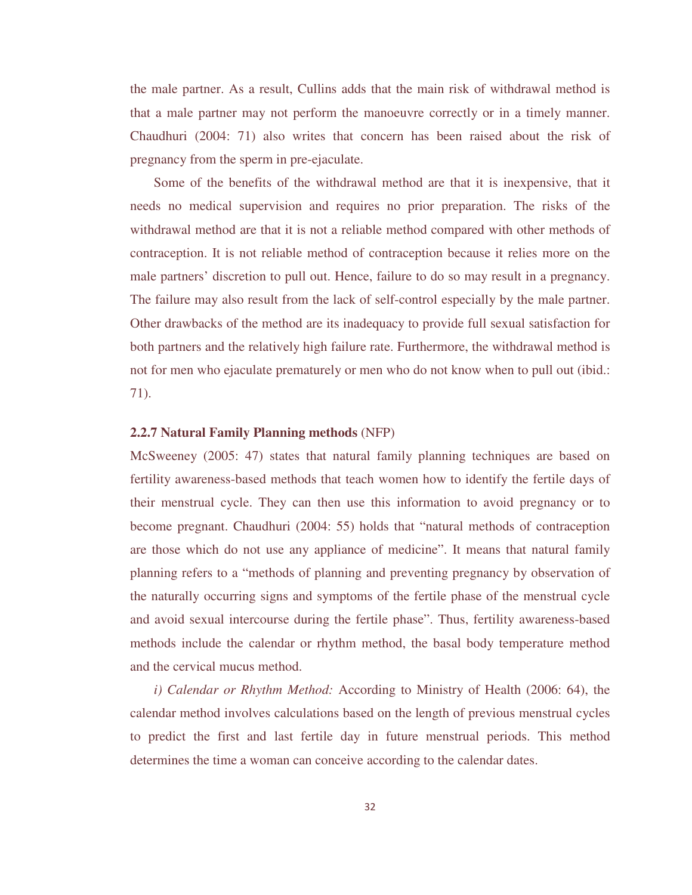the male partner. As a result, Cullins adds that the main risk of withdrawal method is that a male partner may not perform the manoeuvre correctly or in a timely manner. Chaudhuri (2004: 71) also writes that concern has been raised about the risk of pregnancy from the sperm in pre-ejaculate.

Some of the benefits of the withdrawal method are that it is inexpensive, that it needs no medical supervision and requires no prior preparation. The risks of the withdrawal method are that it is not a reliable method compared with other methods of contraception. It is not reliable method of contraception because it relies more on the male partners' discretion to pull out. Hence, failure to do so may result in a pregnancy. The failure may also result from the lack of self-control especially by the male partner. Other drawbacks of the method are its inadequacy to provide full sexual satisfaction for both partners and the relatively high failure rate. Furthermore, the withdrawal method is not for men who ejaculate prematurely or men who do not know when to pull out (ibid.: 71).

### 2.2.7 Natural Family Planning methods (NFP)

McSweeney (2005: 47) states that natural family planning techniques are based on fertility awareness-based methods that teach women how to identify the fertile days of their menstrual cycle. They can then use this information to avoid pregnancy or to become pregnant. Chaudhuri (2004: 55) holds that "natural methods of contraception are those which do not use any appliance of medicine". It means that natural family planning refers to a "methods of planning and preventing pregnancy by observation of the naturally occurring signs and symptoms of the fertile phase of the menstrual cycle and avoid sexual intercourse during the fertile phase". Thus, fertility awareness-based methods include the calendar or rhythm method, the basal body temperature method and the cervical mucus method.

*i) Calendar or Rhythm Method:* According to Ministry of Health (2006: 64), the calendar method involves calculations based on the length of previous menstrual cycles to predict the first and last fertile day in future menstrual periods. This method determines the time a woman can conceive according to the calendar dates.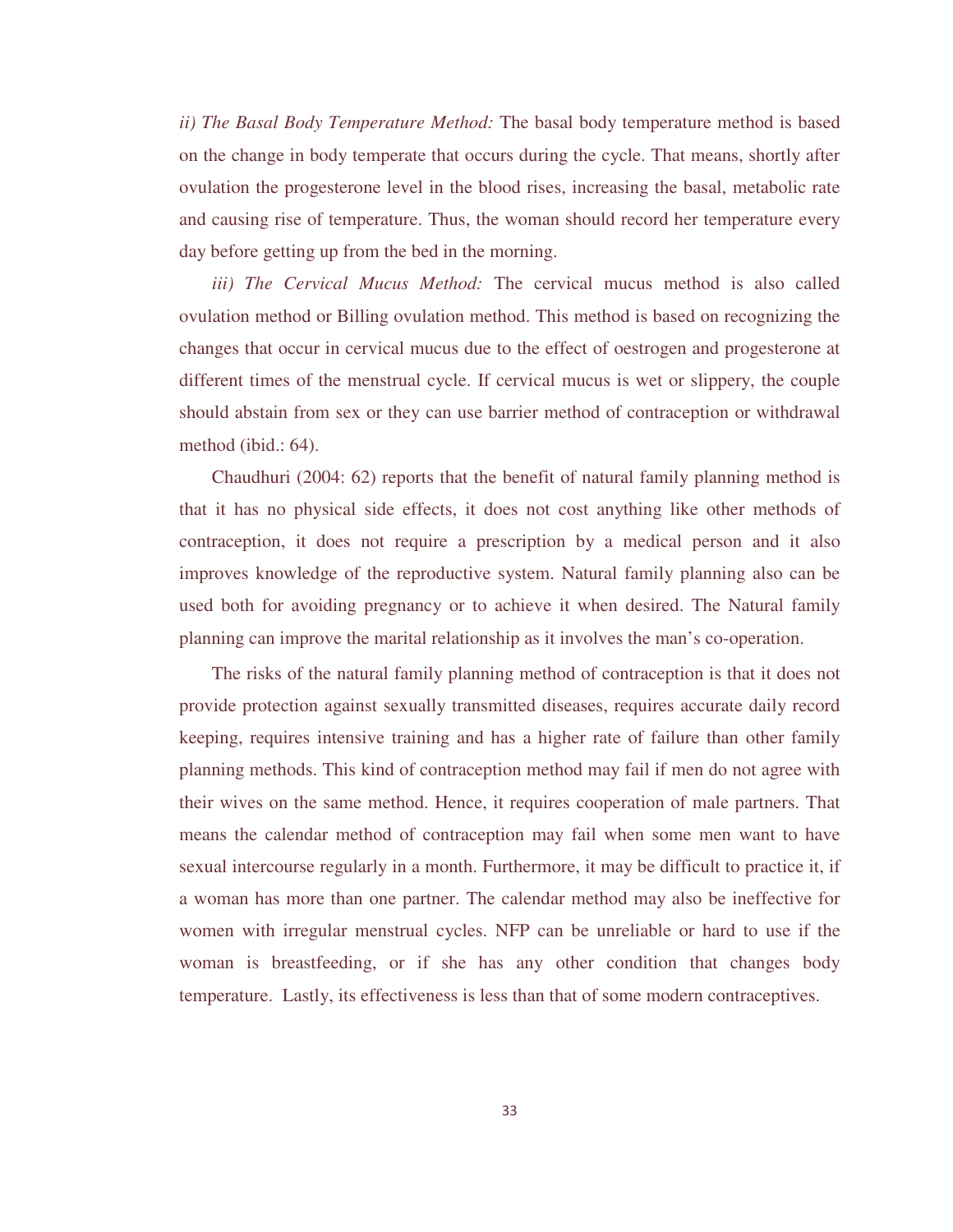*ii) The Basal Body Temperature Method:* The basal body temperature method is based on the change in body temperate that occurs during the cycle. That means, shortly after ovulation the progesterone level in the blood rises, increasing the basal, metabolic rate and causing rise of temperature. Thus, the woman should record her temperature every day before getting up from the bed in the morning.

*iii) The Cervical Mucus Method:* The cervical mucus method is also called ovulation method or Billing ovulation method. This method is based on recognizing the changes that occur in cervical mucus due to the effect of oestrogen and progesterone at different times of the menstrual cycle. If cervical mucus is wet or slippery, the couple should abstain from sex or they can use barrier method of contraception or withdrawal method (ibid.: 64).

Chaudhuri (2004: 62) reports that the benefit of natural family planning method is that it has no physical side effects, it does not cost anything like other methods of contraception, it does not require a prescription by a medical person and it also improves knowledge of the reproductive system. Natural family planning also can be used both for avoiding pregnancy or to achieve it when desired. The Natural family planning can improve the marital relationship as it involves the man's co-operation.

The risks of the natural family planning method of contraception is that it does not provide protection against sexually transmitted diseases, requires accurate daily record keeping, requires intensive training and has a higher rate of failure than other family planning methods. This kind of contraception method may fail if men do not agree with their wives on the same method. Hence, it requires cooperation of male partners. That means the calendar method of contraception may fail when some men want to have sexual intercourse regularly in a month. Furthermore, it may be difficult to practice it, if a woman has more than one partner. The calendar method may also be ineffective for women with irregular menstrual cycles. NFP can be unreliable or hard to use if the woman is breastfeeding, or if she has any other condition that changes body temperature. Lastly, its effectiveness is less than that of some modern contraceptives.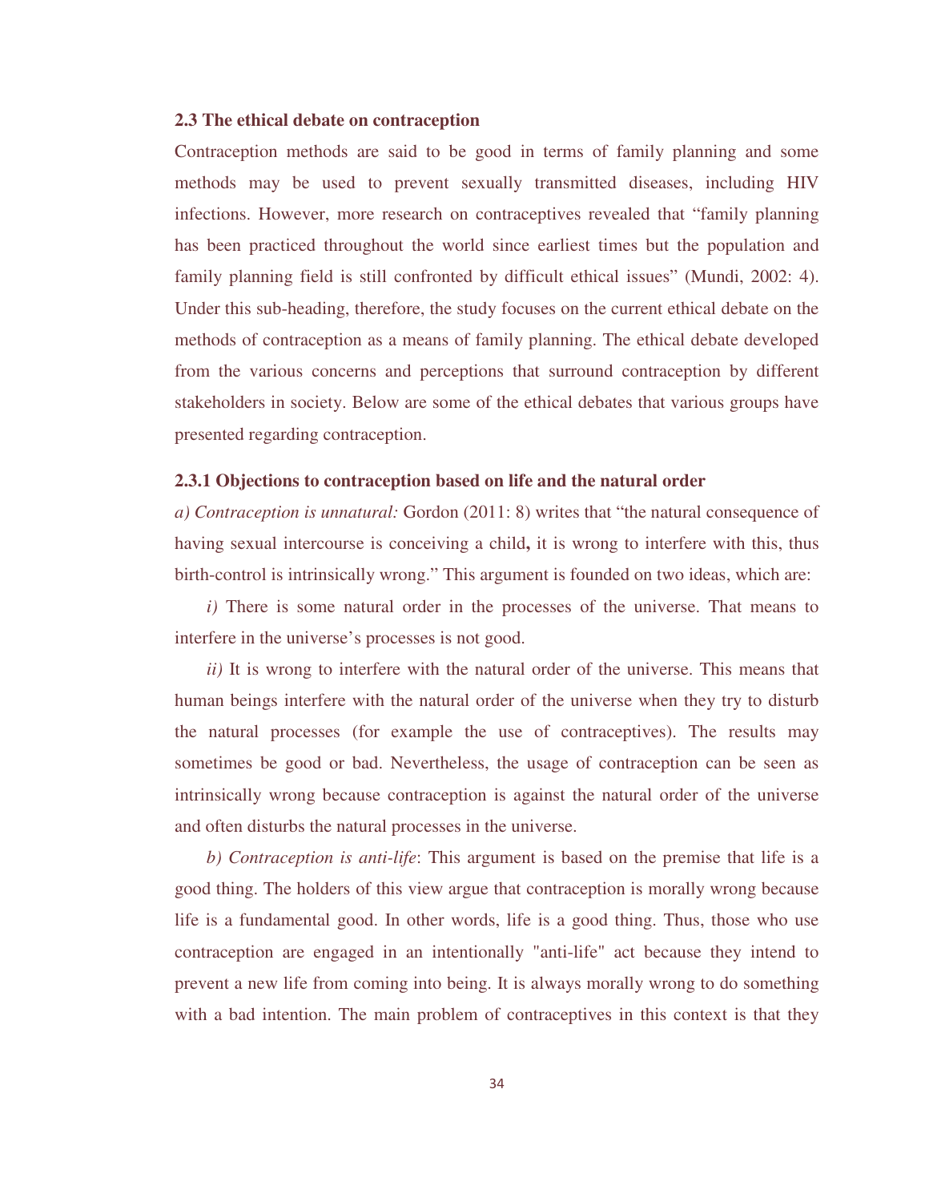### 2.3 The ethical debate on contraception

Contraception methods are said to be good in terms of family planning and some methods may be used to prevent sexually transmitted diseases, including HIV infections. However, more research on contraceptives revealed that "family planning has been practiced throughout the world since earliest times but the population and family planning field is still confronted by difficult ethical issues" (Mundi, 2002: 4). Under this sub-heading, therefore, the study focuses on the current ethical debate on the methods of contraception as a means of family planning. The ethical debate developed from the various concerns and perceptions that surround contraception by different stakeholders in society. Below are some of the ethical debates that various groups have presented regarding contraception.

#### 2.3.1 Objections to contraception based on life and the natural order

*a) Contraception is unnatural:* Gordon (2011: 8) writes that "the natural consequence of having sexual intercourse is conceiving a child**,** it is wrong to interfere with this, thus birth-control is intrinsically wrong." This argument is founded on two ideas, which are:

*i)* There is some natural order in the processes of the universe. That means to interfere in the universe's processes is not good.

*ii)* It is wrong to interfere with the natural order of the universe. This means that human beings interfere with the natural order of the universe when they try to disturb the natural processes (for example the use of contraceptives). The results may sometimes be good or bad. Nevertheless, the usage of contraception can be seen as intrinsically wrong because contraception is against the natural order of the universe and often disturbs the natural processes in the universe.

*b) Contraception is anti-life*: This argument is based on the premise that life is a good thing. The holders of this view argue that contraception is morally wrong because life is a fundamental good. In other words, life is a good thing. Thus, those who use contraception are engaged in an intentionally "anti-life" act because they intend to prevent a new life from coming into being. It is always morally wrong to do something with a bad intention. The main problem of contraceptives in this context is that they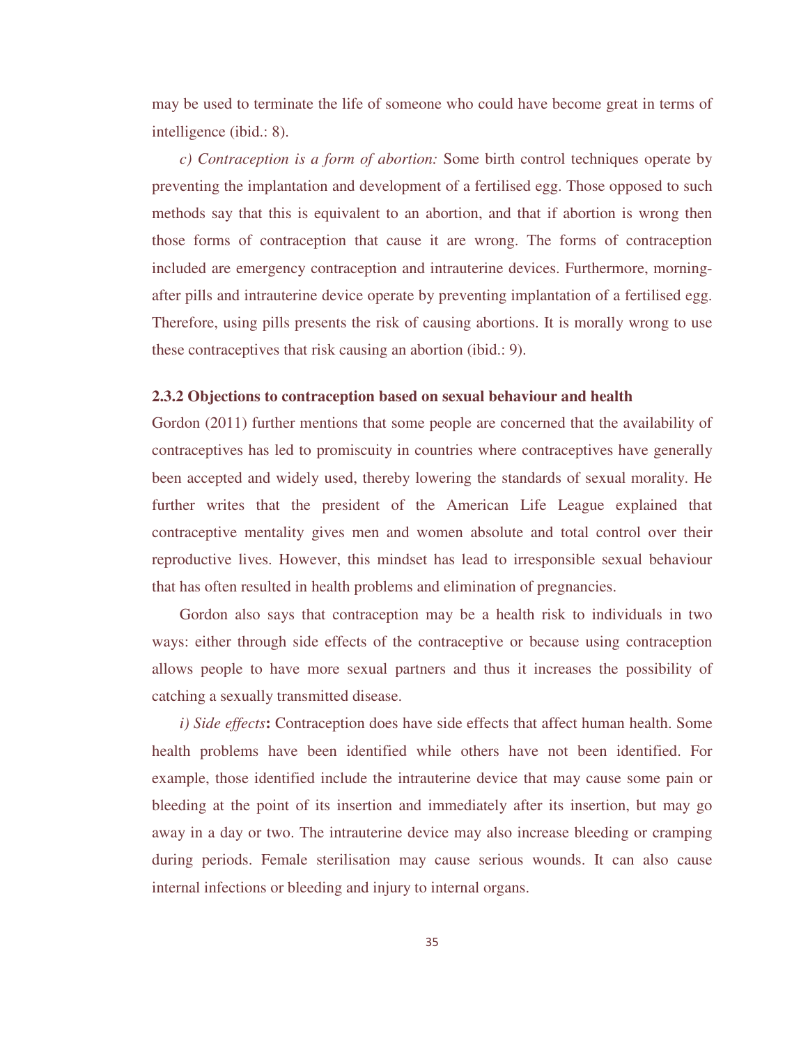may be used to terminate the life of someone who could have become great in terms of intelligence (ibid.: 8).

*c) Contraception is a form of abortion:* Some birth control techniques operate by preventing the implantation and development of a fertilised egg. Those opposed to such methods say that this is equivalent to an abortion, and that if abortion is wrong then those forms of contraception that cause it are wrong. The forms of contraception included are emergency contraception and intrauterine devices. Furthermore, morning-after pills and intrauterine device operate by preventing implantation of a fertilised egg. Therefore, using pills presents the risk of causing abortions. It is morally wrong to use these contraceptives that risk causing an abortion (ibid.: 9).

### 2.3.2 Objections to contraception based on sexual behaviour and health

Gordon (2011) further mentions that some people are concerned that the availability of contraceptives has led to promiscuity in countries where contraceptives have generally been accepted and widely used, thereby lowering the standards of sexual morality. He further writes that the president of the American Life League explained that contraceptive mentality gives men and women absolute and total control over their reproductive lives. However, this mindset has lead to irresponsible sexual behaviour that has often resulted in health problems and elimination of pregnancies.

Gordon also says that contraception may be a health risk to individuals in two ways: either through side effects of the contraceptive or because using contraception allows people to have more sexual partners and thus it increases the possibility of catching a sexually transmitted disease.

*i) Side effects***:** Contraception does have side effects that affect human health. Some health problems have been identified while others have not been identified. For example, those identified include the intrauterine device that may cause some pain or bleeding at the point of its insertion and immediately after its insertion, but may go away in a day or two. The intrauterine device may also increase bleeding or cramping during periods. Female sterilisation may cause serious wounds. It can also cause internal infections or bleeding and injury to internal organs.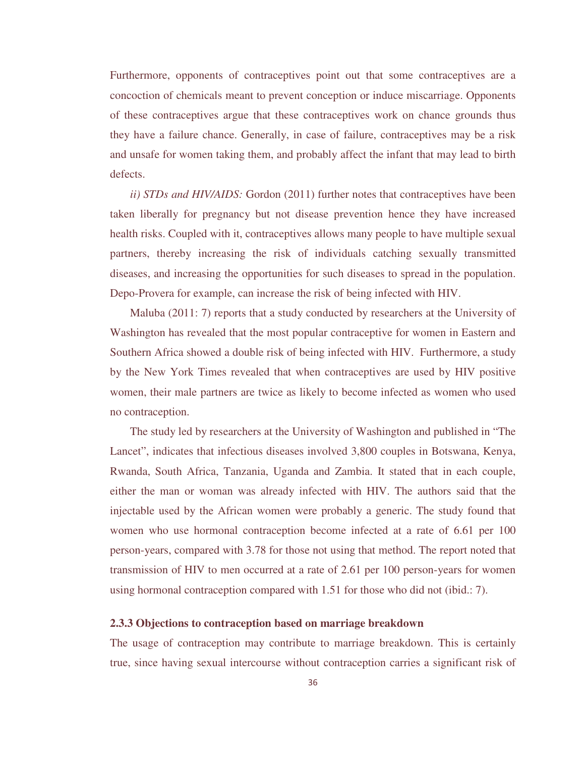Furthermore, opponents of contraceptives point out that some contraceptives are a concoction of chemicals meant to prevent conception or induce miscarriage. Opponents of these contraceptives argue that these contraceptives work on chance grounds thus they have a failure chance. Generally, in case of failure, contraceptives may be a risk and unsafe for women taking them, and probably affect the infant that may lead to birth defects.

*ii) STDs and HIV/AIDS:* Gordon (2011) further notes that contraceptives have been taken liberally for pregnancy but not disease prevention hence they have increased health risks. Coupled with it, contraceptives allows many people to have multiple sexual partners, thereby increasing the risk of individuals catching sexually transmitted diseases, and increasing the opportunities for such diseases to spread in the population. Depo-Provera for example, can increase the risk of being infected with HIV.

Maluba (2011: 7) reports that a study conducted by researchers at the University of Washington has revealed that the most popular contraceptive for women in Eastern and Southern Africa showed a double risk of being infected with HIV. Furthermore, a study by the New York Times revealed that when contraceptives are used by HIV positive women, their male partners are twice as likely to become infected as women who used no contraception.

The study led by researchers at the University of Washington and published in "The Lancet", indicates that infectious diseases involved 3,800 couples in Botswana, Kenya, Rwanda, South Africa, Tanzania, Uganda and Zambia. It stated that in each couple, either the man or woman was already infected with HIV. The authors said that the injectable used by the African women were probably a generic. The study found that women who use hormonal contraception become infected at a rate of 6.61 per 100 person-years, compared with 3.78 for those not using that method. The report noted that transmission of HIV to men occurred at a rate of 2.61 per 100 person-years for women using hormonal contraception compared with 1.51 for those who did not (ibid.: 7).

### 2.3.3 Objections to contraception based on marriage breakdown

The usage of contraception may contribute to marriage breakdown. This is certainly true, since having sexual intercourse without contraception carries a significant risk of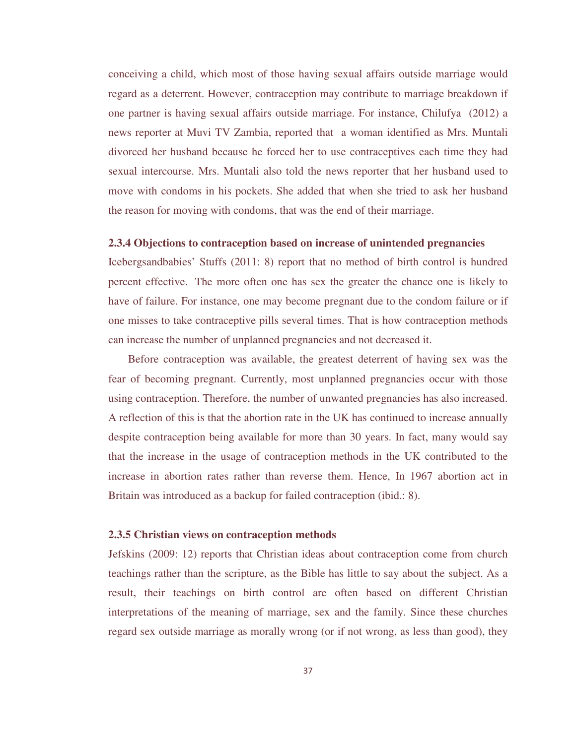conceiving a child, which most of those having sexual affairs outside marriage would regard as a deterrent. However, contraception may contribute to marriage breakdown if one partner is having sexual affairs outside marriage. For instance, Chilufya (2012) a news reporter at Muvi TV Zambia, reported that a woman identified as Mrs. Muntali divorced her husband because he forced her to use contraceptives each time they had sexual intercourse. Mrs. Muntali also told the news reporter that her husband used to move with condoms in his pockets. She added that when she tried to ask her husband the reason for moving with condoms, that was the end of their marriage.

### 2.3.4 Objections to contraception based on increase of unintended pregnancies

Icebergsandbabies' Stuffs (2011: 8) report that no method of birth control is hundred percent effective. The more often one has sex the greater the chance one is likely to have of failure. For instance, one may become pregnant due to the condom failure or if one misses to take contraceptive pills several times. That is how contraception methods can increase the number of unplanned pregnancies and not decreased it.

Before contraception was available, the greatest deterrent of having sex was the fear of becoming pregnant. Currently, most unplanned pregnancies occur with those using contraception. Therefore, the number of unwanted pregnancies has also increased. A reflection of this is that the abortion rate in the UK has continued to increase annually despite contraception being available for more than 30 years. In fact, many would say that the increase in the usage of contraception methods in the UK contributed to the increase in abortion rates rather than reverse them. Hence, In 1967 abortion act in Britain was introduced as a backup for failed contraception (ibid.: 8).

### 2.3.5 Christian views on contraception methods

Jefskins (2009: 12) reports that Christian ideas about contraception come from church teachings rather than the scripture, as the Bible has little to say about the subject. As a result, their teachings on birth control are often based on different Christian interpretations of the meaning of marriage, sex and the family. Since these churches regard sex outside marriage as morally wrong (or if not wrong, as less than good), they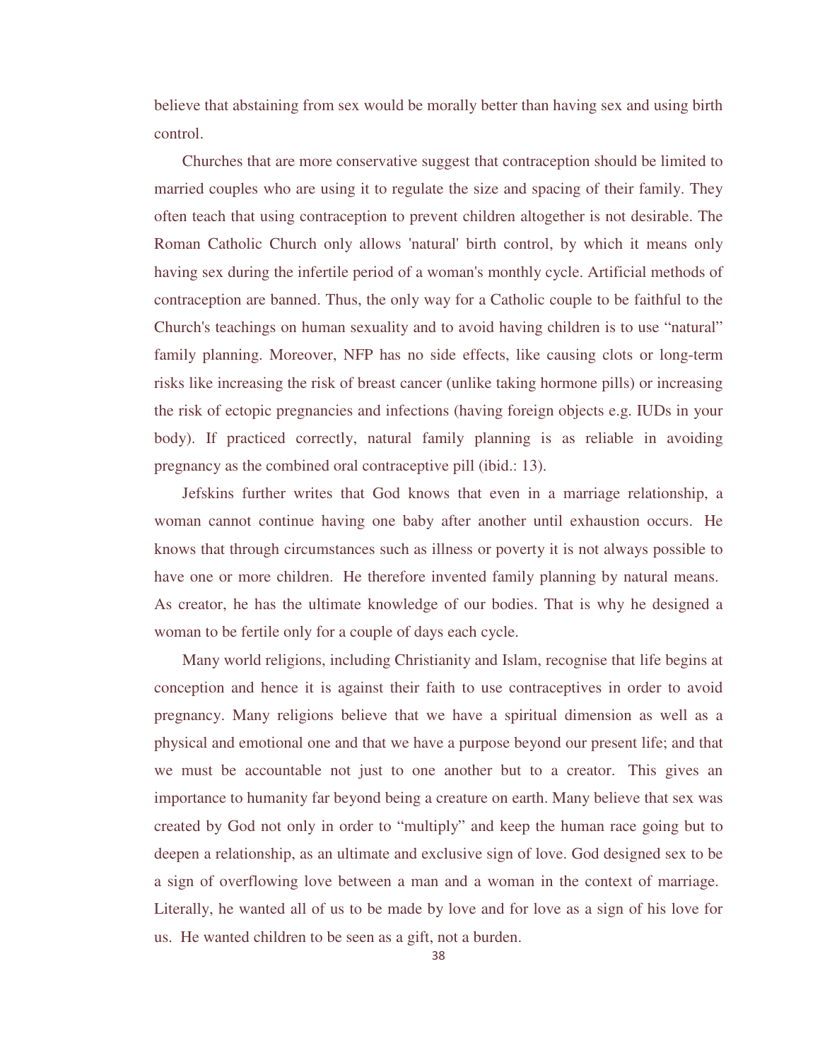believe that abstaining from sex would be morally better than having sex and using birth control.

Churches that are more conservative suggest that contraception should be limited to married couples who are using it to regulate the size and spacing of their family. They often teach that using contraception to prevent children altogether is not desirable. The Roman Catholic Church only allows 'natural' birth control, by which it means only having sex during the infertile period of a woman's monthly cycle. Artificial methods of contraception are banned. Thus, the only way for a Catholic couple to be faithful to the Church's teachings on human sexuality and to avoid having children is to use "natural" family planning. Moreover, NFP has no side effects, like causing clots or long-term risks like increasing the risk of breast cancer (unlike taking hormone pills) or increasing the risk of ectopic pregnancies and infections (having foreign objects e.g. IUDs in your body). If practiced correctly, natural family planning is as reliable in avoiding pregnancy as the combined oral contraceptive pill (ibid.: 13).

Jefskins further writes that God knows that even in a marriage relationship, a woman cannot continue having one baby after another until exhaustion occurs. He knows that through circumstances such as illness or poverty it is not always possible to have one or more children. He therefore invented family planning by natural means. As creator, he has the ultimate knowledge of our bodies. That is why he designed a woman to be fertile only for a couple of days each cycle.

Many world religions, including Christianity and Islam, recognise that life begins at conception and hence it is against their faith to use contraceptives in order to avoid pregnancy. Many religions believe that we have a spiritual dimension as well as a physical and emotional one and that we have a purpose beyond our present life; and that we must be accountable not just to one another but to a creator. This gives an importance to humanity far beyond being a creature on earth. Many believe that sex was created by God not only in order to "multiply" and keep the human race going but to deepen a relationship, as an ultimate and exclusive sign of love. God designed sex to be a sign of overflowing love between a man and a woman in the context of marriage. Literally, he wanted all of us to be made by love and for love as a sign of his love for us. He wanted children to be seen as a gift, not a burden.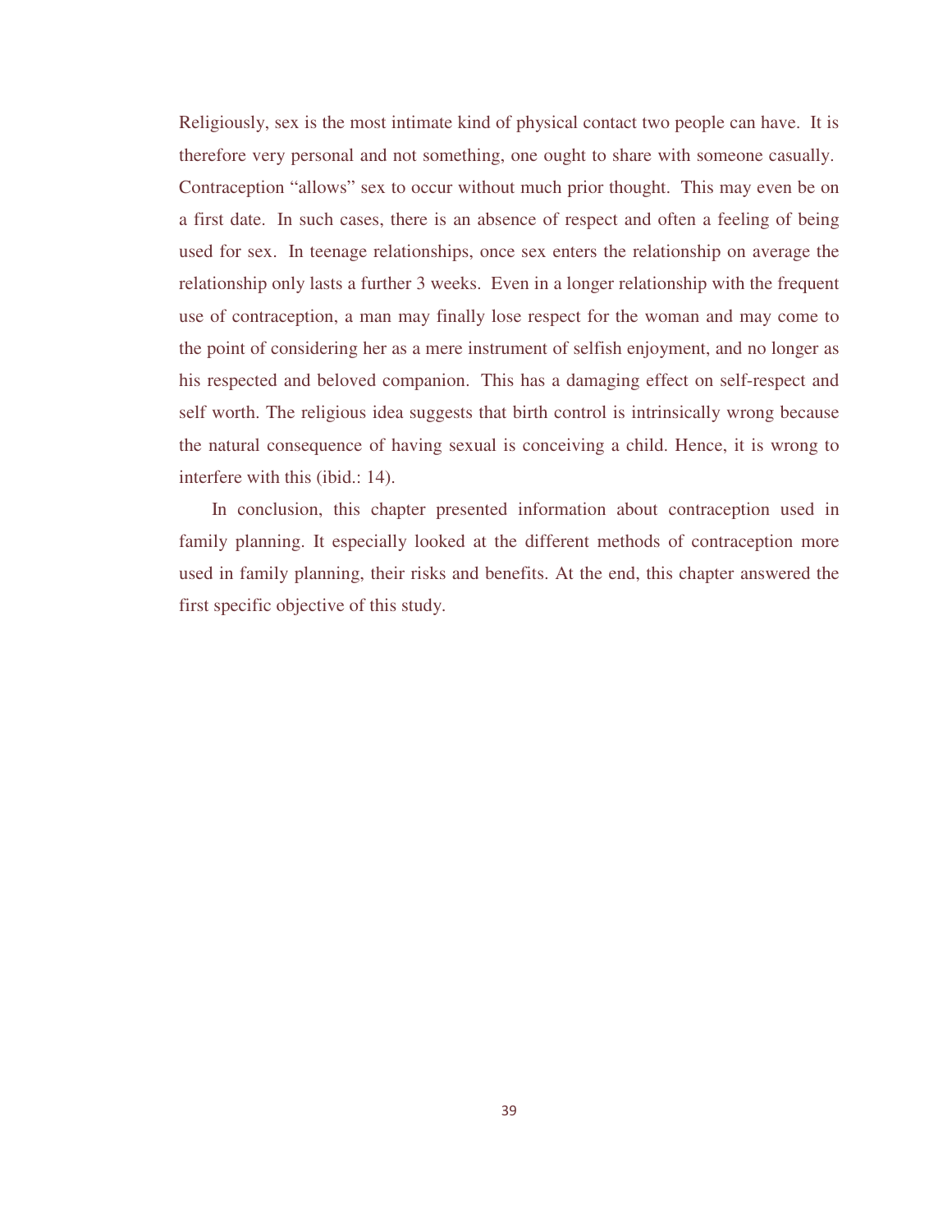Religiously, sex is the most intimate kind of physical contact two people can have. It is therefore very personal and not something, one ought to share with someone casually. Contraception "allows" sex to occur without much prior thought. This may even be on a first date. In such cases, there is an absence of respect and often a feeling of being used for sex. In teenage relationships, once sex enters the relationship on average the relationship only lasts a further 3 weeks. Even in a longer relationship with the frequent use of contraception, a man may finally lose respect for the woman and may come to the point of considering her as a mere instrument of selfish enjoyment, and no longer as his respected and beloved companion. This has a damaging effect on self-respect and self worth. The religious idea suggests that birth control is intrinsically wrong because the natural consequence of having sexual is conceiving a child. Hence, it is wrong to interfere with this (ibid.: 14).

In conclusion, this chapter presented information about contraception used in family planning. It especially looked at the different methods of contraception more used in family planning, their risks and benefits. At the end, this chapter answered the first specific objective of this study.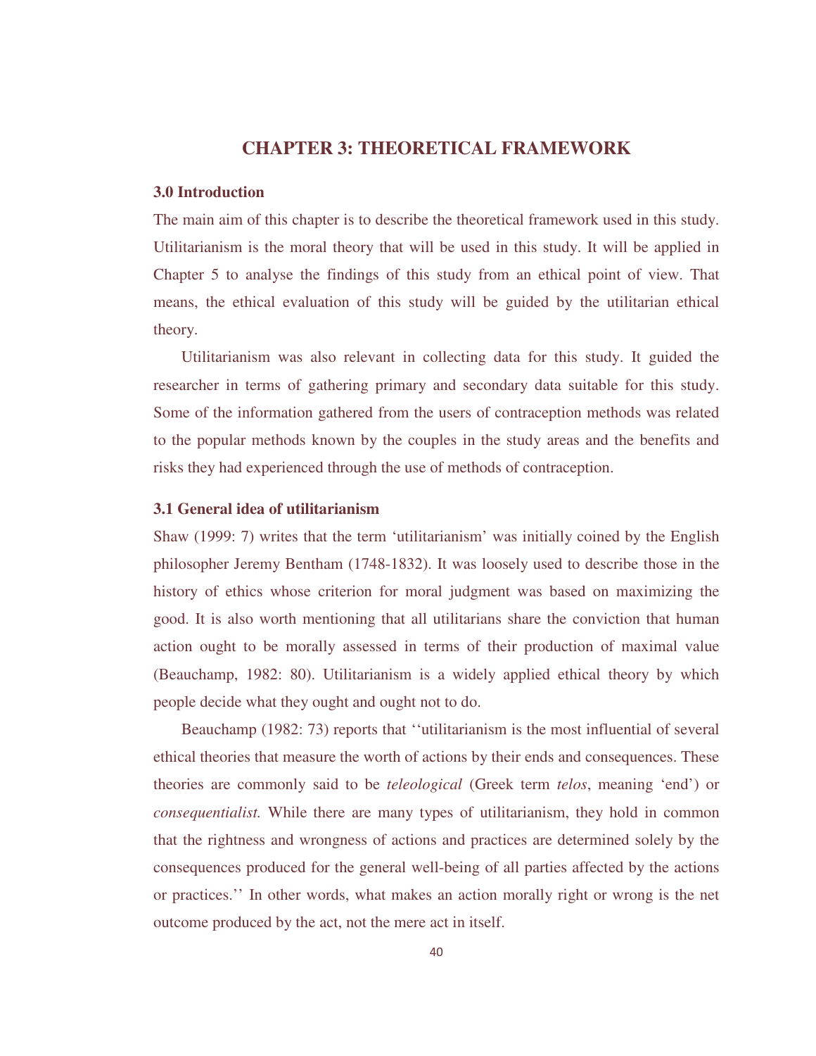# CHAPTER 3: THEORETICAL FRAMEWORK

## 3.0 Introduction

The main aim of this chapter is to describe the theoretical framework used in this study. Utilitarianism is the moral theory that will be used in this study. It will be applied in Chapter 5 to analyse the findings of this study from an ethical point of view. That means, the ethical evaluation of this study will be guided by the utilitarian ethical theory.

Utilitarianism was also relevant in collecting data for this study. It guided the researcher in terms of gathering primary and secondary data suitable for this study. Some of the information gathered from the users of contraception methods was related to the popular methods known by the couples in the study areas and the benefits and risks they had experienced through the use of methods of contraception.

## 3.1 General idea of utilitarianism

Shaw (1999: 7) writes that the term 'utilitarianism' was initially coined by the English philosopher Jeremy Bentham (1748-1832). It was loosely used to describe those in the history of ethics whose criterion for moral judgment was based on maximizing the good. It is also worth mentioning that all utilitarians share the conviction that human action ought to be morally assessed in terms of their production of maximal value (Beauchamp, 1982: 80). Utilitarianism is a widely applied ethical theory by which people decide what they ought and ought not to do.

Beauchamp (1982: 73) reports that ''utilitarianism is the most influential of several ethical theories that measure the worth of actions by their ends and consequences. These theories are commonly said to be *teleological* (Greek term *telos*, meaning 'end') or *consequentialist.* While there are many types of utilitarianism, they hold in common that the rightness and wrongness of actions and practices are determined solely by the consequences produced for the general well-being of all parties affected by the actions or practices.'' In other words, what makes an action morally right or wrong is the net outcome produced by the act, not the mere act in itself.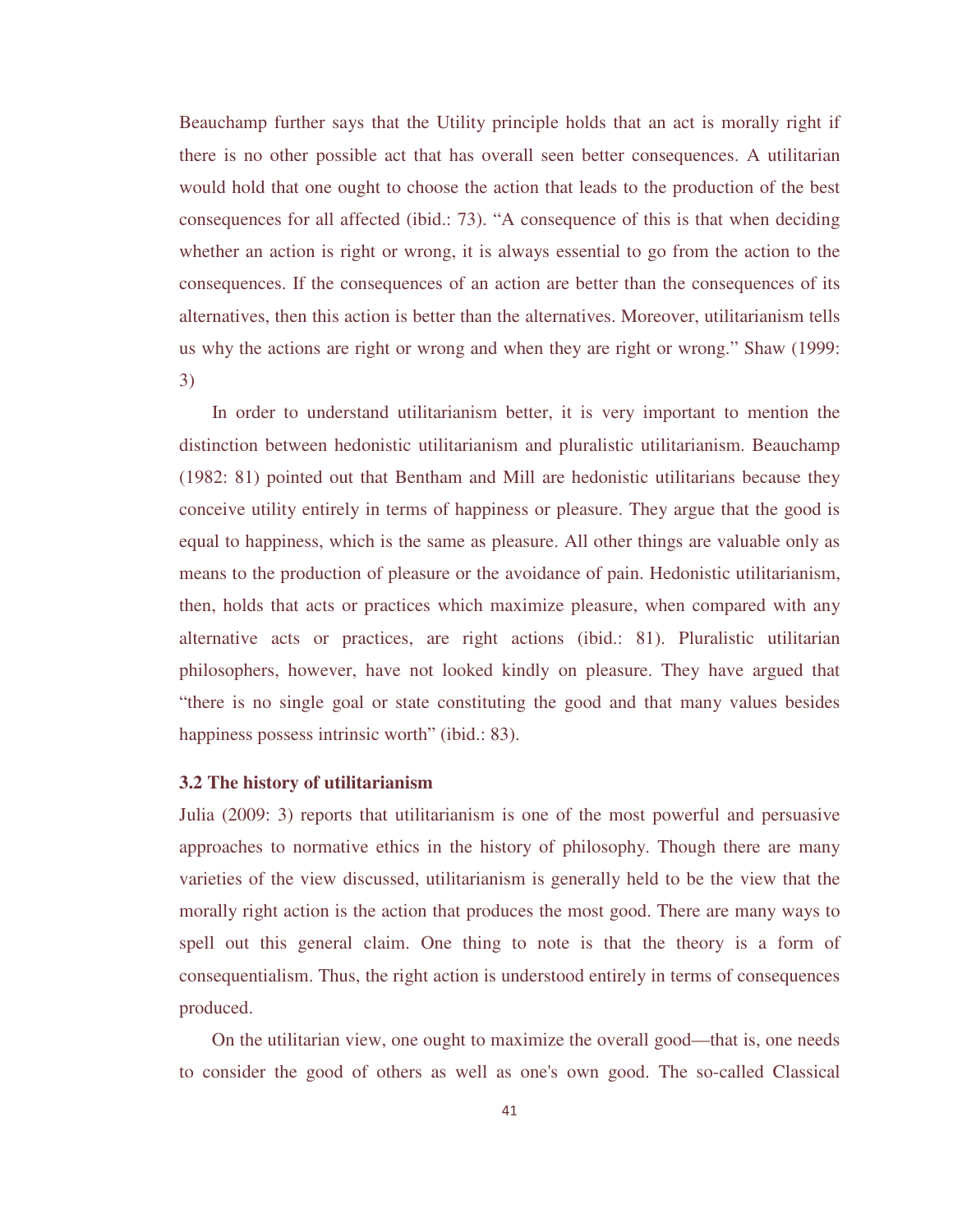Beauchamp further says that the Utility principle holds that an act is morally right if there is no other possible act that has overall seen better consequences. A utilitarian would hold that one ought to choose the action that leads to the production of the best consequences for all affected (ibid.: 73). "A consequence of this is that when deciding whether an action is right or wrong, it is always essential to go from the action to the consequences. If the consequences of an action are better than the consequences of its alternatives, then this action is better than the alternatives. Moreover, utilitarianism tells us why the actions are right or wrong and when they are right or wrong." Shaw (1999: 3)

In order to understand utilitarianism better, it is very important to mention the distinction between hedonistic utilitarianism and pluralistic utilitarianism. Beauchamp (1982: 81) pointed out that Bentham and Mill are hedonistic utilitarians because they conceive utility entirely in terms of happiness or pleasure. They argue that the good is equal to happiness, which is the same as pleasure. All other things are valuable only as means to the production of pleasure or the avoidance of pain. Hedonistic utilitarianism, then, holds that acts or practices which maximize pleasure, when compared with any alternative acts or practices, are right actions (ibid.: 81). Pluralistic utilitarian philosophers, however, have not looked kindly on pleasure. They have argued that "there is no single goal or state constituting the good and that many values besides happiness possess intrinsic worth" (ibid.: 83).

### 3.2 The history of utilitarianism

Julia (2009: 3) reports that utilitarianism is one of the most powerful and persuasive approaches to normative ethics in the history of philosophy. Though there are many varieties of the view discussed, utilitarianism is generally held to be the view that the morally right action is the action that produces the most good. There are many ways to spell out this general claim. One thing to note is that the theory is a form of consequentialism. Thus, the right action is understood entirely in terms of consequences produced.

On the utilitarian view, one ought to maximize the overall good—that is, one needs to consider the good of others as well as one's own good. The so-called Classical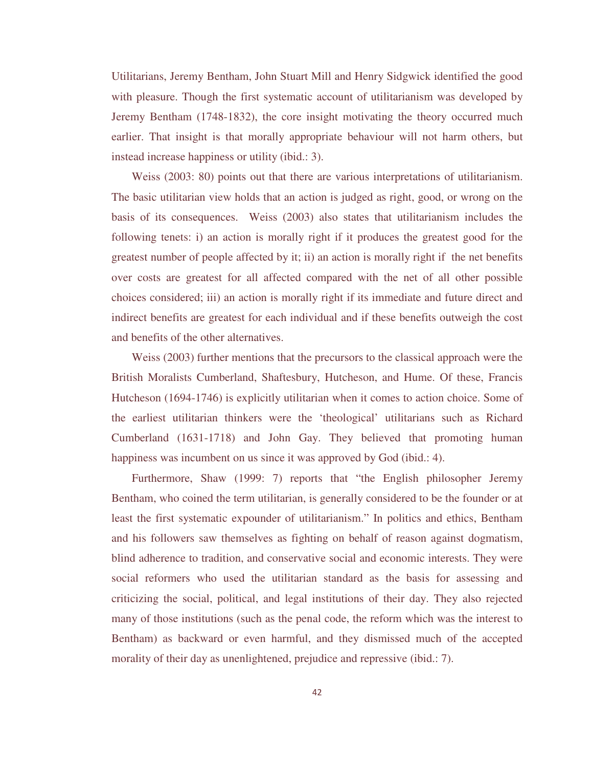Utilitarians, Jeremy Bentham, John Stuart Mill and Henry Sidgwick identified the good with pleasure. Though the first systematic account of utilitarianism was developed by Jeremy Bentham (1748-1832), the core insight motivating the theory occurred much earlier. That insight is that morally appropriate behaviour will not harm others, but instead increase happiness or utility (ibid.: 3).

Weiss (2003: 80) points out that there are various interpretations of utilitarianism. The basic utilitarian view holds that an action is judged as right, good, or wrong on the basis of its consequences. Weiss (2003) also states that utilitarianism includes the following tenets: i) an action is morally right if it produces the greatest good for the greatest number of people affected by it; ii) an action is morally right if the net benefits over costs are greatest for all affected compared with the net of all other possible choices considered; iii) an action is morally right if its immediate and future direct and indirect benefits are greatest for each individual and if these benefits outweigh the cost and benefits of the other alternatives.

Weiss (2003) further mentions that the precursors to the classical approach were the British Moralists Cumberland, Shaftesbury, Hutcheson, and Hume. Of these, Francis Hutcheson (1694-1746) is explicitly utilitarian when it comes to action choice. Some of the earliest utilitarian thinkers were the 'theological' utilitarians such as Richard Cumberland (1631-1718) and John Gay. They believed that promoting human happiness was incumbent on us since it was approved by God (ibid.: 4).

Furthermore, Shaw (1999: 7) reports that "the English philosopher Jeremy Bentham, who coined the term utilitarian, is generally considered to be the founder or at least the first systematic expounder of utilitarianism." In politics and ethics, Bentham and his followers saw themselves as fighting on behalf of reason against dogmatism, blind adherence to tradition, and conservative social and economic interests. They were social reformers who used the utilitarian standard as the basis for assessing and criticizing the social, political, and legal institutions of their day. They also rejected many of those institutions (such as the penal code, the reform which was the interest to Bentham) as backward or even harmful, and they dismissed much of the accepted morality of their day as unenlightened, prejudice and repressive (ibid.: 7).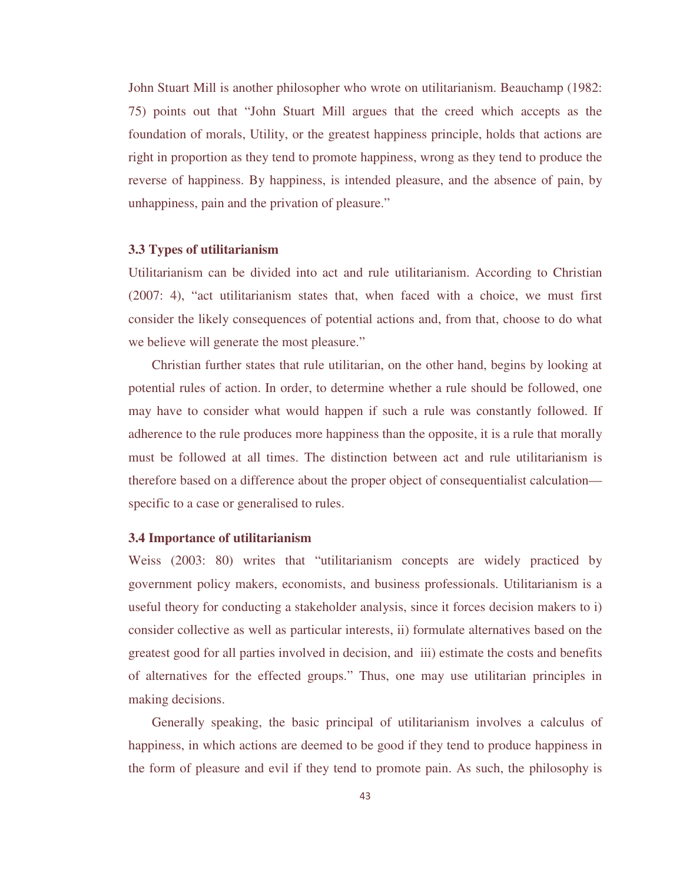John Stuart Mill is another philosopher who wrote on utilitarianism. Beauchamp (1982: 75) points out that "John Stuart Mill argues that the creed which accepts as the foundation of morals, Utility, or the greatest happiness principle, holds that actions are right in proportion as they tend to promote happiness, wrong as they tend to produce the reverse of happiness. By happiness, is intended pleasure, and the absence of pain, by unhappiness, pain and the privation of pleasure."

### 3.3 Types of utilitarianism

Utilitarianism can be divided into act and rule utilitarianism. According to Christian (2007: 4), "act utilitarianism states that, when faced with a choice, we must first consider the likely consequences of potential actions and, from that, choose to do what we believe will generate the most pleasure."

Christian further states that rule utilitarian, on the other hand, begins by looking at potential rules of action. In order, to determine whether a rule should be followed, one may have to consider what would happen if such a rule was constantly followed. If adherence to the rule produces more happiness than the opposite, it is a rule that morally must be followed at all times. The distinction between act and rule utilitarianism is therefore based on a difference about the proper object of consequentialist calculation—specific to a case or generalised to rules.

### 3.4 Importance of utilitarianism

Weiss (2003: 80) writes that "utilitarianism concepts are widely practiced by government policy makers, economists, and business professionals. Utilitarianism is a useful theory for conducting a stakeholder analysis, since it forces decision makers to i) consider collective as well as particular interests, ii) formulate alternatives based on the greatest good for all parties involved in decision, and iii) estimate the costs and benefits of alternatives for the effected groups." Thus, one may use utilitarian principles in making decisions.

Generally speaking, the basic principal of utilitarianism involves a calculus of happiness, in which actions are deemed to be good if they tend to produce happiness in the form of pleasure and evil if they tend to promote pain. As such, the philosophy is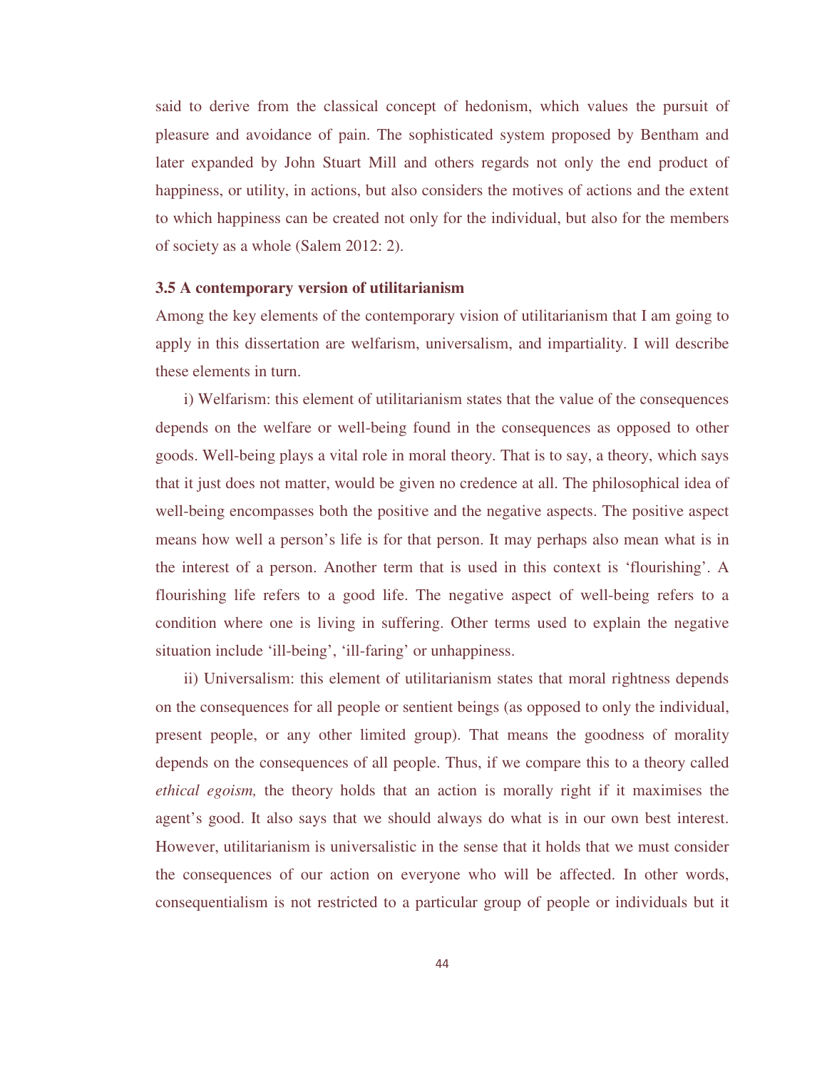said to derive from the classical concept of hedonism, which values the pursuit of pleasure and avoidance of pain. The sophisticated system proposed by Bentham and later expanded by John Stuart Mill and others regards not only the end product of happiness, or utility, in actions, but also considers the motives of actions and the extent to which happiness can be created not only for the individual, but also for the members of society as a whole (Salem 2012: 2).

### 3.5 A contemporary version of utilitarianism

Among the key elements of the contemporary vision of utilitarianism that I am going to apply in this dissertation are welfarism, universalism, and impartiality. I will describe these elements in turn.

i) Welfarism: this element of utilitarianism states that the value of the consequences depends on the welfare or well-being found in the consequences as opposed to other goods. Well-being plays a vital role in moral theory. That is to say, a theory, which says that it just does not matter, would be given no credence at all. The philosophical idea of well-being encompasses both the positive and the negative aspects. The positive aspect means how well a person's life is for that person. It may perhaps also mean what is in the interest of a person. Another term that is used in this context is 'flourishing'. A flourishing life refers to a good life. The negative aspect of well-being refers to a condition where one is living in suffering. Other terms used to explain the negative situation include 'ill-being', 'ill-faring' or unhappiness.

ii) Universalism: this element of utilitarianism states that moral rightness depends on the consequences for all people or sentient beings (as opposed to only the individual, present people, or any other limited group). That means the goodness of morality depends on the consequences of all people. Thus, if we compare this to a theory called *ethical egoism,* the theory holds that an action is morally right if it maximises the agent's good. It also says that we should always do what is in our own best interest. However, utilitarianism is universalistic in the sense that it holds that we must consider the consequences of our action on everyone who will be affected. In other words, consequentialism is not restricted to a particular group of people or individuals but it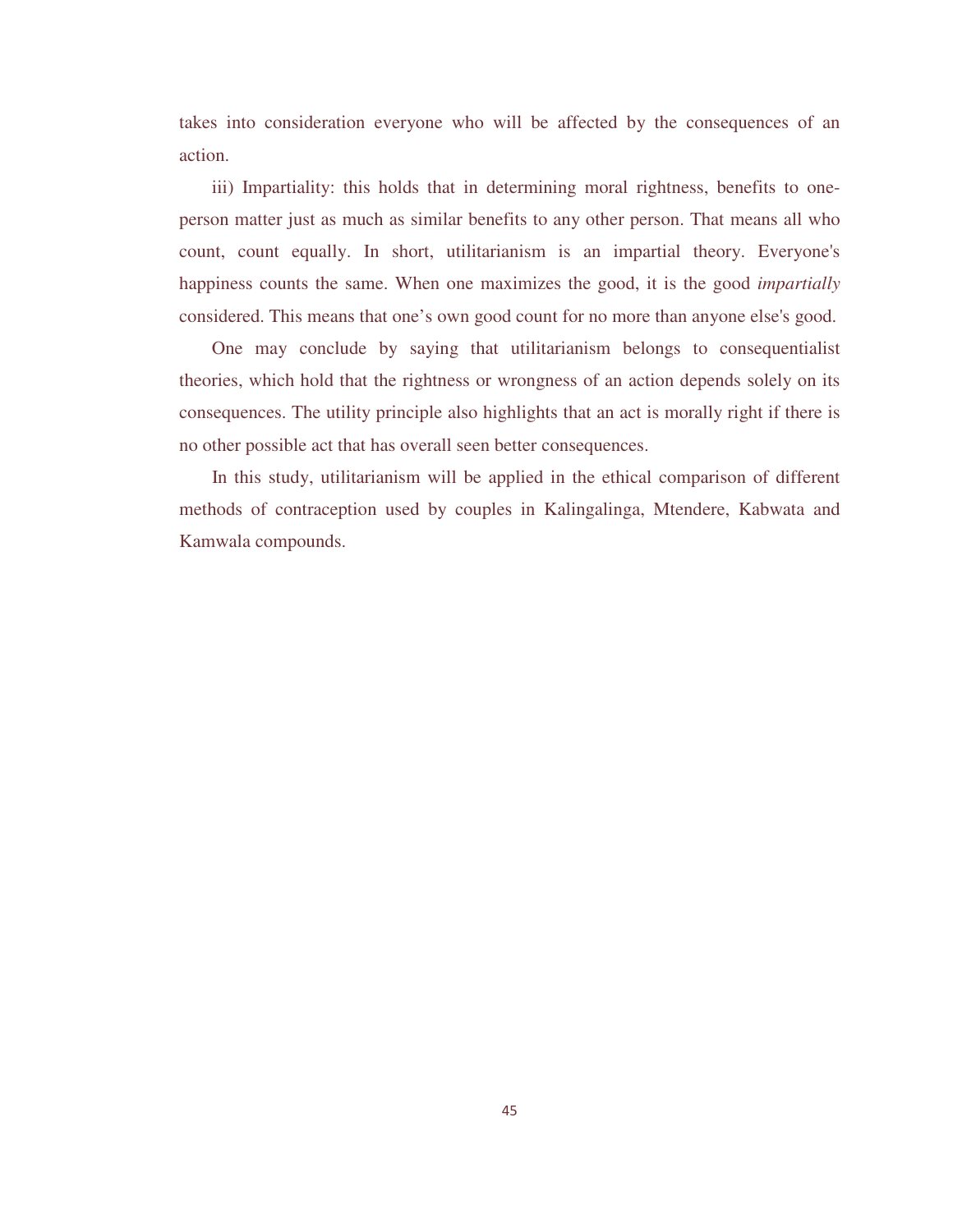takes into consideration everyone who will be affected by the consequences of an action.

iii) Impartiality: this holds that in determining moral rightness, benefits to one-person matter just as much as similar benefits to any other person. That means all who count, count equally. In short, utilitarianism is an impartial theory. Everyone's happiness counts the same. When one maximizes the good, it is the good *impartially* considered. This means that one's own good count for no more than anyone else's good.

One may conclude by saying that utilitarianism belongs to consequentialist theories, which hold that the rightness or wrongness of an action depends solely on its consequences. The utility principle also highlights that an act is morally right if there is no other possible act that has overall seen better consequences.

In this study, utilitarianism will be applied in the ethical comparison of different methods of contraception used by couples in Kalingalinga, Mtendere, Kabwata and Kamwala compounds.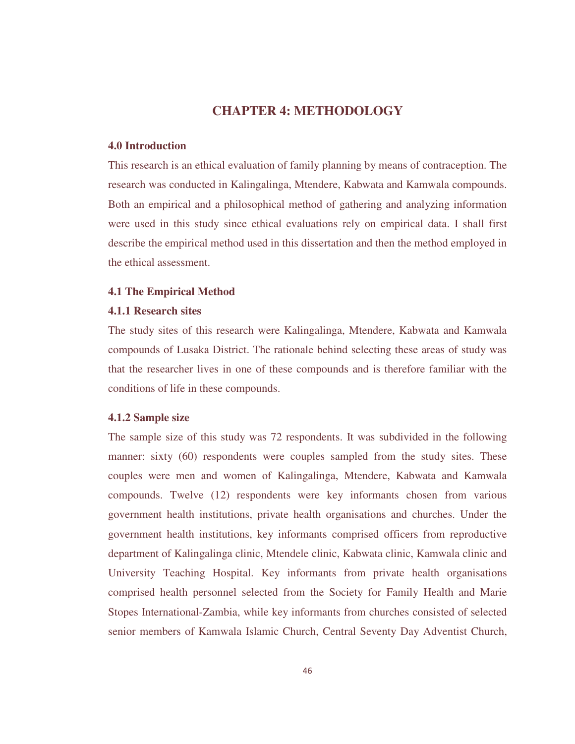# CHAPTER 4: METHODOLOGY

### 4.0 Introduction

This research is an ethical evaluation of family planning by means of contraception. The research was conducted in Kalingalinga, Mtendere, Kabwata and Kamwala compounds. Both an empirical and a philosophical method of gathering and analyzing information were used in this study since ethical evaluations rely on empirical data. I shall first describe the empirical method used in this dissertation and then the method employed in the ethical assessment.

### 4.1 The Empirical Method

#### 4.1.1 Research sites

The study sites of this research were Kalingalinga, Mtendere, Kabwata and Kamwala compounds of Lusaka District. The rationale behind selecting these areas of study was that the researcher lives in one of these compounds and is therefore familiar with the conditions of life in these compounds.

#### 4.1.2 Sample size

The sample size of this study was 72 respondents. It was subdivided in the following manner: sixty (60) respondents were couples sampled from the study sites. These couples were men and women of Kalingalinga, Mtendere, Kabwata and Kamwala compounds. Twelve (12) respondents were key informants chosen from various government health institutions, private health organisations and churches. Under the government health institutions, key informants comprised officers from reproductive department of Kalingalinga clinic, Mtendele clinic, Kabwata clinic, Kamwala clinic and University Teaching Hospital. Key informants from private health organisations comprised health personnel selected from the Society for Family Health and Marie Stopes International-Zambia, while key informants from churches consisted of selected senior members of Kamwala Islamic Church, Central Seventy Day Adventist Church,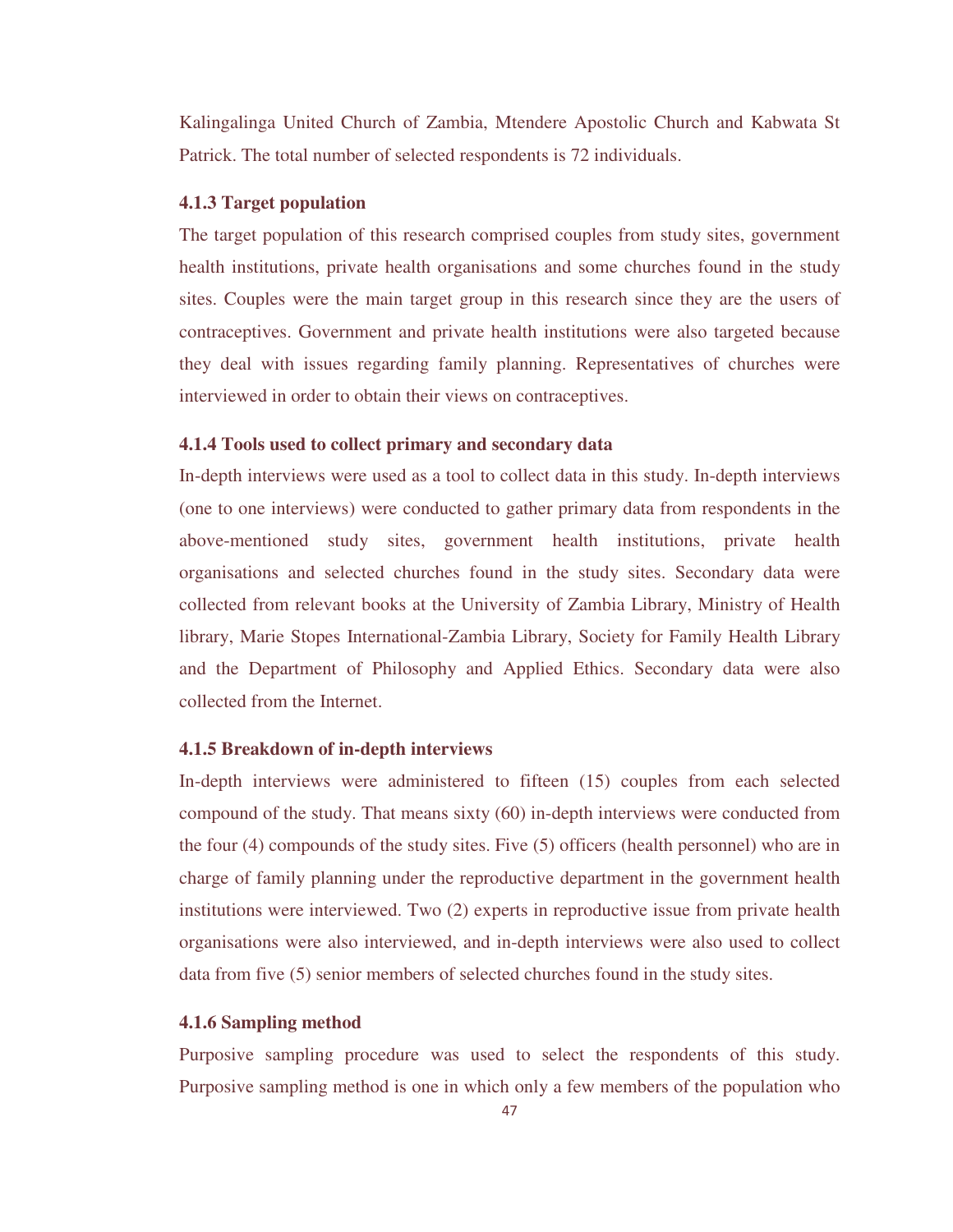Kalingalinga United Church of Zambia, Mtendere Apostolic Church and Kabwata St Patrick. The total number of selected respondents is 72 individuals.

### 4.1.3 Target population

The target population of this research comprised couples from study sites, government health institutions, private health organisations and some churches found in the study sites. Couples were the main target group in this research since they are the users of contraceptives. Government and private health institutions were also targeted because they deal with issues regarding family planning. Representatives of churches were interviewed in order to obtain their views on contraceptives.

### 4.1.4 Tools used to collect primary and secondary data

In-depth interviews were used as a tool to collect data in this study. In-depth interviews (one to one interviews) were conducted to gather primary data from respondents in the above-mentioned study sites, government health institutions, private health organisations and selected churches found in the study sites. Secondary data were collected from relevant books at the University of Zambia Library, Ministry of Health library, Marie Stopes International-Zambia Library, Society for Family Health Library and the Department of Philosophy and Applied Ethics. Secondary data were also collected from the Internet.

### 4.1.5 Breakdown of in-depth interviews

In-depth interviews were administered to fifteen (15) couples from each selected compound of the study. That means sixty (60) in-depth interviews were conducted from the four (4) compounds of the study sites. Five (5) officers (health personnel) who are in charge of family planning under the reproductive department in the government health institutions were interviewed. Two (2) experts in reproductive issue from private health organisations were also interviewed, and in-depth interviews were also used to collect data from five (5) senior members of selected churches found in the study sites.

### 4.1.6 Sampling method

Purposive sampling procedure was used to select the respondents of this study. Purposive sampling method is one in which only a few members of the population who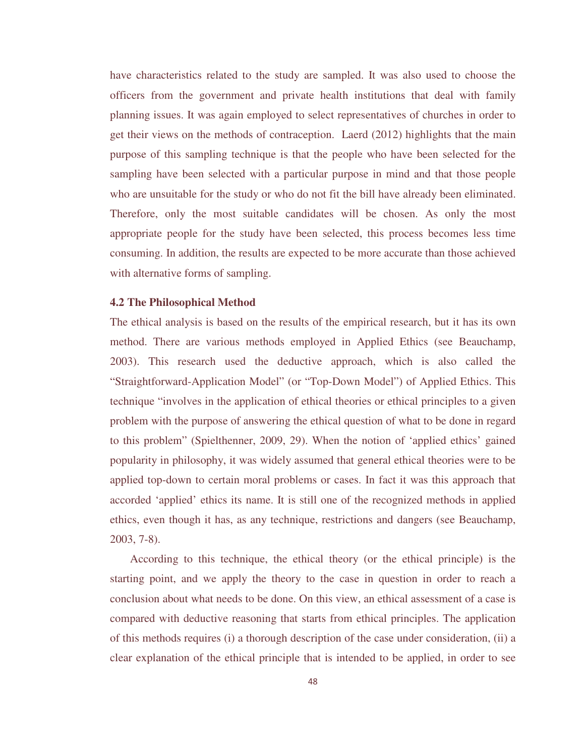have characteristics related to the study are sampled. It was also used to choose the officers from the government and private health institutions that deal with family planning issues. It was again employed to select representatives of churches in order to get their views on the methods of contraception. Laerd (2012) highlights that the main purpose of this sampling technique is that the people who have been selected for the sampling have been selected with a particular purpose in mind and that those people who are unsuitable for the study or who do not fit the bill have already been eliminated. Therefore, only the most suitable candidates will be chosen. As only the most appropriate people for the study have been selected, this process becomes less time consuming. In addition, the results are expected to be more accurate than those achieved with alternative forms of sampling.

### 4.2 The Philosophical Method

The ethical analysis is based on the results of the empirical research, but it has its own method. There are various methods employed in Applied Ethics (see Beauchamp, 2003). This research used the deductive approach, which is also called the "Straightforward-Application Model" (or "Top-Down Model") of Applied Ethics. This technique "involves in the application of ethical theories or ethical principles to a given problem with the purpose of answering the ethical question of what to be done in regard to this problem" (Spielthenner, 2009, 29). When the notion of 'applied ethics' gained popularity in philosophy, it was widely assumed that general ethical theories were to be applied top-down to certain moral problems or cases. In fact it was this approach that accorded 'applied' ethics its name. It is still one of the recognized methods in applied ethics, even though it has, as any technique, restrictions and dangers (see Beauchamp, 2003, 7-8).

According to this technique, the ethical theory (or the ethical principle) is the starting point, and we apply the theory to the case in question in order to reach a conclusion about what needs to be done. On this view, an ethical assessment of a case is compared with deductive reasoning that starts from ethical principles. The application of this methods requires (i) a thorough description of the case under consideration, (ii) a clear explanation of the ethical principle that is intended to be applied, in order to see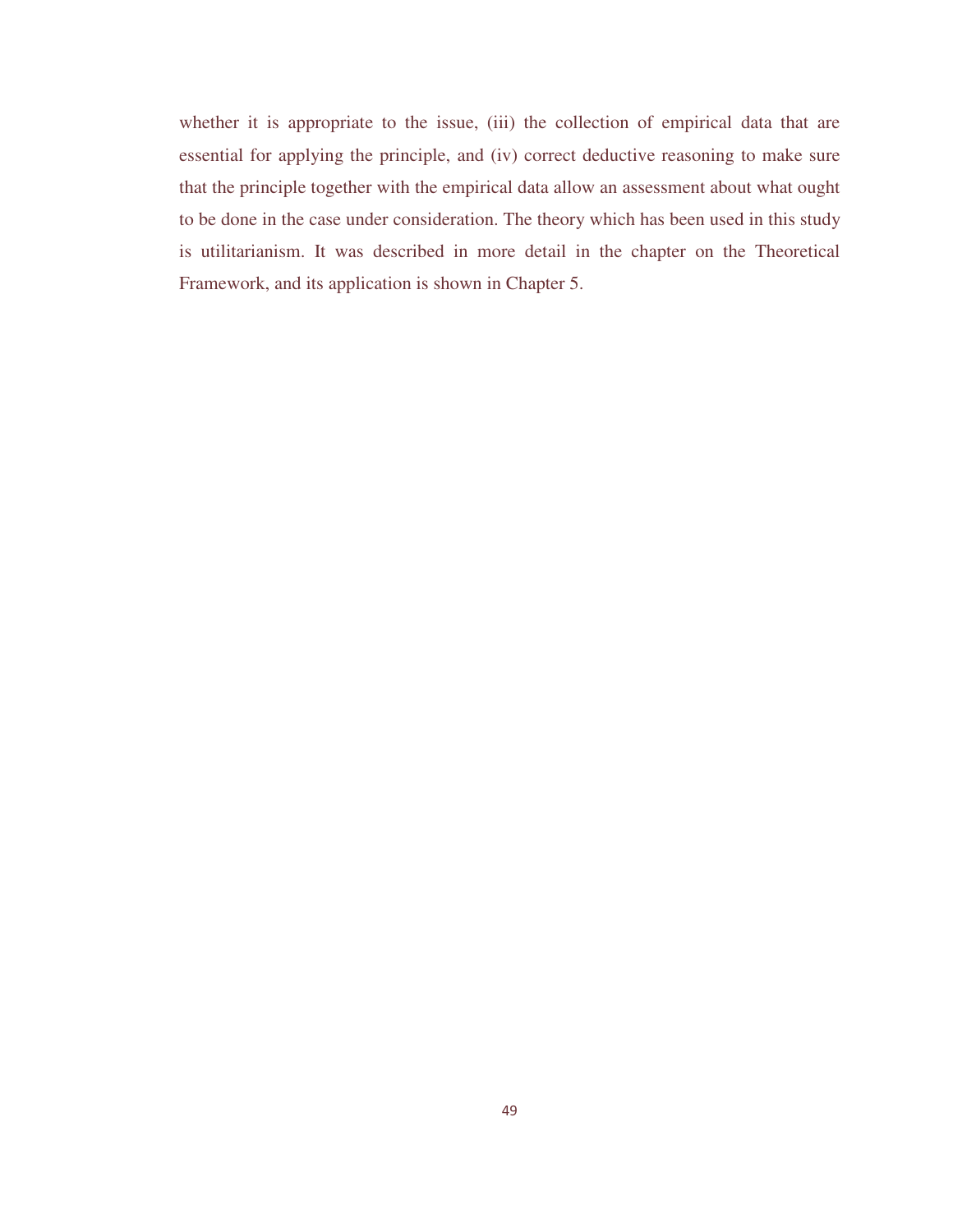whether it is appropriate to the issue, (iii) the collection of empirical data that are essential for applying the principle, and (iv) correct deductive reasoning to make sure that the principle together with the empirical data allow an assessment about what ought to be done in the case under consideration. The theory which has been used in this study is utilitarianism. It was described in more detail in the chapter on the Theoretical Framework, and its application is shown in Chapter 5.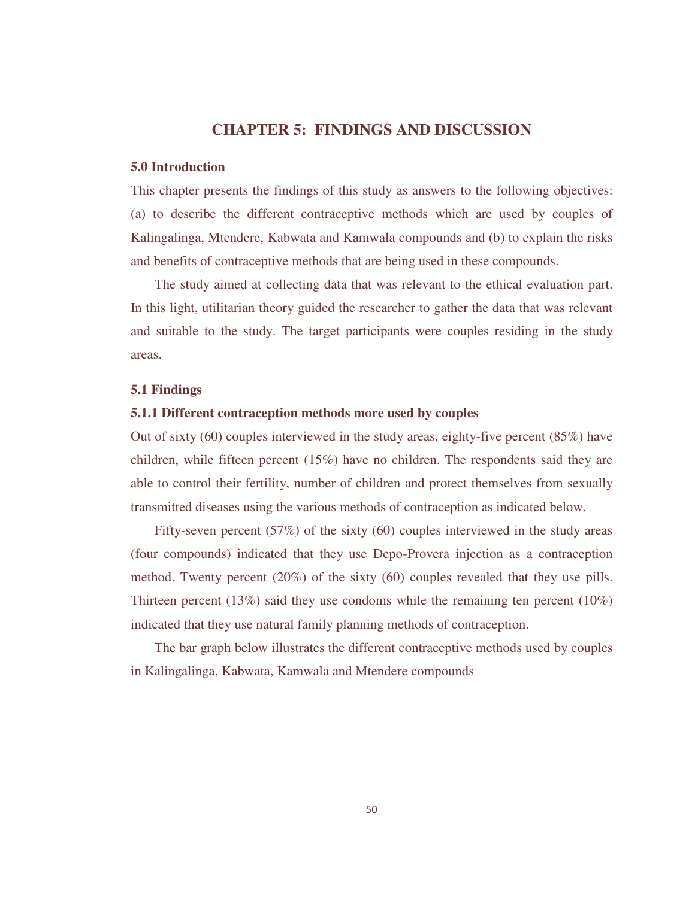# CHAPTER 5: FINDINGS AND DISCUSSION

## 5.0 Introduction

This chapter presents the findings of this study as answers to the following objectives: (a) to describe the different contraceptive methods which are used by couples of Kalingalinga, Mtendere, Kabwata and Kamwala compounds and (b) to explain the risks and benefits of contraceptive methods that are being used in these compounds.

The study aimed at collecting data that was relevant to the ethical evaluation part. In this light, utilitarian theory guided the researcher to gather the data that was relevant and suitable to the study. The target participants were couples residing in the study areas.

## 5.1 Findings

### 5.1.1 Different contraception methods more used by couples

Out of sixty (60) couples interviewed in the study areas, eighty-five percent (85%) have children, while fifteen percent (15%) have no children. The respondents said they are able to control their fertility, number of children and protect themselves from sexually transmitted diseases using the various methods of contraception as indicated below.

Fifty-seven percent (57%) of the sixty (60) couples interviewed in the study areas (four compounds) indicated that they use Depo-Provera injection as a contraception method. Twenty percent (20%) of the sixty (60) couples revealed that they use pills. Thirteen percent (13%) said they use condoms while the remaining ten percent (10%) indicated that they use natural family planning methods of contraception.

The bar graph below illustrates the different contraceptive methods used by couples in Kalingalinga, Kabwata, Kamwala and Mtendere compounds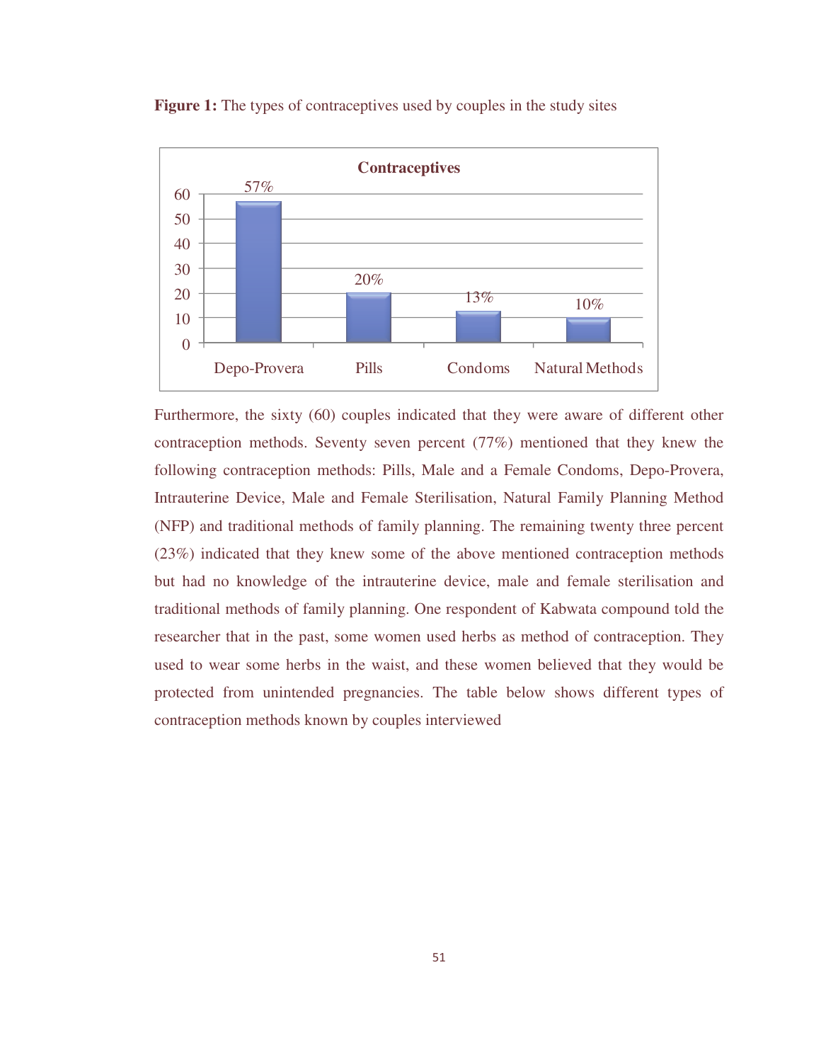**Figure 1:** The types of contraceptives used by couples in the study sites

| Contraceptives | Percentage |
|---|---|
| Depo-Provera | 57% |
| Pills | 20% |
| Condoms | 13% |
| Natural Methods | 10% |

Furthermore, the sixty (60) couples indicated that they were aware of different other contraception methods. Seventy seven percent (77%) mentioned that they knew the following contraception methods: Pills, Male and a Female Condoms, Depo-Provera, Intrauterine Device, Male and Female Sterilisation, Natural Family Planning Method (NFP) and traditional methods of family planning. The remaining twenty three percent (23%) indicated that they knew some of the above mentioned contraception methods but had no knowledge of the intrauterine device, male and female sterilisation and traditional methods of family planning. One respondent of Kabwata compound told the researcher that in the past, some women used herbs as method of contraception. They used to wear some herbs in the waist, and these women believed that they would be protected from unintended pregnancies. The table below shows different types of contraception methods known by couples interviewed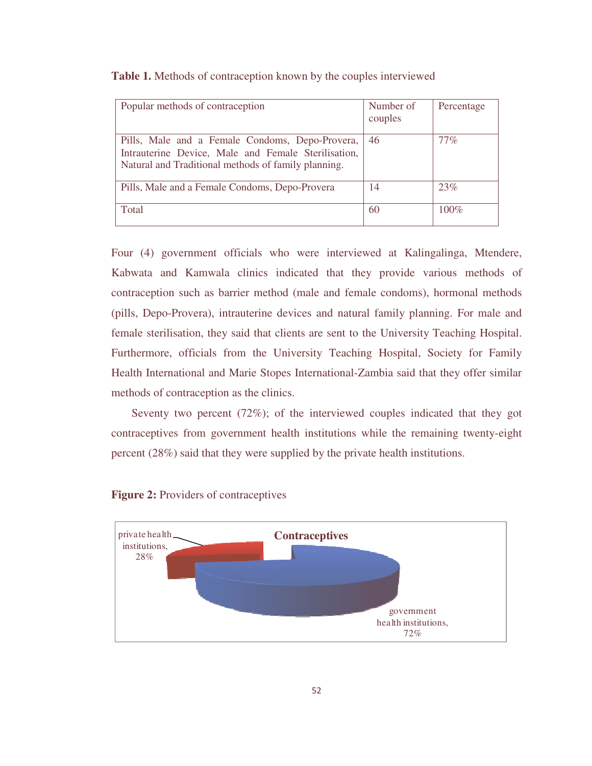**Table 1.** Methods of contraception known by the couples interviewed

| Popular methods of contraception | Number of couples | Percentage |
|---|---|---|
| Pills, Male and a Female Condoms, Depo-Provera, Intrauterine Device, Male and Female Sterilisation, Natural and Traditional methods of family planning. | 46 | 77% |
| Pills, Male and a Female Condoms, Depo-Provera | 14 | 23% |
| Total | 60 | 100% |

Four (4) government officials who were interviewed at Kalingalinga, Mtendere, Kabwata and Kamwala clinics indicated that they provide various methods of contraception such as barrier method (male and female condoms), hormonal methods (pills, Depo-Provera), intrauterine devices and natural family planning. For male and female sterilisation, they said that clients are sent to the University Teaching Hospital. Furthermore, officials from the University Teaching Hospital, Society for Family Health International and Marie Stopes International-Zambia said that they offer similar methods of contraception as the clinics.

Seventy two percent (72%); of the interviewed couples indicated that they got contraceptives from government health institutions while the remaining twenty-eight percent (28%) said that they were supplied by the private health institutions.

**Figure 2:** Providers of contraceptives

Contraceptives

private health institutions, 28%

government health institutions, 72%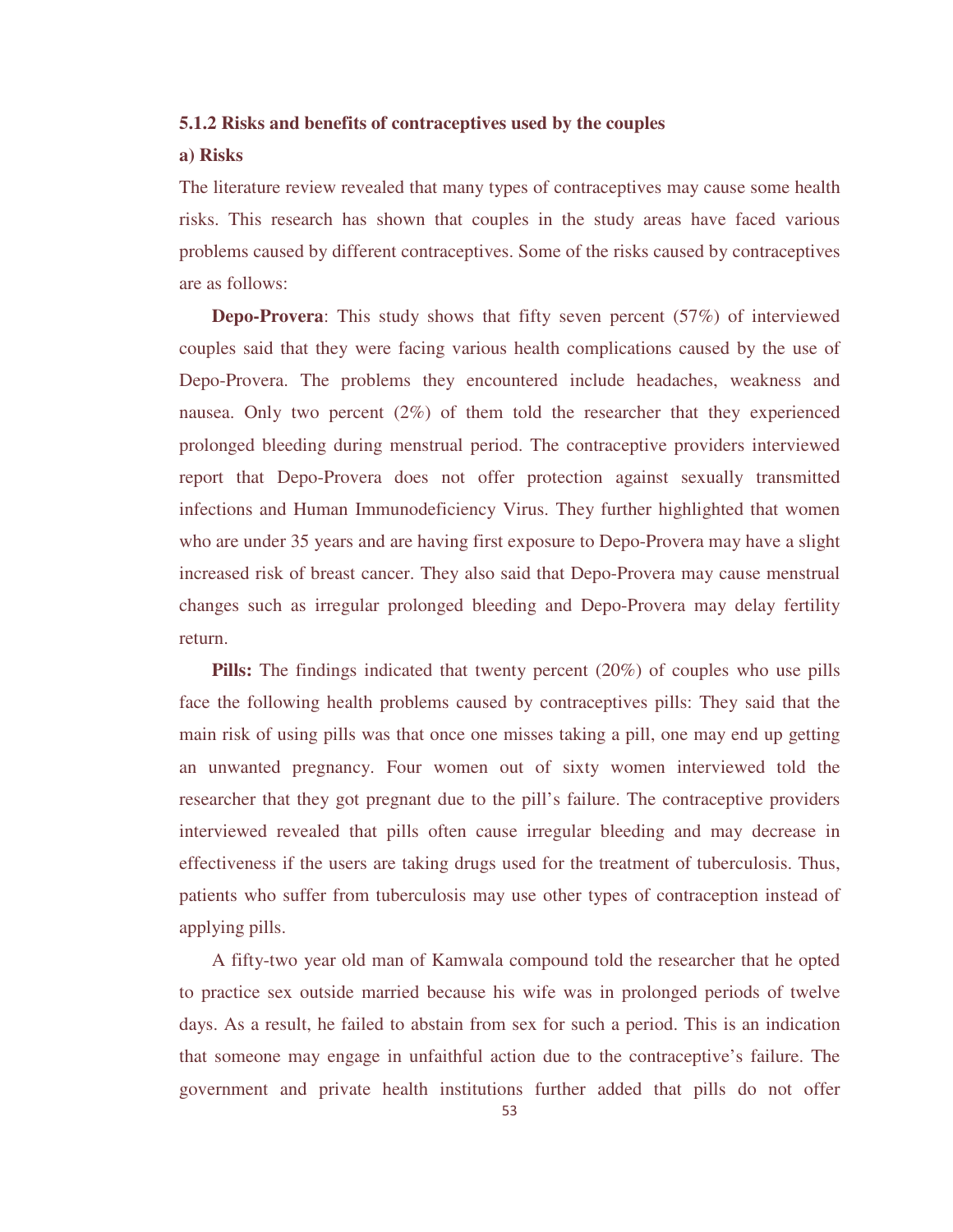### 5.1.2 Risks and benefits of contraceptives used by the couples

#### a) Risks

The literature review revealed that many types of contraceptives may cause some health risks. This research has shown that couples in the study areas have faced various problems caused by different contraceptives. Some of the risks caused by contraceptives are as follows:

**Depo-Provera**: This study shows that fifty seven percent (57%) of interviewed couples said that they were facing various health complications caused by the use of Depo-Provera. The problems they encountered include headaches, weakness and nausea. Only two percent (2%) of them told the researcher that they experienced prolonged bleeding during menstrual period. The contraceptive providers interviewed report that Depo-Provera does not offer protection against sexually transmitted infections and Human Immunodeficiency Virus. They further highlighted that women who are under 35 years and are having first exposure to Depo-Provera may have a slight increased risk of breast cancer. They also said that Depo-Provera may cause menstrual changes such as irregular prolonged bleeding and Depo-Provera may delay fertility return.

**Pills:** The findings indicated that twenty percent (20%) of couples who use pills face the following health problems caused by contraceptives pills: They said that the main risk of using pills was that once one misses taking a pill, one may end up getting an unwanted pregnancy. Four women out of sixty women interviewed told the researcher that they got pregnant due to the pill's failure. The contraceptive providers interviewed revealed that pills often cause irregular bleeding and may decrease in effectiveness if the users are taking drugs used for the treatment of tuberculosis. Thus, patients who suffer from tuberculosis may use other types of contraception instead of applying pills.

A fifty-two year old man of Kamwala compound told the researcher that he opted to practice sex outside married because his wife was in prolonged periods of twelve days. As a result, he failed to abstain from sex for such a period. This is an indication that someone may engage in unfaithful action due to the contraceptive's failure. The government and private health institutions further added that pills do not offer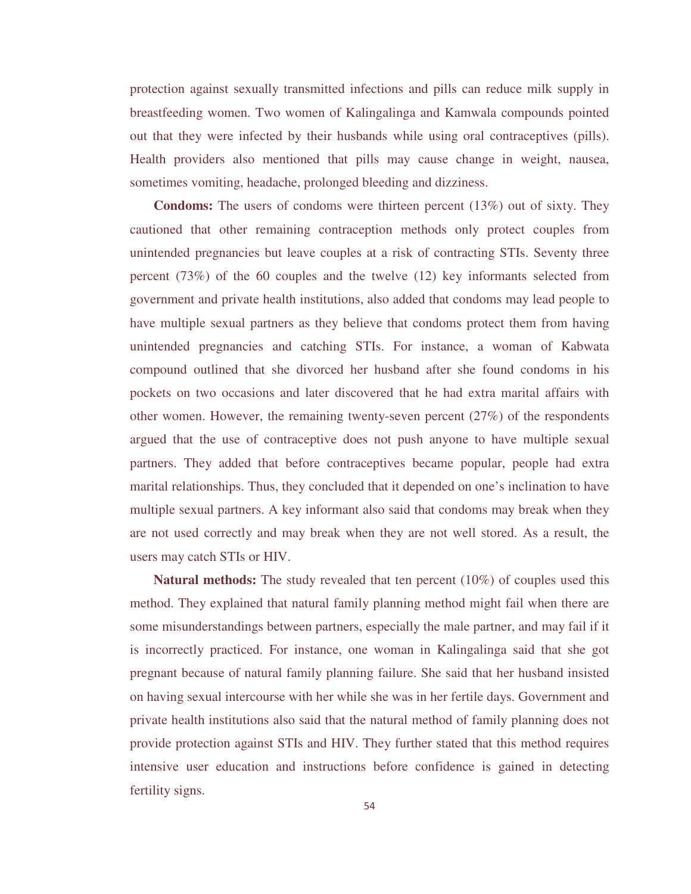protection against sexually transmitted infections and pills can reduce milk supply in breastfeeding women. Two women of Kalingalinga and Kamwala compounds pointed out that they were infected by their husbands while using oral contraceptives (pills). Health providers also mentioned that pills may cause change in weight, nausea, sometimes vomiting, headache, prolonged bleeding and dizziness.

**Condoms:** The users of condoms were thirteen percent (13%) out of sixty. They cautioned that other remaining contraception methods only protect couples from unintended pregnancies but leave couples at a risk of contracting STIs. Seventy three percent (73%) of the 60 couples and the twelve (12) key informants selected from government and private health institutions, also added that condoms may lead people to have multiple sexual partners as they believe that condoms protect them from having unintended pregnancies and catching STIs. For instance, a woman of Kabwata compound outlined that she divorced her husband after she found condoms in his pockets on two occasions and later discovered that he had extra marital affairs with other women. However, the remaining twenty-seven percent (27%) of the respondents argued that the use of contraceptive does not push anyone to have multiple sexual partners. They added that before contraceptives became popular, people had extra marital relationships. Thus, they concluded that it depended on one's inclination to have multiple sexual partners. A key informant also said that condoms may break when they are not used correctly and may break when they are not well stored. As a result, the users may catch STIs or HIV.

**Natural methods:** The study revealed that ten percent (10%) of couples used this method. They explained that natural family planning method might fail when there are some misunderstandings between partners, especially the male partner, and may fail if it is incorrectly practiced. For instance, one woman in Kalingalinga said that she got pregnant because of natural family planning failure. She said that her husband insisted on having sexual intercourse with her while she was in her fertile days. Government and private health institutions also said that the natural method of family planning does not provide protection against STIs and HIV. They further stated that this method requires intensive user education and instructions before confidence is gained in detecting fertility signs.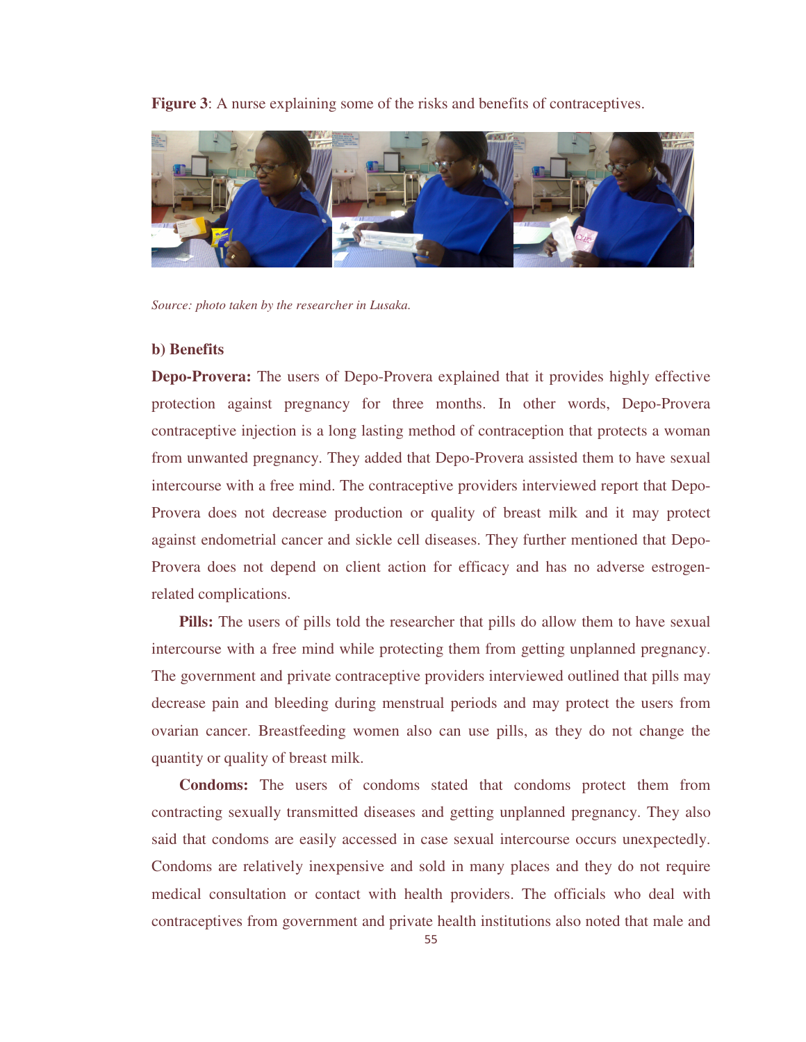**Figure 3**: A nurse explaining some of the risks and benefits of contraceptives.

*Source: photo taken by the researcher in Lusaka.*

**b) Benefits**

**Depo-Provera:** The users of Depo-Provera explained that it provides highly effective protection against pregnancy for three months. In other words, Depo-Provera contraceptive injection is a long lasting method of contraception that protects a woman from unwanted pregnancy. They added that Depo-Provera assisted them to have sexual intercourse with a free mind. The contraceptive providers interviewed report that Depo-Provera does not decrease production or quality of breast milk and it may protect against endometrial cancer and sickle cell diseases. They further mentioned that Depo-Provera does not depend on client action for efficacy and has no adverse estrogen-related complications.

**Pills:** The users of pills told the researcher that pills do allow them to have sexual intercourse with a free mind while protecting them from getting unplanned pregnancy. The government and private contraceptive providers interviewed outlined that pills may decrease pain and bleeding during menstrual periods and may protect the users from ovarian cancer. Breastfeeding women also can use pills, as they do not change the quantity or quality of breast milk.

**Condoms:** The users of condoms stated that condoms protect them from contracting sexually transmitted diseases and getting unplanned pregnancy. They also said that condoms are easily accessed in case sexual intercourse occurs unexpectedly. Condoms are relatively inexpensive and sold in many places and they do not require medical consultation or contact with health providers. The officials who deal with contraceptives from government and private health institutions also noted that male and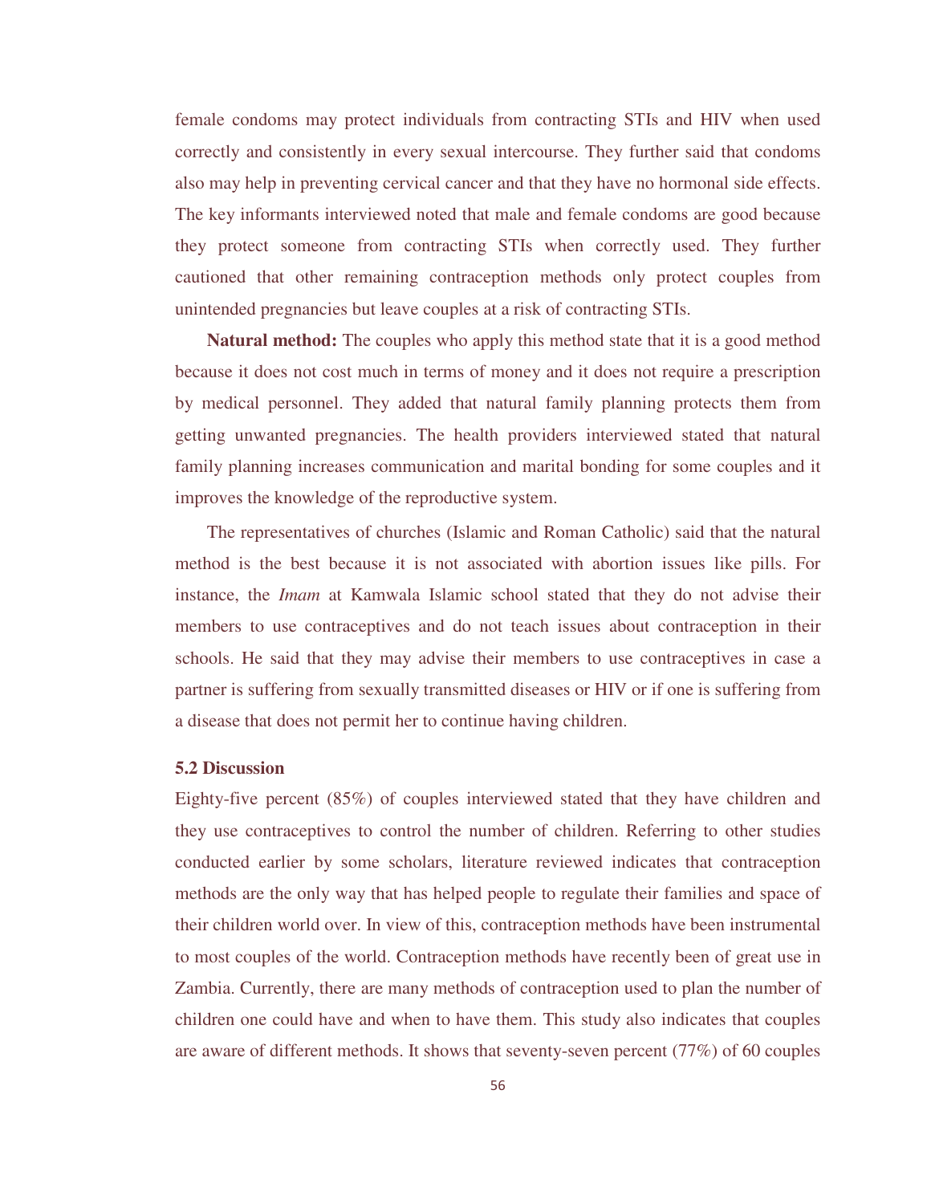female condoms may protect individuals from contracting STIs and HIV when used correctly and consistently in every sexual intercourse. They further said that condoms also may help in preventing cervical cancer and that they have no hormonal side effects. The key informants interviewed noted that male and female condoms are good because they protect someone from contracting STIs when correctly used. They further cautioned that other remaining contraception methods only protect couples from unintended pregnancies but leave couples at a risk of contracting STIs.

**Natural method:** The couples who apply this method state that it is a good method because it does not cost much in terms of money and it does not require a prescription by medical personnel. They added that natural family planning protects them from getting unwanted pregnancies. The health providers interviewed stated that natural family planning increases communication and marital bonding for some couples and it improves the knowledge of the reproductive system.

The representatives of churches (Islamic and Roman Catholic) said that the natural method is the best because it is not associated with abortion issues like pills. For instance, the *Imam* at Kamwala Islamic school stated that they do not advise their members to use contraceptives and do not teach issues about contraception in their schools. He said that they may advise their members to use contraceptives in case a partner is suffering from sexually transmitted diseases or HIV or if one is suffering from a disease that does not permit her to continue having children.

## 5.2 Discussion

Eighty-five percent (85%) of couples interviewed stated that they have children and they use contraceptives to control the number of children. Referring to other studies conducted earlier by some scholars, literature reviewed indicates that contraception methods are the only way that has helped people to regulate their families and space of their children world over. In view of this, contraception methods have been instrumental to most couples of the world. Contraception methods have recently been of great use in Zambia. Currently, there are many methods of contraception used to plan the number of children one could have and when to have them. This study also indicates that couples are aware of different methods. It shows that seventy-seven percent (77%) of 60 couples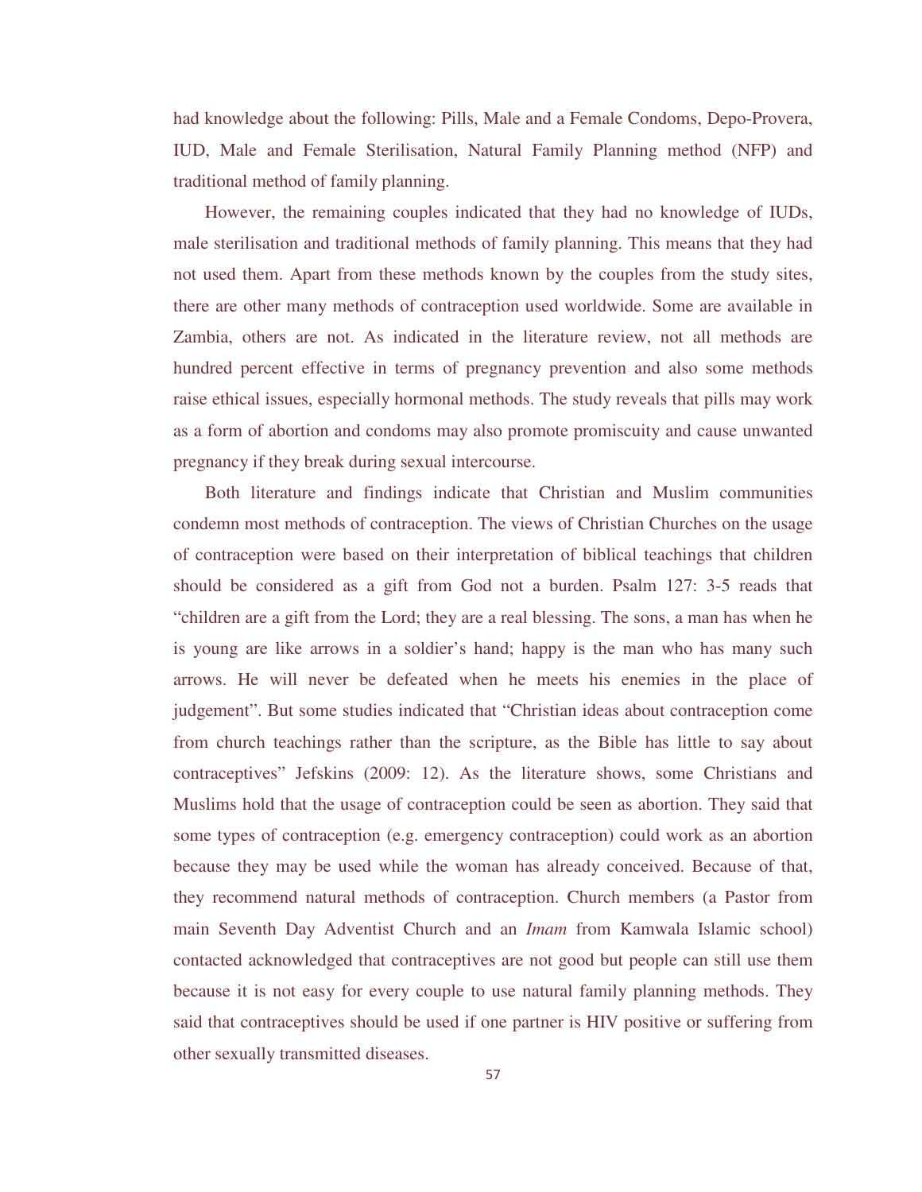had knowledge about the following: Pills, Male and a Female Condoms, Depo-Provera, IUD, Male and Female Sterilisation, Natural Family Planning method (NFP) and traditional method of family planning.

However, the remaining couples indicated that they had no knowledge of IUDs, male sterilisation and traditional methods of family planning. This means that they had not used them. Apart from these methods known by the couples from the study sites, there are other many methods of contraception used worldwide. Some are available in Zambia, others are not. As indicated in the literature review, not all methods are hundred percent effective in terms of pregnancy prevention and also some methods raise ethical issues, especially hormonal methods. The study reveals that pills may work as a form of abortion and condoms may also promote promiscuity and cause unwanted pregnancy if they break during sexual intercourse.

Both literature and findings indicate that Christian and Muslim communities condemn most methods of contraception. The views of Christian Churches on the usage of contraception were based on their interpretation of biblical teachings that children should be considered as a gift from God not a burden. Psalm 127: 3-5 reads that "children are a gift from the Lord; they are a real blessing. The sons, a man has when he is young are like arrows in a soldier's hand; happy is the man who has many such arrows. He will never be defeated when he meets his enemies in the place of judgement". But some studies indicated that "Christian ideas about contraception come from church teachings rather than the scripture, as the Bible has little to say about contraceptives" Jefskins (2009: 12). As the literature shows, some Christians and Muslims hold that the usage of contraception could be seen as abortion. They said that some types of contraception (e.g. emergency contraception) could work as an abortion because they may be used while the woman has already conceived. Because of that, they recommend natural methods of contraception. Church members (a Pastor from main Seventh Day Adventist Church and an *Imam* from Kamwala Islamic school) contacted acknowledged that contraceptives are not good but people can still use them because it is not easy for every couple to use natural family planning methods. They said that contraceptives should be used if one partner is HIV positive or suffering from other sexually transmitted diseases.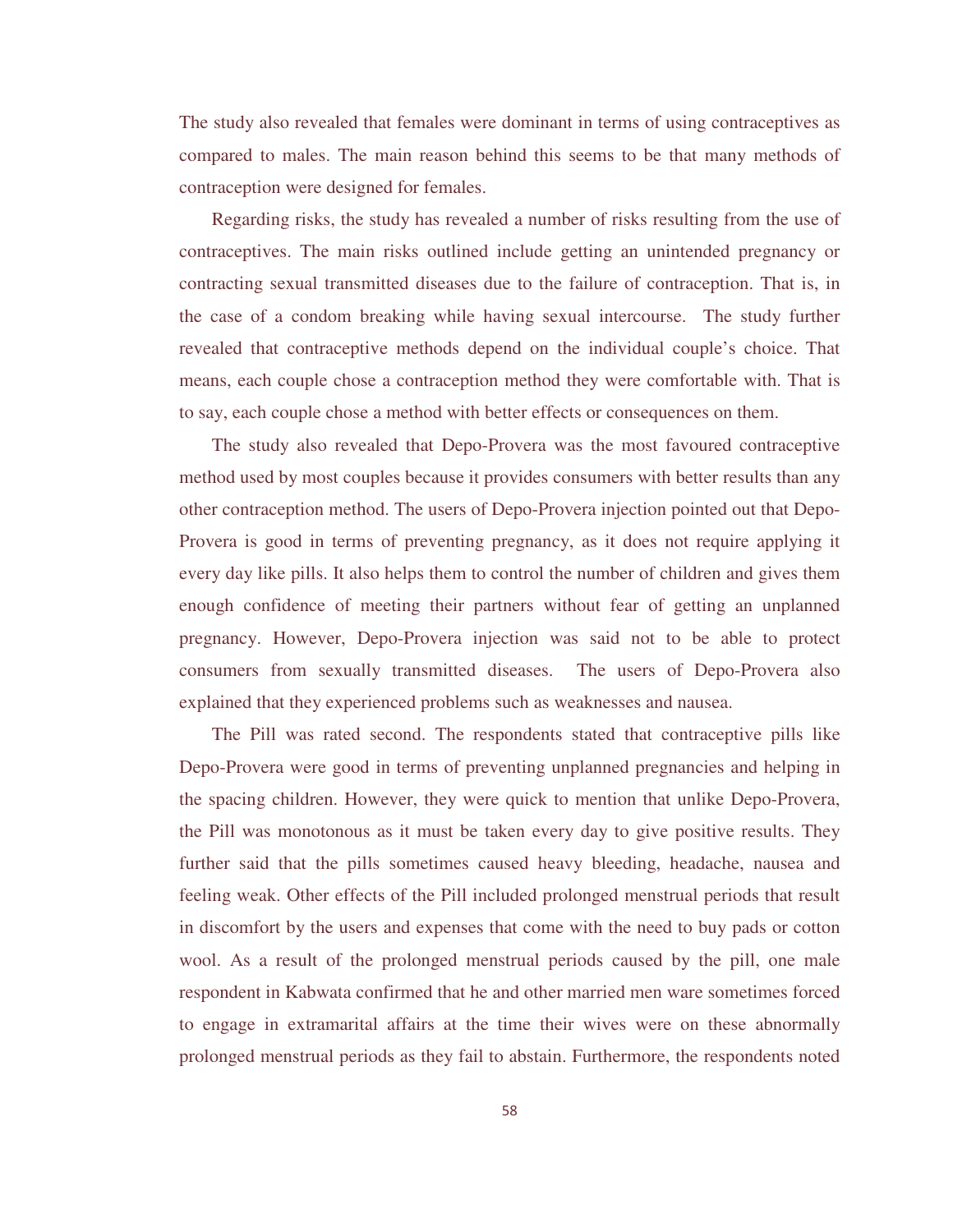The study also revealed that females were dominant in terms of using contraceptives as compared to males. The main reason behind this seems to be that many methods of contraception were designed for females.

Regarding risks, the study has revealed a number of risks resulting from the use of contraceptives. The main risks outlined include getting an unintended pregnancy or contracting sexual transmitted diseases due to the failure of contraception. That is, in the case of a condom breaking while having sexual intercourse. The study further revealed that contraceptive methods depend on the individual couple's choice. That means, each couple chose a contraception method they were comfortable with. That is to say, each couple chose a method with better effects or consequences on them.

The study also revealed that Depo-Provera was the most favoured contraceptive method used by most couples because it provides consumers with better results than any other contraception method. The users of Depo-Provera injection pointed out that Depo-Provera is good in terms of preventing pregnancy, as it does not require applying it every day like pills. It also helps them to control the number of children and gives them enough confidence of meeting their partners without fear of getting an unplanned pregnancy. However, Depo-Provera injection was said not to be able to protect consumers from sexually transmitted diseases. The users of Depo-Provera also explained that they experienced problems such as weaknesses and nausea.

The Pill was rated second. The respondents stated that contraceptive pills like Depo-Provera were good in terms of preventing unplanned pregnancies and helping in the spacing children. However, they were quick to mention that unlike Depo-Provera, the Pill was monotonous as it must be taken every day to give positive results. They further said that the pills sometimes caused heavy bleeding, headache, nausea and feeling weak. Other effects of the Pill included prolonged menstrual periods that result in discomfort by the users and expenses that come with the need to buy pads or cotton wool. As a result of the prolonged menstrual periods caused by the pill, one male respondent in Kabwata confirmed that he and other married men ware sometimes forced to engage in extramarital affairs at the time their wives were on these abnormally prolonged menstrual periods as they fail to abstain. Furthermore, the respondents noted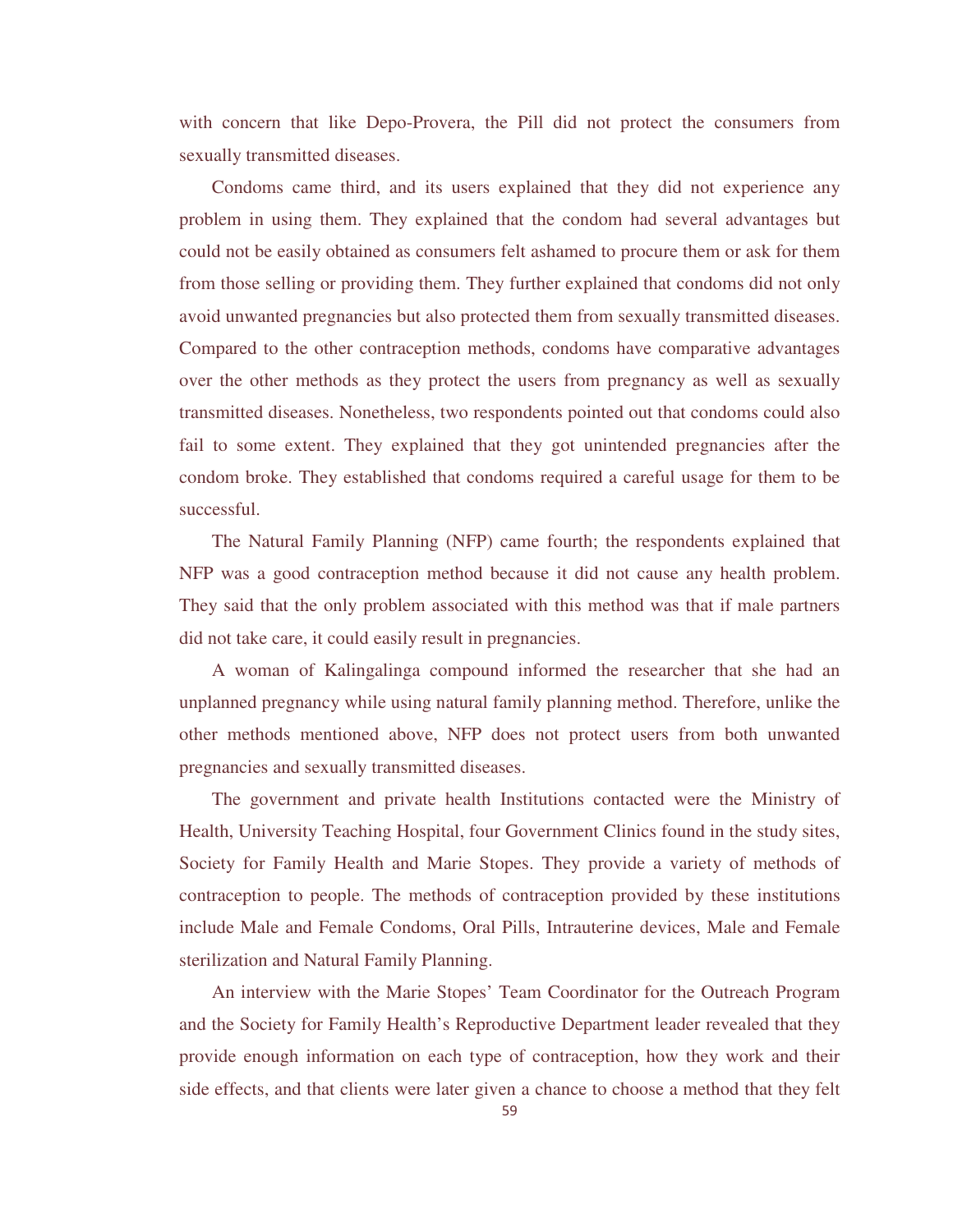with concern that like Depo-Provera, the Pill did not protect the consumers from sexually transmitted diseases.

Condoms came third, and its users explained that they did not experience any problem in using them. They explained that the condom had several advantages but could not be easily obtained as consumers felt ashamed to procure them or ask for them from those selling or providing them. They further explained that condoms did not only avoid unwanted pregnancies but also protected them from sexually transmitted diseases. Compared to the other contraception methods, condoms have comparative advantages over the other methods as they protect the users from pregnancy as well as sexually transmitted diseases. Nonetheless, two respondents pointed out that condoms could also fail to some extent. They explained that they got unintended pregnancies after the condom broke. They established that condoms required a careful usage for them to be successful.

The Natural Family Planning (NFP) came fourth; the respondents explained that NFP was a good contraception method because it did not cause any health problem. They said that the only problem associated with this method was that if male partners did not take care, it could easily result in pregnancies.

A woman of Kalingalinga compound informed the researcher that she had an unplanned pregnancy while using natural family planning method. Therefore, unlike the other methods mentioned above, NFP does not protect users from both unwanted pregnancies and sexually transmitted diseases.

The government and private health Institutions contacted were the Ministry of Health, University Teaching Hospital, four Government Clinics found in the study sites, Society for Family Health and Marie Stopes. They provide a variety of methods of contraception to people. The methods of contraception provided by these institutions include Male and Female Condoms, Oral Pills, Intrauterine devices, Male and Female sterilization and Natural Family Planning.

An interview with the Marie Stopes' Team Coordinator for the Outreach Program and the Society for Family Health's Reproductive Department leader revealed that they provide enough information on each type of contraception, how they work and their side effects, and that clients were later given a chance to choose a method that they felt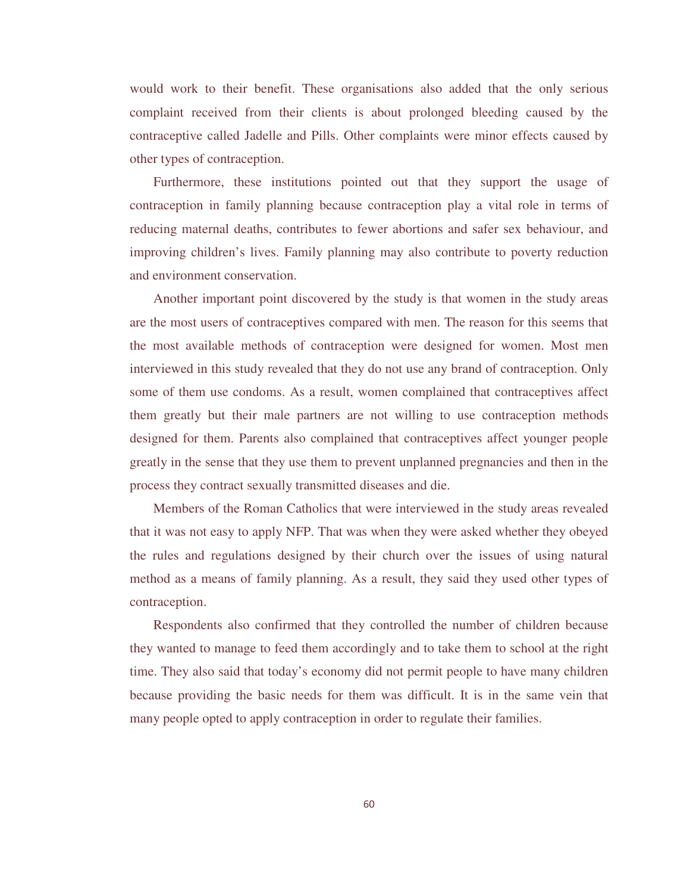would work to their benefit. These organisations also added that the only serious complaint received from their clients is about prolonged bleeding caused by the contraceptive called Jadelle and Pills. Other complaints were minor effects caused by other types of contraception.

Furthermore, these institutions pointed out that they support the usage of contraception in family planning because contraception play a vital role in terms of reducing maternal deaths, contributes to fewer abortions and safer sex behaviour, and improving children's lives. Family planning may also contribute to poverty reduction and environment conservation.

Another important point discovered by the study is that women in the study areas are the most users of contraceptives compared with men. The reason for this seems that the most available methods of contraception were designed for women. Most men interviewed in this study revealed that they do not use any brand of contraception. Only some of them use condoms. As a result, women complained that contraceptives affect them greatly but their male partners are not willing to use contraception methods designed for them. Parents also complained that contraceptives affect younger people greatly in the sense that they use them to prevent unplanned pregnancies and then in the process they contract sexually transmitted diseases and die.

Members of the Roman Catholics that were interviewed in the study areas revealed that it was not easy to apply NFP. That was when they were asked whether they obeyed the rules and regulations designed by their church over the issues of using natural method as a means of family planning. As a result, they said they used other types of contraception.

Respondents also confirmed that they controlled the number of children because they wanted to manage to feed them accordingly and to take them to school at the right time. They also said that today's economy did not permit people to have many children because providing the basic needs for them was difficult. It is in the same vein that many people opted to apply contraception in order to regulate their families.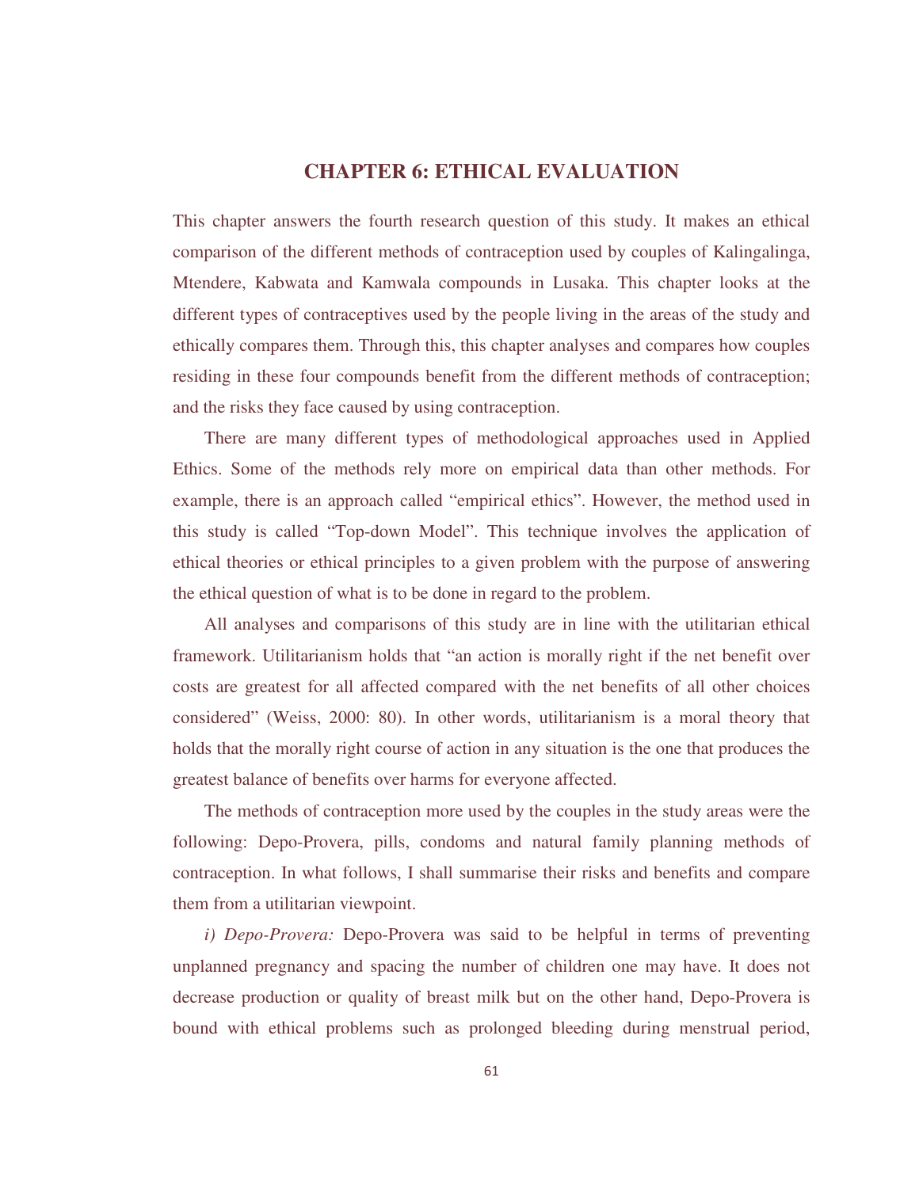# CHAPTER 6: ETHICAL EVALUATION

This chapter answers the fourth research question of this study. It makes an ethical comparison of the different methods of contraception used by couples of Kalingalinga, Mtendere, Kabwata and Kamwala compounds in Lusaka. This chapter looks at the different types of contraceptives used by the people living in the areas of the study and ethically compares them. Through this, this chapter analyses and compares how couples residing in these four compounds benefit from the different methods of contraception; and the risks they face caused by using contraception.

There are many different types of methodological approaches used in Applied Ethics. Some of the methods rely more on empirical data than other methods. For example, there is an approach called "empirical ethics". However, the method used in this study is called "Top-down Model". This technique involves the application of ethical theories or ethical principles to a given problem with the purpose of answering the ethical question of what is to be done in regard to the problem.

All analyses and comparisons of this study are in line with the utilitarian ethical framework. Utilitarianism holds that "an action is morally right if the net benefit over costs are greatest for all affected compared with the net benefits of all other choices considered" (Weiss, 2000: 80). In other words, utilitarianism is a moral theory that holds that the morally right course of action in any situation is the one that produces the greatest balance of benefits over harms for everyone affected.

The methods of contraception more used by the couples in the study areas were the following: Depo-Provera, pills, condoms and natural family planning methods of contraception. In what follows, I shall summarise their risks and benefits and compare them from a utilitarian viewpoint.

*i) Depo-Provera:* Depo-Provera was said to be helpful in terms of preventing unplanned pregnancy and spacing the number of children one may have. It does not decrease production or quality of breast milk but on the other hand, Depo-Provera is bound with ethical problems such as prolonged bleeding during menstrual period,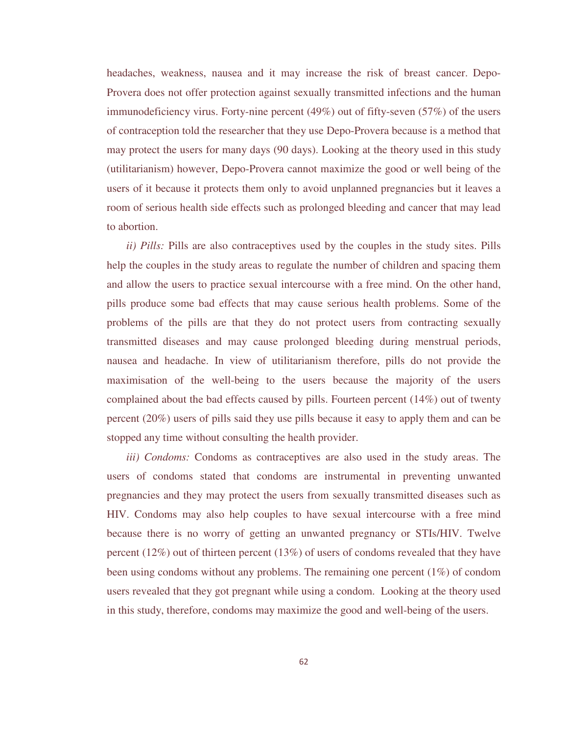headaches, weakness, nausea and it may increase the risk of breast cancer. Depo-Provera does not offer protection against sexually transmitted infections and the human immunodeficiency virus. Forty-nine percent (49%) out of fifty-seven (57%) of the users of contraception told the researcher that they use Depo-Provera because is a method that may protect the users for many days (90 days). Looking at the theory used in this study (utilitarianism) however, Depo-Provera cannot maximize the good or well being of the users of it because it protects them only to avoid unplanned pregnancies but it leaves a room of serious health side effects such as prolonged bleeding and cancer that may lead to abortion.

*ii) Pills:* Pills are also contraceptives used by the couples in the study sites. Pills help the couples in the study areas to regulate the number of children and spacing them and allow the users to practice sexual intercourse with a free mind. On the other hand, pills produce some bad effects that may cause serious health problems. Some of the problems of the pills are that they do not protect users from contracting sexually transmitted diseases and may cause prolonged bleeding during menstrual periods, nausea and headache. In view of utilitarianism therefore, pills do not provide the maximisation of the well-being to the users because the majority of the users complained about the bad effects caused by pills. Fourteen percent (14%) out of twenty percent (20%) users of pills said they use pills because it easy to apply them and can be stopped any time without consulting the health provider.

*iii) Condoms:* Condoms as contraceptives are also used in the study areas. The users of condoms stated that condoms are instrumental in preventing unwanted pregnancies and they may protect the users from sexually transmitted diseases such as HIV. Condoms may also help couples to have sexual intercourse with a free mind because there is no worry of getting an unwanted pregnancy or STIs/HIV. Twelve percent (12%) out of thirteen percent (13%) of users of condoms revealed that they have been using condoms without any problems. The remaining one percent (1%) of condom users revealed that they got pregnant while using a condom. Looking at the theory used in this study, therefore, condoms may maximize the good and well-being of the users.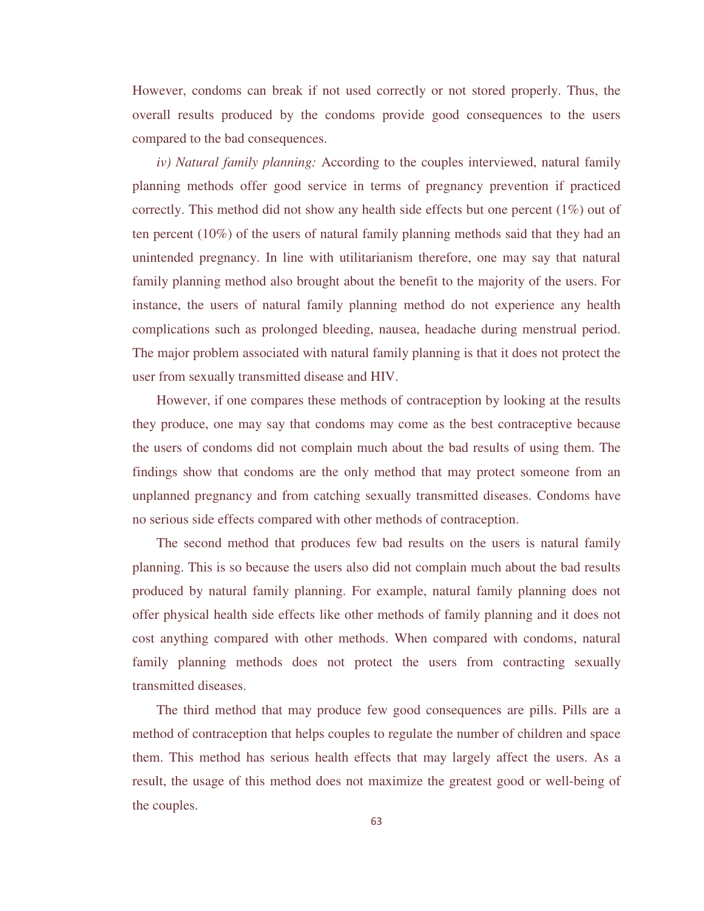However, condoms can break if not used correctly or not stored properly. Thus, the overall results produced by the condoms provide good consequences to the users compared to the bad consequences.

*iv) Natural family planning:* According to the couples interviewed, natural family planning methods offer good service in terms of pregnancy prevention if practiced correctly. This method did not show any health side effects but one percent (1%) out of ten percent (10%) of the users of natural family planning methods said that they had an unintended pregnancy. In line with utilitarianism therefore, one may say that natural family planning method also brought about the benefit to the majority of the users. For instance, the users of natural family planning method do not experience any health complications such as prolonged bleeding, nausea, headache during menstrual period. The major problem associated with natural family planning is that it does not protect the user from sexually transmitted disease and HIV.

However, if one compares these methods of contraception by looking at the results they produce, one may say that condoms may come as the best contraceptive because the users of condoms did not complain much about the bad results of using them. The findings show that condoms are the only method that may protect someone from an unplanned pregnancy and from catching sexually transmitted diseases. Condoms have no serious side effects compared with other methods of contraception.

The second method that produces few bad results on the users is natural family planning. This is so because the users also did not complain much about the bad results produced by natural family planning. For example, natural family planning does not offer physical health side effects like other methods of family planning and it does not cost anything compared with other methods. When compared with condoms, natural family planning methods does not protect the users from contracting sexually transmitted diseases.

The third method that may produce few good consequences are pills. Pills are a method of contraception that helps couples to regulate the number of children and space them. This method has serious health effects that may largely affect the users. As a result, the usage of this method does not maximize the greatest good or well-being of the couples.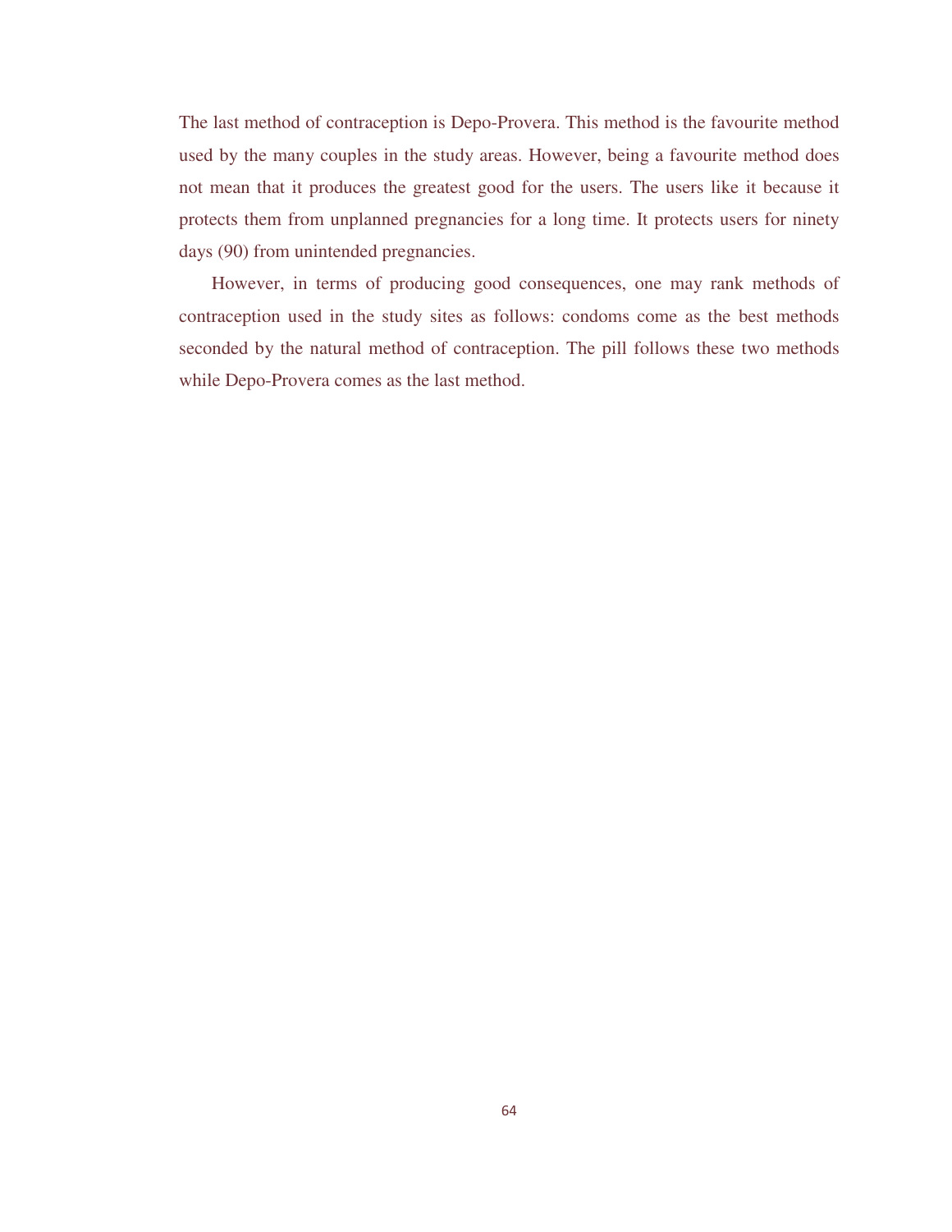The last method of contraception is Depo-Provera. This method is the favourite method used by the many couples in the study areas. However, being a favourite method does not mean that it produces the greatest good for the users. The users like it because it protects them from unplanned pregnancies for a long time. It protects users for ninety days (90) from unintended pregnancies.

However, in terms of producing good consequences, one may rank methods of contraception used in the study sites as follows: condoms come as the best methods seconded by the natural method of contraception. The pill follows these two methods while Depo-Provera comes as the last method.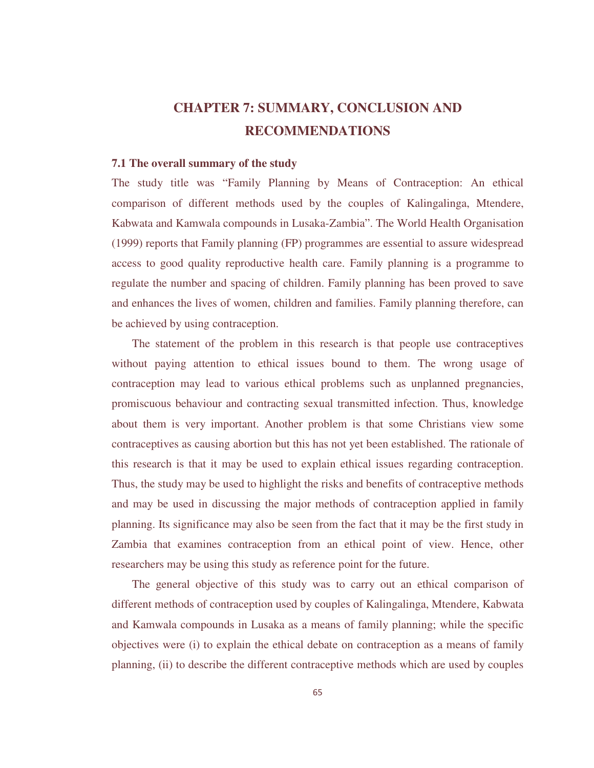# CHAPTER 7: SUMMARY, CONCLUSION AND RECOMMENDATIONS

## 7.1 The overall summary of the study

The study title was "Family Planning by Means of Contraception: An ethical comparison of different methods used by the couples of Kalingalinga, Mtendere, Kabwata and Kamwala compounds in Lusaka-Zambia". The World Health Organisation (1999) reports that Family planning (FP) programmes are essential to assure widespread access to good quality reproductive health care. Family planning is a programme to regulate the number and spacing of children. Family planning has been proved to save and enhances the lives of women, children and families. Family planning therefore, can be achieved by using contraception.

The statement of the problem in this research is that people use contraceptives without paying attention to ethical issues bound to them. The wrong usage of contraception may lead to various ethical problems such as unplanned pregnancies, promiscuous behaviour and contracting sexual transmitted infection. Thus, knowledge about them is very important. Another problem is that some Christians view some contraceptives as causing abortion but this has not yet been established. The rationale of this research is that it may be used to explain ethical issues regarding contraception. Thus, the study may be used to highlight the risks and benefits of contraceptive methods and may be used in discussing the major methods of contraception applied in family planning. Its significance may also be seen from the fact that it may be the first study in Zambia that examines contraception from an ethical point of view. Hence, other researchers may be using this study as reference point for the future.

The general objective of this study was to carry out an ethical comparison of different methods of contraception used by couples of Kalingalinga, Mtendere, Kabwata and Kamwala compounds in Lusaka as a means of family planning; while the specific objectives were (i) to explain the ethical debate on contraception as a means of family planning, (ii) to describe the different contraceptive methods which are used by couples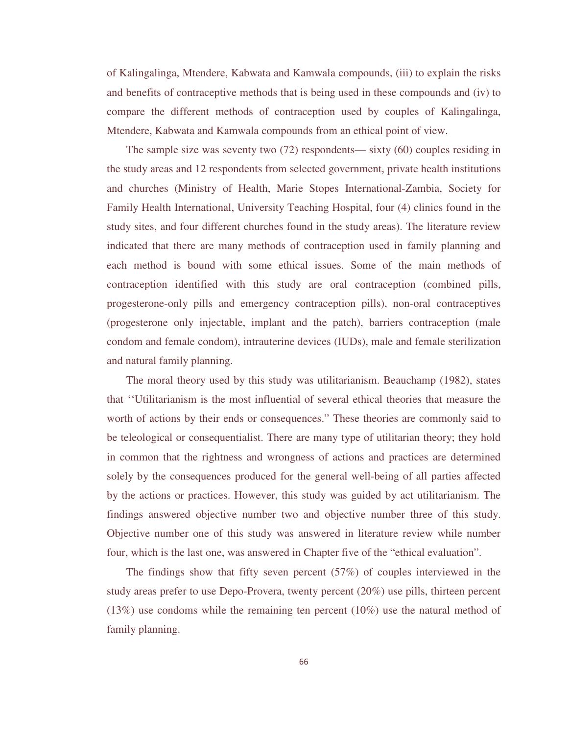of Kalingalinga, Mtendere, Kabwata and Kamwala compounds, (iii) to explain the risks and benefits of contraceptive methods that is being used in these compounds and (iv) to compare the different methods of contraception used by couples of Kalingalinga, Mtendere, Kabwata and Kamwala compounds from an ethical point of view.

The sample size was seventy two (72) respondents— sixty (60) couples residing in the study areas and 12 respondents from selected government, private health institutions and churches (Ministry of Health, Marie Stopes International-Zambia, Society for Family Health International, University Teaching Hospital, four (4) clinics found in the study sites, and four different churches found in the study areas). The literature review indicated that there are many methods of contraception used in family planning and each method is bound with some ethical issues. Some of the main methods of contraception identified with this study are oral contraception (combined pills, progesterone-only pills and emergency contraception pills), non-oral contraceptives (progesterone only injectable, implant and the patch), barriers contraception (male condom and female condom), intrauterine devices (IUDs), male and female sterilization and natural family planning.

The moral theory used by this study was utilitarianism. Beauchamp (1982), states that ''Utilitarianism is the most influential of several ethical theories that measure the worth of actions by their ends or consequences." These theories are commonly said to be teleological or consequentialist. There are many type of utilitarian theory; they hold in common that the rightness and wrongness of actions and practices are determined solely by the consequences produced for the general well-being of all parties affected by the actions or practices. However, this study was guided by act utilitarianism. The findings answered objective number two and objective number three of this study. Objective number one of this study was answered in literature review while number four, which is the last one, was answered in Chapter five of the "ethical evaluation".

The findings show that fifty seven percent (57%) of couples interviewed in the study areas prefer to use Depo-Provera, twenty percent (20%) use pills, thirteen percent (13%) use condoms while the remaining ten percent (10%) use the natural method of family planning.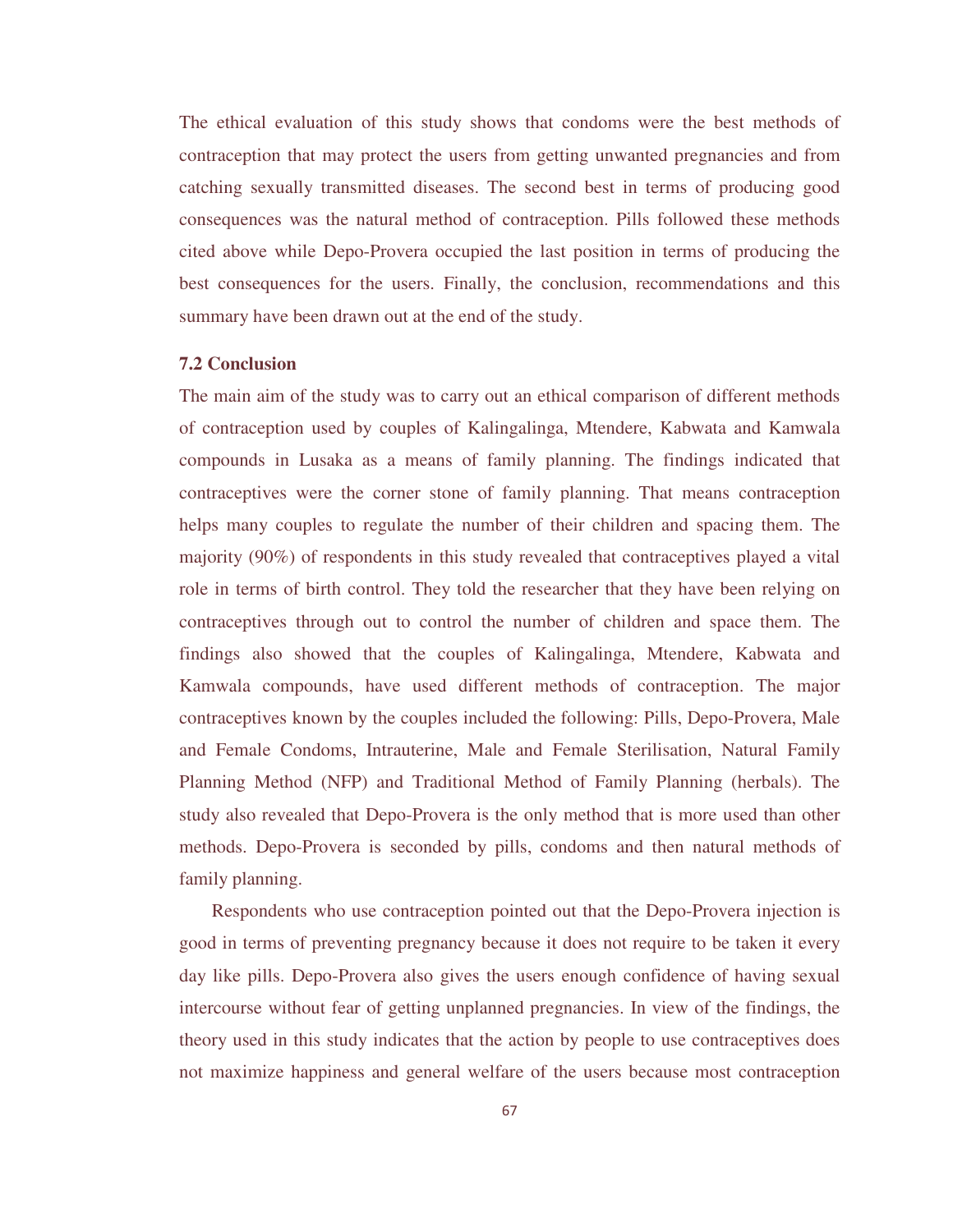The ethical evaluation of this study shows that condoms were the best methods of contraception that may protect the users from getting unwanted pregnancies and from catching sexually transmitted diseases. The second best in terms of producing good consequences was the natural method of contraception. Pills followed these methods cited above while Depo-Provera occupied the last position in terms of producing the best consequences for the users. Finally, the conclusion, recommendations and this summary have been drawn out at the end of the study.

## 7.2 Conclusion

The main aim of the study was to carry out an ethical comparison of different methods of contraception used by couples of Kalingalinga, Mtendere, Kabwata and Kamwala compounds in Lusaka as a means of family planning. The findings indicated that contraceptives were the corner stone of family planning. That means contraception helps many couples to regulate the number of their children and spacing them. The majority (90%) of respondents in this study revealed that contraceptives played a vital role in terms of birth control. They told the researcher that they have been relying on contraceptives through out to control the number of children and space them. The findings also showed that the couples of Kalingalinga, Mtendere, Kabwata and Kamwala compounds, have used different methods of contraception. The major contraceptives known by the couples included the following: Pills, Depo-Provera, Male and Female Condoms, Intrauterine, Male and Female Sterilisation, Natural Family Planning Method (NFP) and Traditional Method of Family Planning (herbals). The study also revealed that Depo-Provera is the only method that is more used than other methods. Depo-Provera is seconded by pills, condoms and then natural methods of family planning.

Respondents who use contraception pointed out that the Depo-Provera injection is good in terms of preventing pregnancy because it does not require to be taken it every day like pills. Depo-Provera also gives the users enough confidence of having sexual intercourse without fear of getting unplanned pregnancies. In view of the findings, the theory used in this study indicates that the action by people to use contraceptives does not maximize happiness and general welfare of the users because most contraception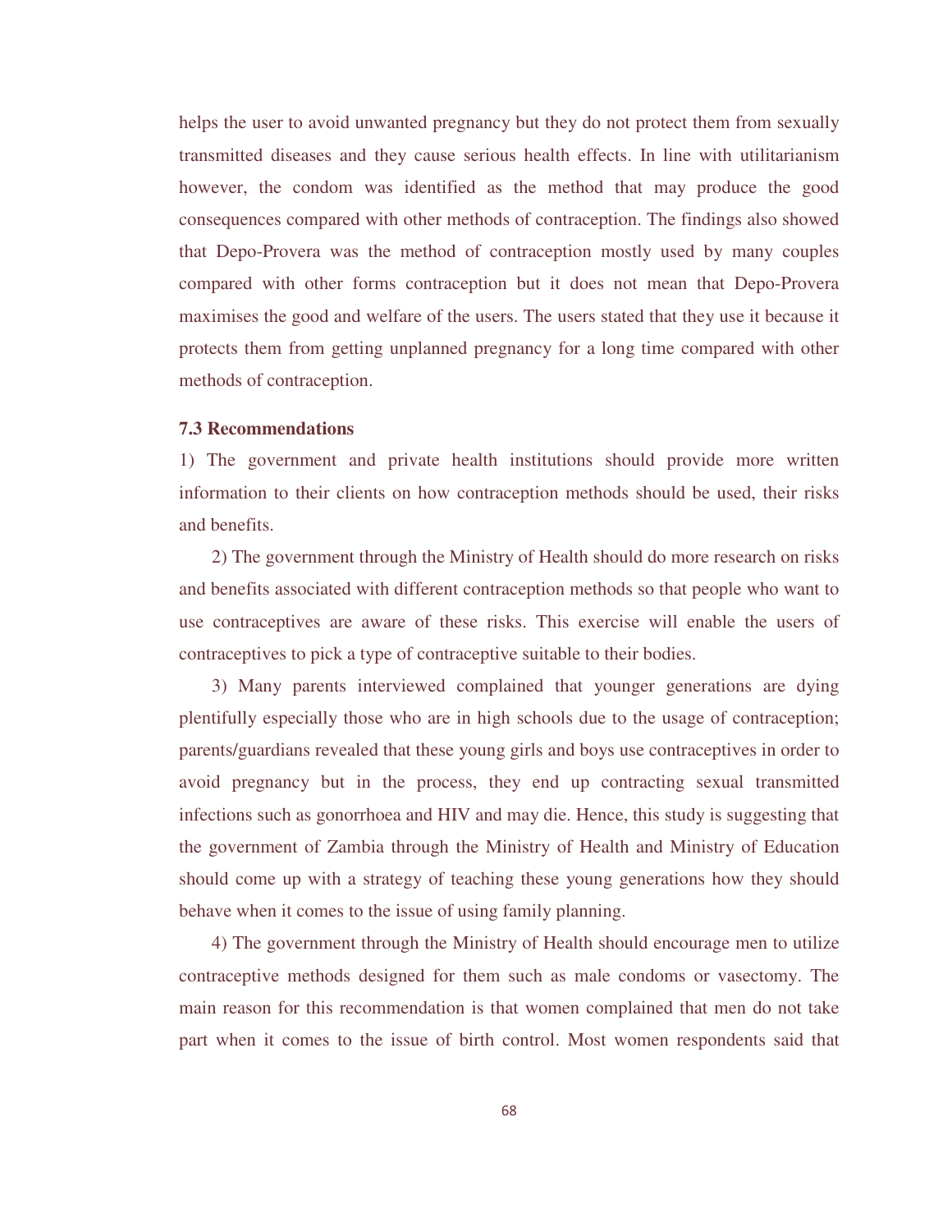helps the user to avoid unwanted pregnancy but they do not protect them from sexually transmitted diseases and they cause serious health effects. In line with utilitarianism however, the condom was identified as the method that may produce the good consequences compared with other methods of contraception. The findings also showed that Depo-Provera was the method of contraception mostly used by many couples compared with other forms contraception but it does not mean that Depo-Provera maximises the good and welfare of the users. The users stated that they use it because it protects them from getting unplanned pregnancy for a long time compared with other methods of contraception.

### 7.3 Recommendations

1) The government and private health institutions should provide more written information to their clients on how contraception methods should be used, their risks and benefits.

2) The government through the Ministry of Health should do more research on risks and benefits associated with different contraception methods so that people who want to use contraceptives are aware of these risks. This exercise will enable the users of contraceptives to pick a type of contraceptive suitable to their bodies.

3) Many parents interviewed complained that younger generations are dying plentifully especially those who are in high schools due to the usage of contraception; parents/guardians revealed that these young girls and boys use contraceptives in order to avoid pregnancy but in the process, they end up contracting sexual transmitted infections such as gonorrhoea and HIV and may die. Hence, this study is suggesting that the government of Zambia through the Ministry of Health and Ministry of Education should come up with a strategy of teaching these young generations how they should behave when it comes to the issue of using family planning.

4) The government through the Ministry of Health should encourage men to utilize contraceptive methods designed for them such as male condoms or vasectomy. The main reason for this recommendation is that women complained that men do not take part when it comes to the issue of birth control. Most women respondents said that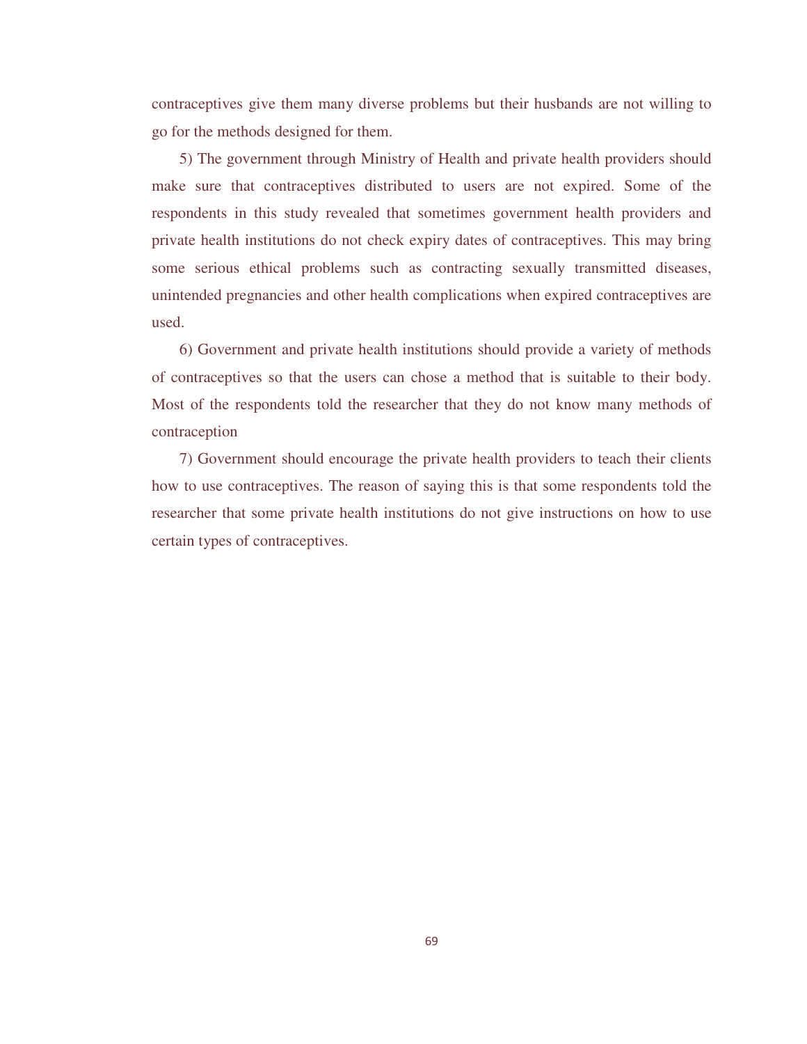contraceptives give them many diverse problems but their husbands are not willing to go for the methods designed for them.

5) The government through Ministry of Health and private health providers should make sure that contraceptives distributed to users are not expired. Some of the respondents in this study revealed that sometimes government health providers and private health institutions do not check expiry dates of contraceptives. This may bring some serious ethical problems such as contracting sexually transmitted diseases, unintended pregnancies and other health complications when expired contraceptives are used.

6) Government and private health institutions should provide a variety of methods of contraceptives so that the users can chose a method that is suitable to their body. Most of the respondents told the researcher that they do not know many methods of contraception

7) Government should encourage the private health providers to teach their clients how to use contraceptives. The reason of saying this is that some respondents told the researcher that some private health institutions do not give instructions on how to use certain types of contraceptives.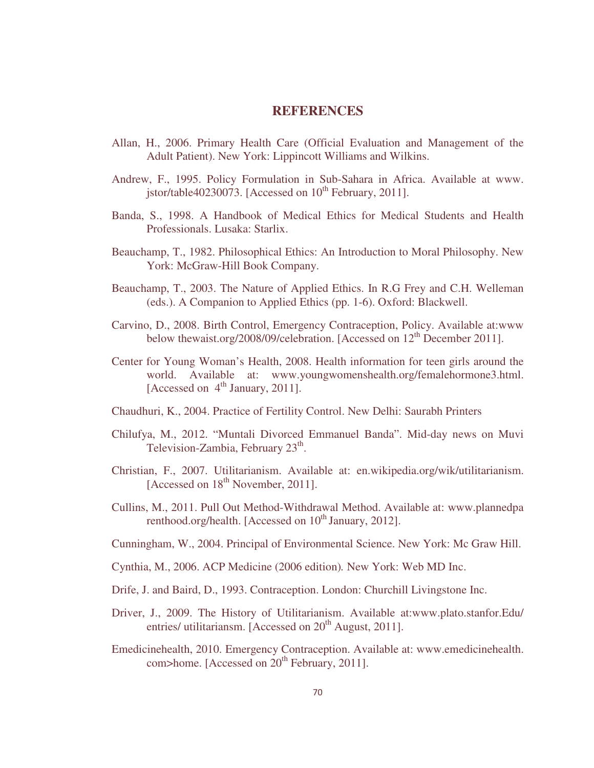# REFERENCES

Allan, H., 2006. Primary Health Care (Official Evaluation and Management of the Adult Patient). New York: Lippincott Williams and Wilkins.

Andrew, F., 1995. Policy Formulation in Sub-Sahara in Africa. Available at www. jstor/table40230073. [Accessed on 10th February, 2011].

Banda, S., 1998. A Handbook of Medical Ethics for Medical Students and Health Professionals. Lusaka: Starlix.

Beauchamp, T., 1982. Philosophical Ethics: An Introduction to Moral Philosophy. New York: McGraw-Hill Book Company.

Beauchamp, T., 2003. The Nature of Applied Ethics. In R.G Frey and C.H. Welleman (eds.). A Companion to Applied Ethics (pp. 1-6). Oxford: Blackwell.

Carvino, D., 2008. Birth Control, Emergency Contraception, Policy. Available at:www below thewaist.org/2008/09/celebration. [Accessed on 12th December 2011].

Center for Young Woman's Health, 2008. Health information for teen girls around the world. Available at: www.youngwomenshealth.org/femalehormone3.html. [Accessed on 4th January, 2011].

Chaudhuri, K., 2004. Practice of Fertility Control. New Delhi: Saurabh Printers

Chilufya, M., 2012. "Muntali Divorced Emmanuel Banda". Mid-day news on Muvi Television-Zambia, February 23th.

Christian, F., 2007. Utilitarianism. Available at: en.wikipedia.org/wik/utilitarianism. [Accessed on 18th November, 2011].

Cullins, M., 2011. Pull Out Method-Withdrawal Method. Available at: www.plannedpa renthood.org/health. [Accessed on 10th January, 2012].

Cunningham, W., 2004. Principal of Environmental Science. New York: Mc Graw Hill.

Cynthia, M., 2006. ACP Medicine (2006 edition). New York: Web MD Inc.

Drife, J. and Baird, D., 1993. Contraception. London: Churchill Livingstone Inc.

Driver, J., 2009. The History of Utilitarianism. Available at:www.plato.stanfor.Edu/ entries/ utilitariansm. [Accessed on 20th August, 2011].

Emedicinehealth, 2010. Emergency Contraception. Available at: www.emedicinehealth. com>home. [Accessed on 20th February, 2011].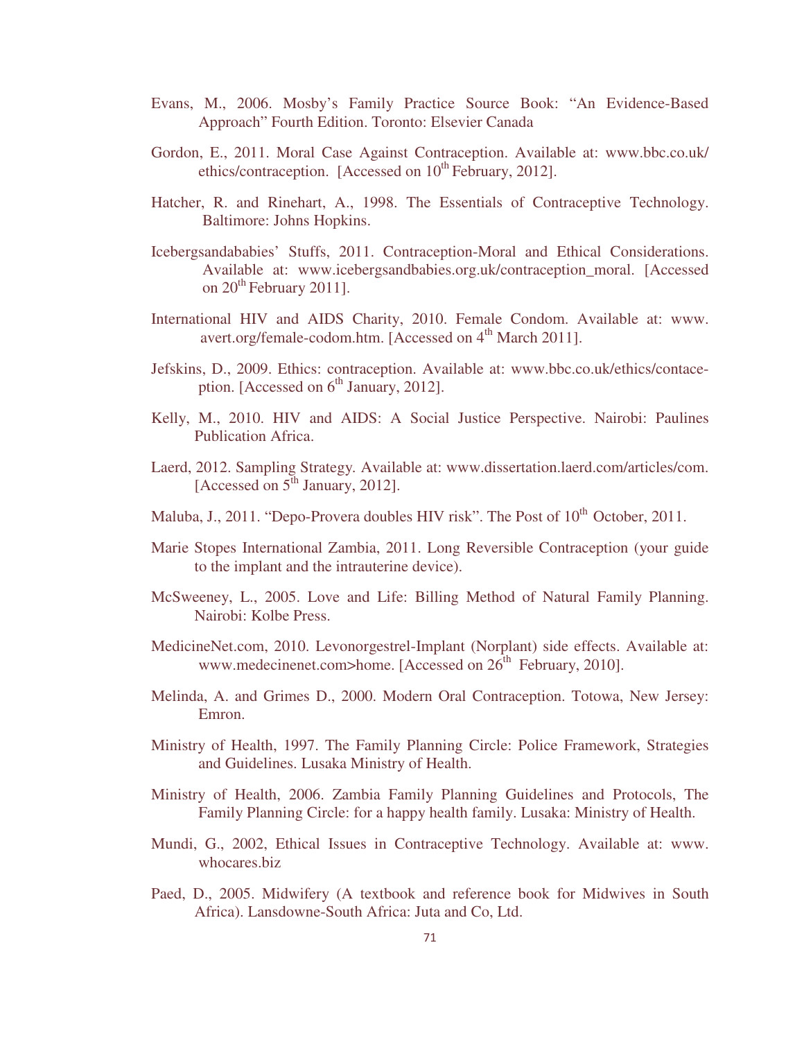Evans, M., 2006. Mosby's Family Practice Source Book: "An Evidence-Based Approach" Fourth Edition. Toronto: Elsevier Canada

Gordon, E., 2011. Moral Case Against Contraception. Available at: www.bbc.co.uk/ethics/contraception. [Accessed on 10th February, 2012].

Hatcher, R. and Rinehart, A., 1998. The Essentials of Contraceptive Technology. Baltimore: Johns Hopkins.

Icebergsandababies' Stuffs, 2011. Contraception-Moral and Ethical Considerations. Available at: www.icebergsandbabies.org.uk/contraception_moral. [Accessed on 20th February 2011].

International HIV and AIDS Charity, 2010. Female Condom. Available at: www. avert.org/female-codom.htm. [Accessed on 4th March 2011].

Jefskins, D., 2009. Ethics: contraception. Available at: www.bbc.co.uk/ethics/contace-ption. [Accessed on 6th January, 2012].

Kelly, M., 2010. HIV and AIDS: A Social Justice Perspective. Nairobi: Paulines Publication Africa.

Laerd, 2012. Sampling Strategy. Available at: www.dissertation.laerd.com/articles/com. [Accessed on 5th January, 2012].

Maluba, J., 2011. "Depo-Provera doubles HIV risk". The Post of 10th October, 2011.

Marie Stopes International Zambia, 2011. Long Reversible Contraception (your guide to the implant and the intrauterine device).

McSweeney, L., 2005. Love and Life: Billing Method of Natural Family Planning. Nairobi: Kolbe Press.

MedicineNet.com, 2010. Levonorgestrel-Implant (Norplant) side effects. Available at: www.medecinenet.com>home. [Accessed on 26th February, 2010].

Melinda, A. and Grimes D., 2000. Modern Oral Contraception. Totowa, New Jersey: Emron.

Ministry of Health, 1997. The Family Planning Circle: Police Framework, Strategies and Guidelines. Lusaka Ministry of Health.

Ministry of Health, 2006. Zambia Family Planning Guidelines and Protocols, The Family Planning Circle: for a happy health family. Lusaka: Ministry of Health.

Mundi, G., 2002, Ethical Issues in Contraceptive Technology. Available at: www. whocares.biz

Paed, D., 2005. Midwifery (A textbook and reference book for Midwives in South Africa). Lansdowne-South Africa: Juta and Co, Ltd.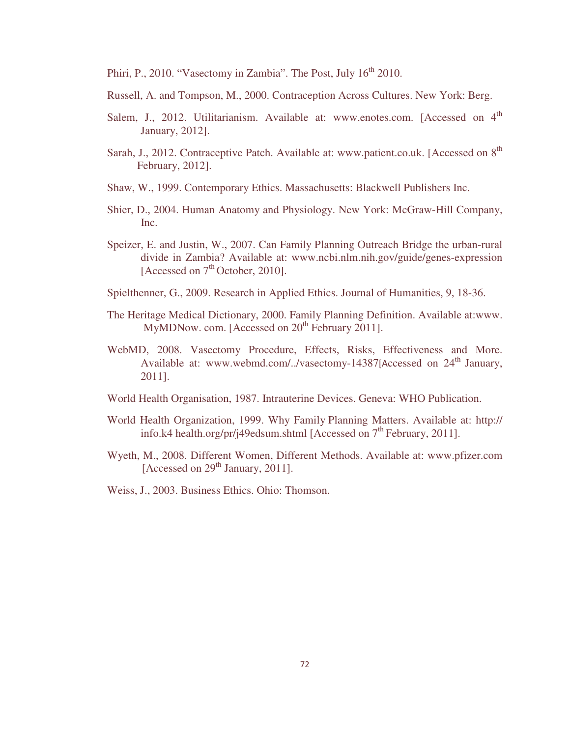Phiri, P., 2010. "Vasectomy in Zambia". The Post, July 16th 2010.

Russell, A. and Tompson, M., 2000. Contraception Across Cultures. New York: Berg.

Salem, J., 2012. Utilitarianism. Available at: www.enotes.com. [Accessed on 4th January, 2012].

Sarah, J., 2012. Contraceptive Patch. Available at: www.patient.co.uk. [Accessed on 8th February, 2012].

Shaw, W., 1999. Contemporary Ethics. Massachusetts: Blackwell Publishers Inc.

Shier, D., 2004. Human Anatomy and Physiology. New York: McGraw-Hill Company, Inc.

Speizer, E. and Justin, W., 2007. Can Family Planning Outreach Bridge the urban-rural divide in Zambia? Available at: www.ncbi.nlm.nih.gov/guide/genes-expression [Accessed on 7th October, 2010].

Spielthenner, G., 2009. Research in Applied Ethics. Journal of Humanities, 9, 18-36.

The Heritage Medical Dictionary, 2000. Family Planning Definition. Available at:www. MyMDNow. com. [Accessed on 20th February 2011].

WebMD, 2008. Vasectomy Procedure, Effects, Risks, Effectiveness and More. Available at: www.webmd.com/../vasectomy-14387[Accessed on 24th January, 2011].

World Health Organisation, 1987. Intrauterine Devices. Geneva: WHO Publication.

World Health Organization, 1999. Why Family Planning Matters. Available at: http:// info.k4 health.org/pr/j49edsum.shtml [Accessed on 7th February, 2011].

Wyeth, M., 2008. Different Women, Different Methods. Available at: www.pfizer.com [Accessed on 29th January, 2011].

Weiss, J., 2003. Business Ethics. Ohio: Thomson.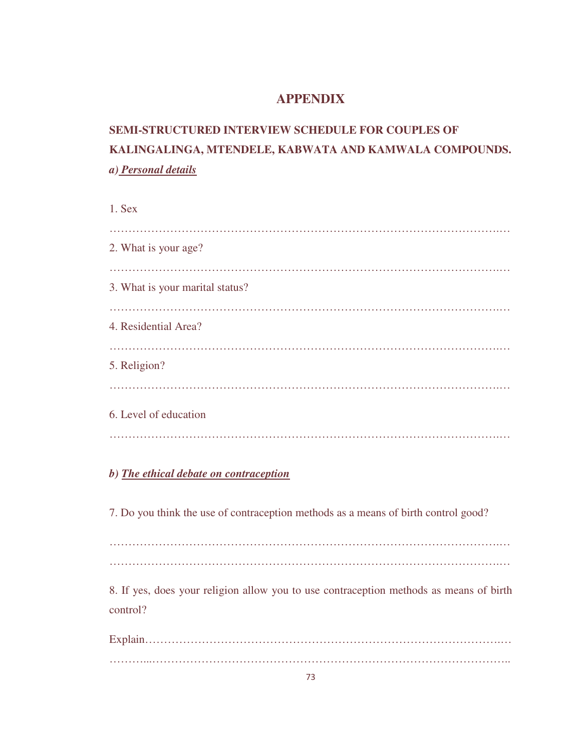# APPENDIX

## SEMI-STRUCTURED INTERVIEW SCHEDULE FOR COUPLES OF KALINGALINGA, MTENDELE, KABWATA AND KAMWALA COMPOUNDS.

***a) Personal details***

1. Sex

………………………………………………………………………………………………

2. What is your age?

………………………………………………………………………………………………

3. What is your marital status?

………………………………………………………………………………………………

4. Residential Area?

………………………………………………………………………………………………

5. Religion?

………………………………………………………………………………………………

6. Level of education

………………………………………………………………………………………………

***b) The ethical debate on contraception***

7. Do you think the use of contraception methods as a means of birth control good?

………………………………………………………………………………………………

………………………………………………………………………………………………

8. If yes, does your religion allow you to use contraception methods as means of birth control?

Explain………………………………………………………………………………………

………………………………………………………………………………………………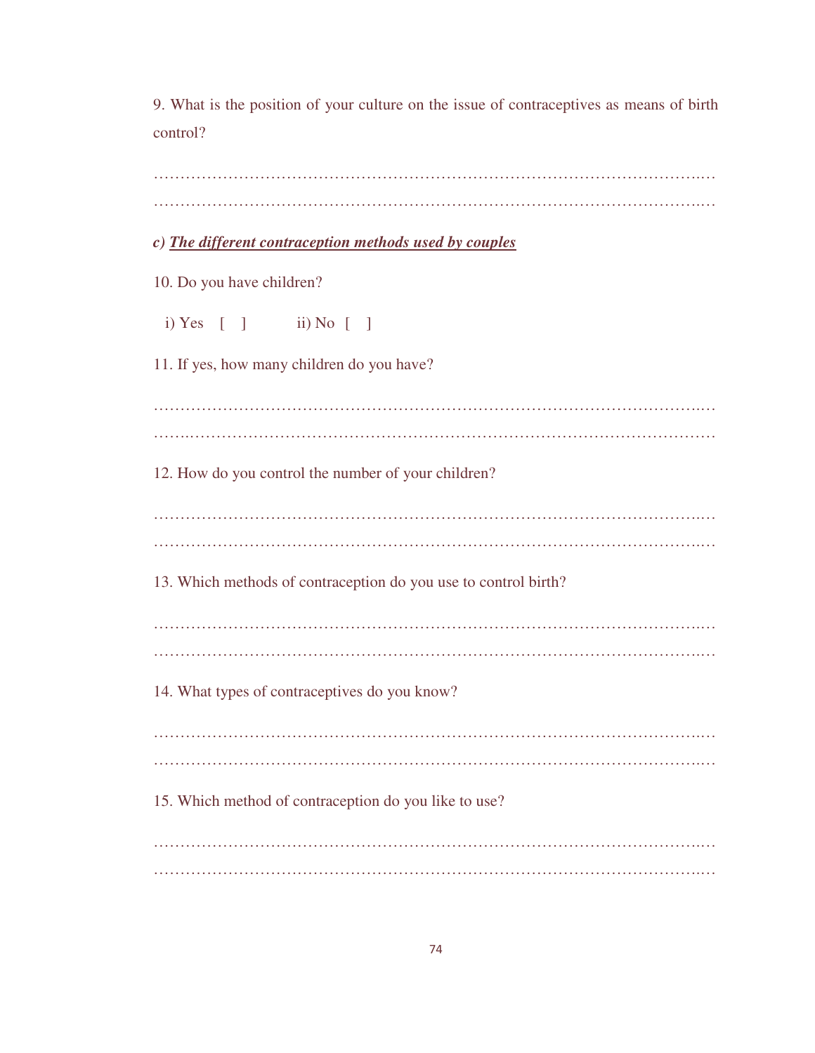9. What is the position of your culture on the issue of contraceptives as means of birth control?

………………………………………………………………………………………………
………………………………………………………………………………………………

***c) <u>The different contraception methods used by couples</u>***

10. Do you have children?

i) Yes [ ]  ii) No [ ]

11. If yes, how many children do you have?

………………………………………………………………………………………………
………………………………………………………………………………………………

12. How do you control the number of your children?

………………………………………………………………………………………………
………………………………………………………………………………………………

13. Which methods of contraception do you use to control birth?

………………………………………………………………………………………………
………………………………………………………………………………………………

14. What types of contraceptives do you know?

………………………………………………………………………………………………
………………………………………………………………………………………………

15. Which method of contraception do you like to use?

………………………………………………………………………………………………
………………………………………………………………………………………………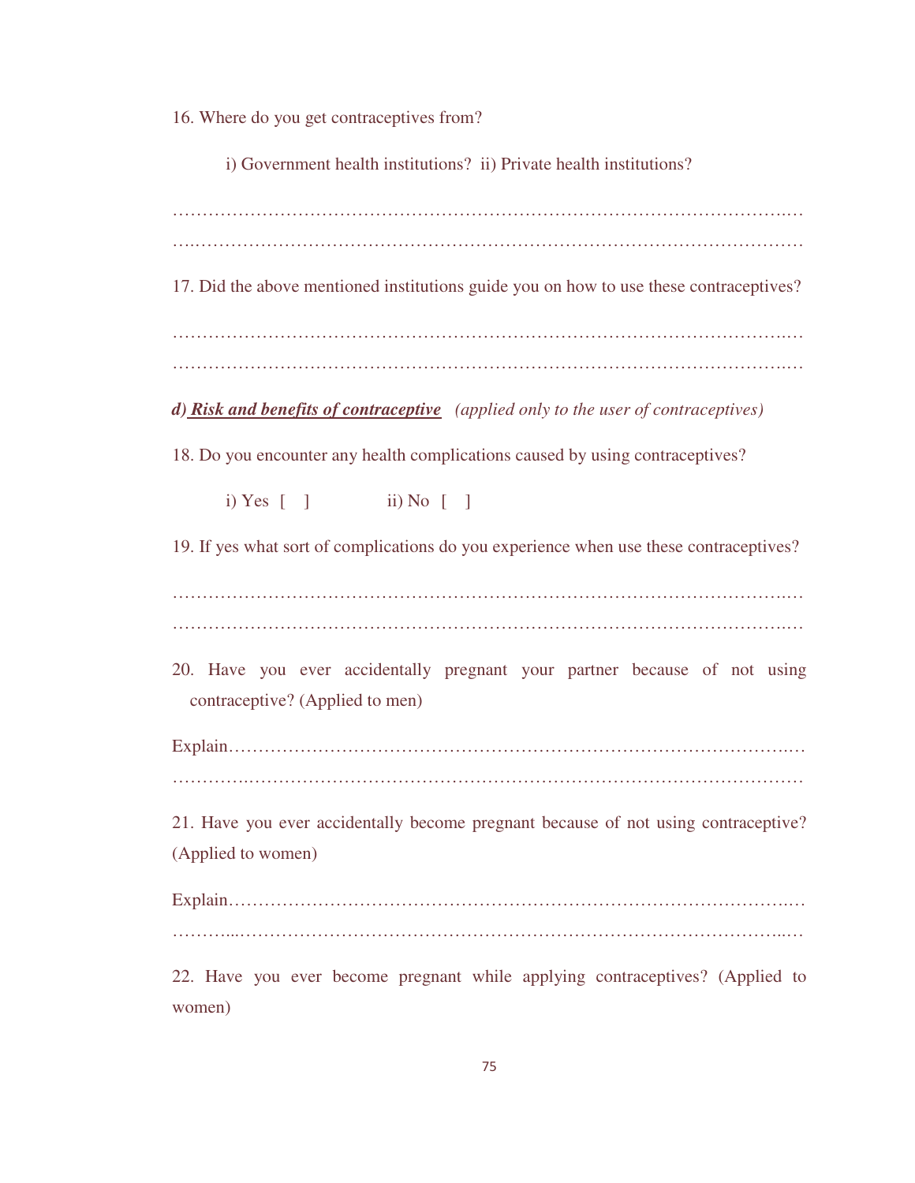16. Where do you get contraceptives from?

i) Government health institutions?  ii) Private health institutions?

…………………………………………………………………………………………..…

…..………………………………………………………………………………………………

17. Did the above mentioned institutions guide you on how to use these contraceptives?

…………………………………………………………………………………………..…

…………………………………………………………………………………………..…

***d) <u>Risk and benefits of contraceptive</u>*** *(applied only to the user of contraceptives)*

18. Do you encounter any health complications caused by using contraceptives?

i) Yes  [    ]                ii) No  [    ]

19. If yes what sort of complications do you experience when use these contraceptives?

…………………………………………………………………………………………..…

…………………………………………………………………………………………..…

20. Have you ever accidentally pregnant your partner because of not using contraceptive? (Applied to men)

Explain……………………………………………………………………………………..…

…………..………………………………………………………………………………………

21. Have you ever accidentally become pregnant because of not using contraceptive? (Applied to women)

Explain……………………………………………………………………………………..…

………...……………………………………………………………………………………...…

22. Have you ever become pregnant while applying contraceptives? (Applied to women)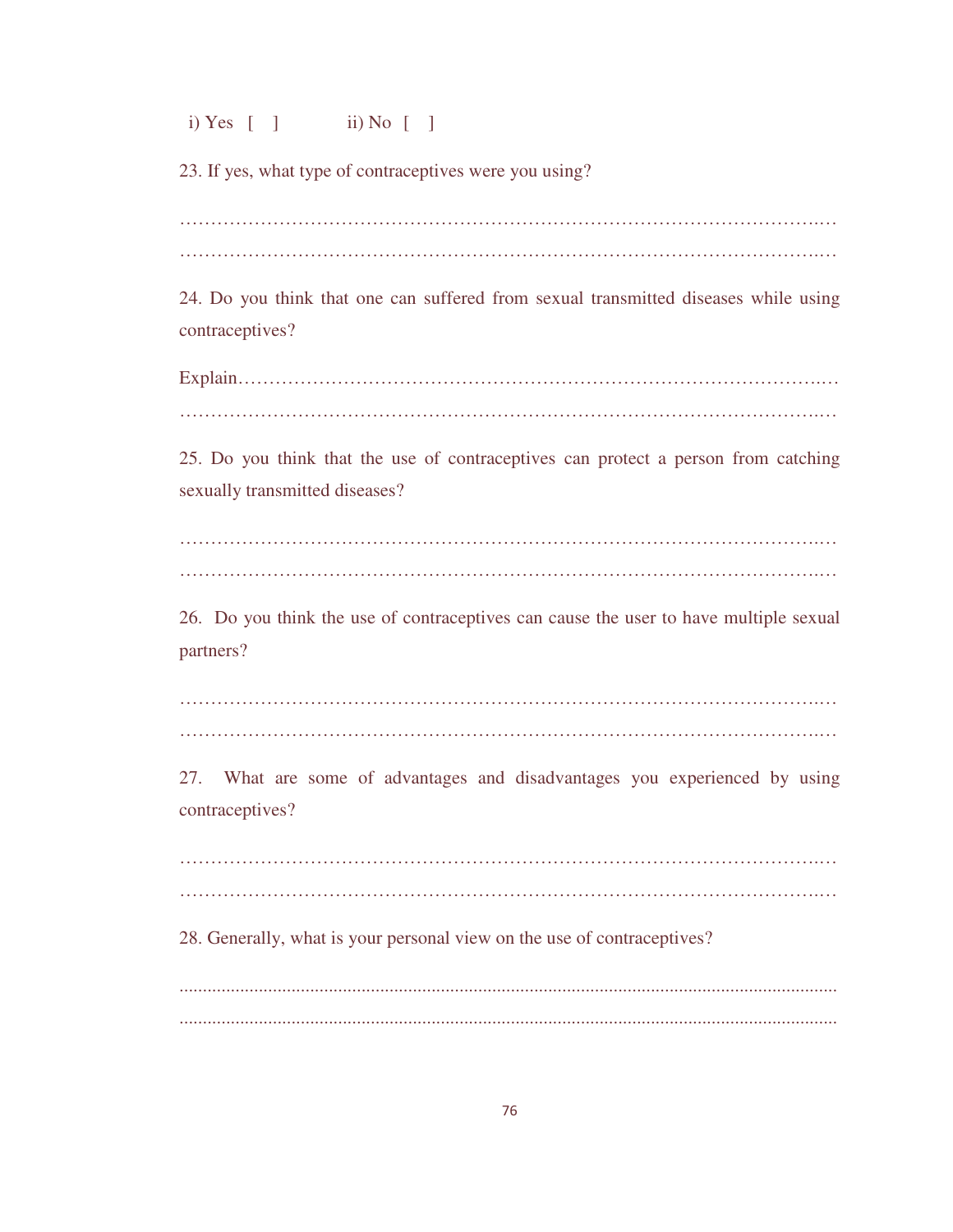i) Yes [ ]  ii) No [ ]

23. If yes, what type of contraceptives were you using?

……………………………………………………………………………………………..…
……………………………………………………………………………………………..…

24. Do you think that one can suffered from sexual transmitted diseases while using contraceptives?

Explain……………………………………………………………………………………..…
……………………………………………………………………………………………..…

25. Do you think that the use of contraceptives can protect a person from catching sexually transmitted diseases?

……………………………………………………………………………………………..…
……………………………………………………………………………………………..…

26. Do you think the use of contraceptives can cause the user to have multiple sexual partners?

……………………………………………………………………………………………..…
……………………………………………………………………………………………..…

27. What are some of advantages and disadvantages you experienced by using contraceptives?

……………………………………………………………………………………………..…
……………………………………………………………………………………………..…

28. Generally, what is your personal view on the use of contraceptives?

..................................................................................................................................
..................................................................................................................................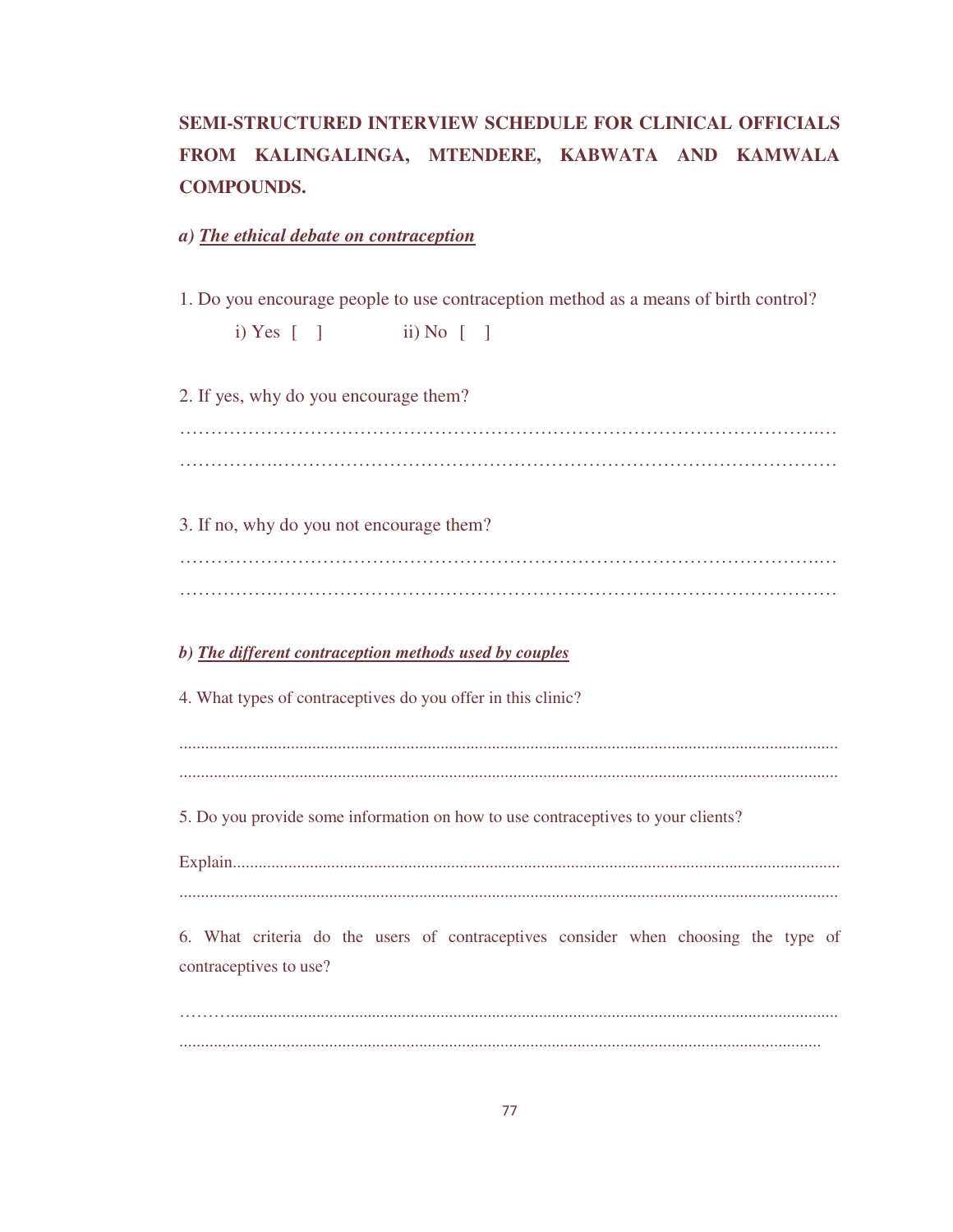**SEMI-STRUCTURED INTERVIEW SCHEDULE FOR CLINICAL OFFICIALS FROM KALINGALINGA, MTENDERE, KABWATA AND KAMWALA COMPOUNDS.**

***a) <u>The ethical debate on contraception</u>***

1. Do you encourage people to use contraception method as a means of birth control?

   i) Yes [ ]       ii) No [ ]

2. If yes, why do you encourage them?

…………………………………………………………………………………………………
…………………………………………………………………………………………………

3. If no, why do you not encourage them?

…………………………………………………………………………………………………
…………………………………………………………………………………………………

***b) <u>The different contraception methods used by couples</u>***

4. What types of contraceptives do you offer in this clinic?

...........................................................................................................................................
...........................................................................................................................................

5. Do you provide some information on how to use contraceptives to your clients?

Explain.............................................................................................................................
...........................................................................................................................................

6. What criteria do the users of contraceptives consider when choosing the type of contraceptives to use?

………...................................................................................................................................
...........................................................................................................................................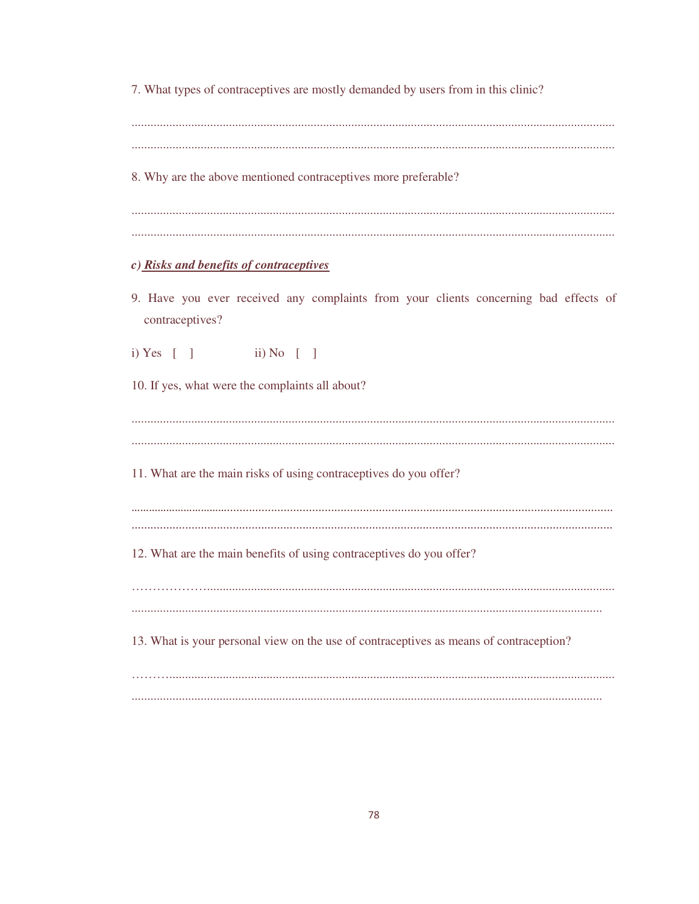7. What types of contraceptives are mostly demanded by users from in this clinic?

..........................................................................................................................................

..........................................................................................................................................

8. Why are the above mentioned contraceptives more preferable?

..........................................................................................................................................

..........................................................................................................................................

***c) Risks and benefits of contraceptives***

9. Have you ever received any complaints from your clients concerning bad effects of contraceptives?

i) Yes [ ]     ii) No [ ]

10. If yes, what were the complaints all about?

..........................................................................................................................................

..........................................................................................................................................

11. What are the main risks of using contraceptives do you offer?

..........................................................................................................................................

..........................................................................................................................................

12. What are the main benefits of using contraceptives do you offer?

………………...........................................................................................................................

..........................................................................................................................................

13. What is your personal view on the use of contraceptives as means of contraception?

………...................................................................................................................................

..........................................................................................................................................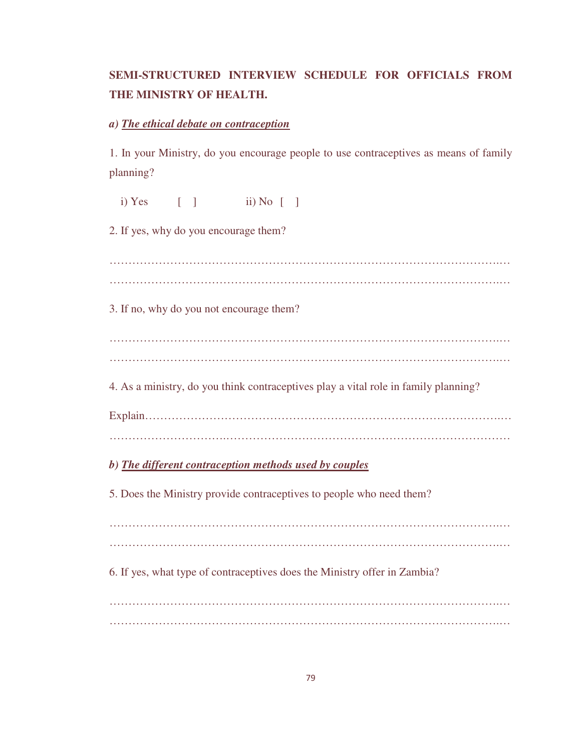**SEMI-STRUCTURED INTERVIEW SCHEDULE FOR OFFICIALS FROM THE MINISTRY OF HEALTH.**

***a) <u>The ethical debate on contraception</u>***

1. In your Ministry, do you encourage people to use contraceptives as means of family planning?

i) Yes [ ] ii) No [ ]

2. If yes, why do you encourage them?

…………………………………………………………………………………………..…
…………………………………………………………………………………………..…

3. If no, why do you not encourage them?

…………………………………………………………………………………………..…
…………………………………………………………………………………………..…

4. As a ministry, do you think contraceptives play a vital role in family planning?

Explain……………………………………………………………………………….…
…………………………..……………………………………………………………………

***b) <u>The different contraception methods used by couples</u>***

5. Does the Ministry provide contraceptives to people who need them?

…………………………………………………………………………………………..…
…………………………………………………………………………………………..…

6. If yes, what type of contraceptives does the Ministry offer in Zambia?

…………………………………………………………………………………………..…
…………………………………………………………………………………………..…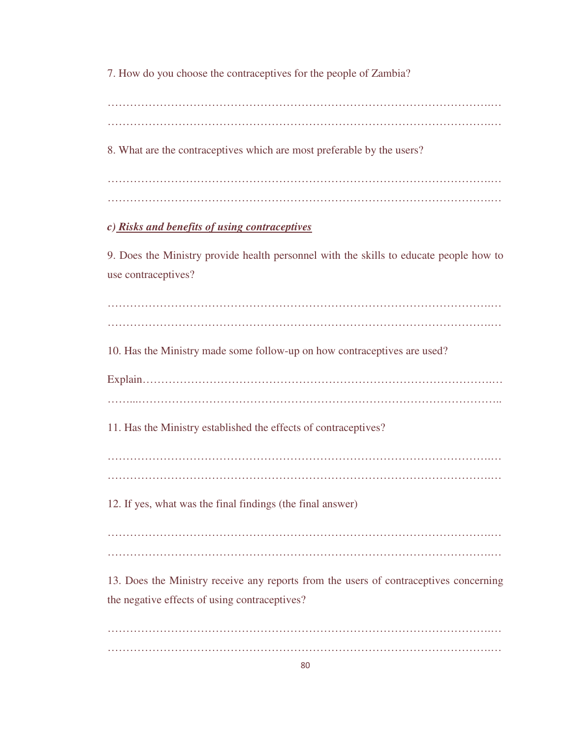7. How do you choose the contraceptives for the people of Zambia?

……………………………………………………………………………………………..…
……………………………………………………………………………………………..…

8. What are the contraceptives which are most preferable by the users?

……………………………………………………………………………………………..…
……………………………………………………………………………………………..…

***c) Risks and benefits of using contraceptives***

9. Does the Ministry provide health personnel with the skills to educate people how to use contraceptives?

……………………………………………………………………………………………..…
……………………………………………………………………………………………..…

10. Has the Ministry made some follow-up on how contraceptives are used?

Explain…………………………………………………………………………………..…
……...……………………………………………………………………………………..

11. Has the Ministry established the effects of contraceptives?

……………………………………………………………………………………………..…
……………………………………………………………………………………………..…

12. If yes, what was the final findings (the final answer)

……………………………………………………………………………………………..…
……………………………………………………………………………………………..…

13. Does the Ministry receive any reports from the users of contraceptives concerning the negative effects of using contraceptives?

……………………………………………………………………………………………..…
……………………………………………………………………………………………..…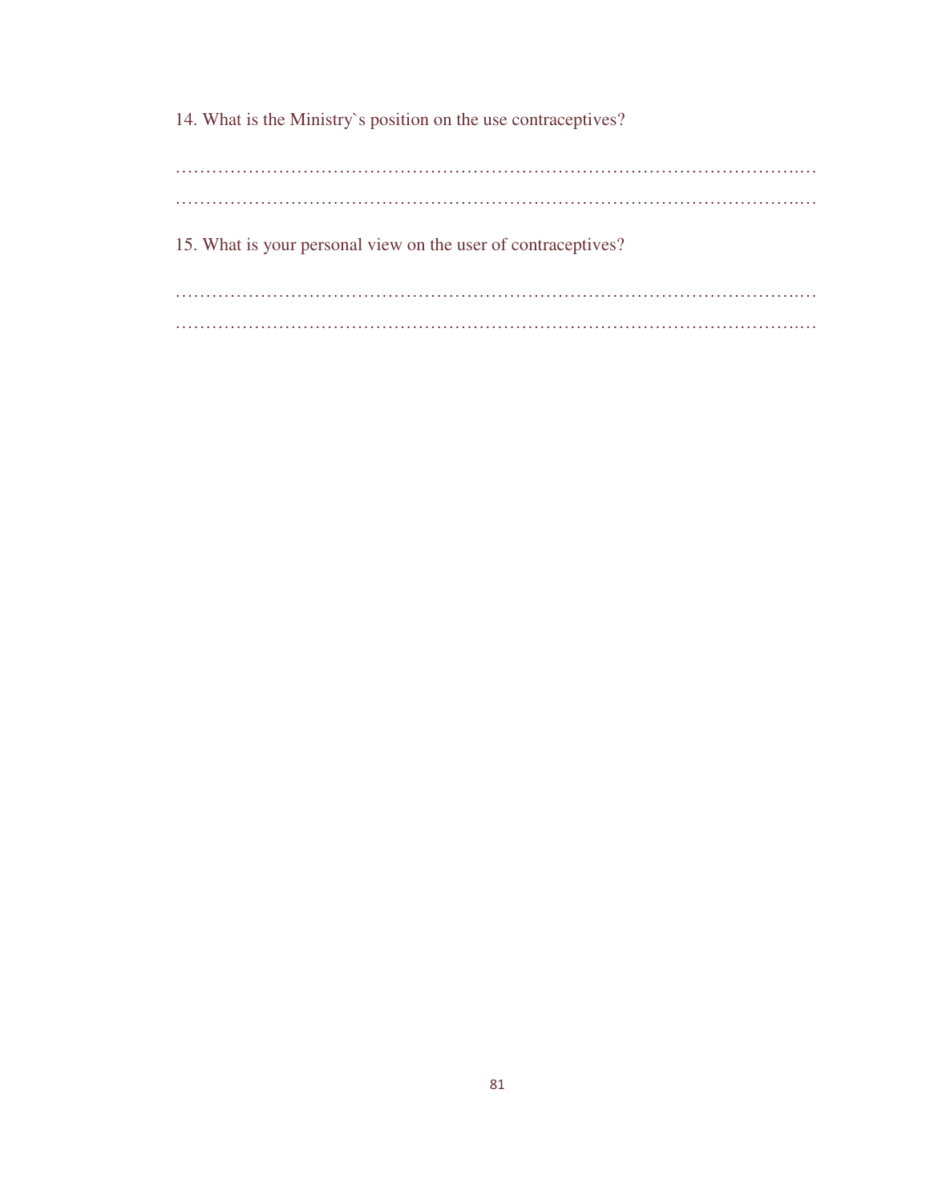14. What is the Ministry`s position on the use contraceptives?

…………………………………………………………………………………………..…
…………………………………………………………………………………………..…

15. What is your personal view on the user of contraceptives?

…………………………………………………………………………………………..…
…………………………………………………………………………………………..…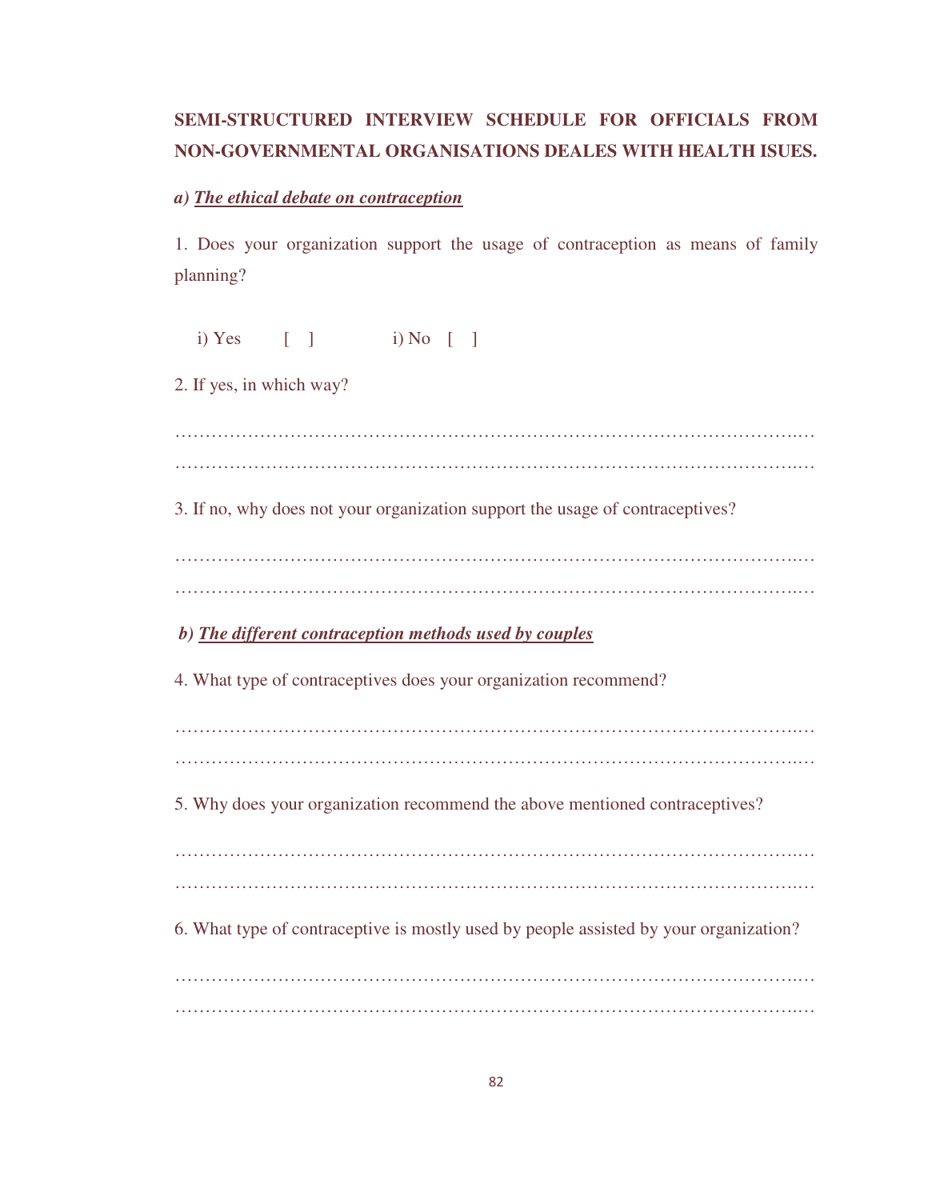**SEMI-STRUCTURED INTERVIEW SCHEDULE FOR OFFICIALS FROM NON-GOVERNMENTAL ORGANISATIONS DEALES WITH HEALTH ISUES.**

***a) The ethical debate on contraception***

1. Does your organization support the usage of contraception as means of family planning?

i) Yes [ ]  i) No [ ]

2. If yes, in which way?

………………………………………………………………………………………………
………………………………………………………………………………………………

3. If no, why does not your organization support the usage of contraceptives?

………………………………………………………………………………………………
………………………………………………………………………………………………

***b) The different contraception methods used by couples***

4. What type of contraceptives does your organization recommend?

………………………………………………………………………………………………
………………………………………………………………………………………………

5. Why does your organization recommend the above mentioned contraceptives?

………………………………………………………………………………………………
………………………………………………………………………………………………

6. What type of contraceptive is mostly used by people assisted by your organization?

………………………………………………………………………………………………
………………………………………………………………………………………………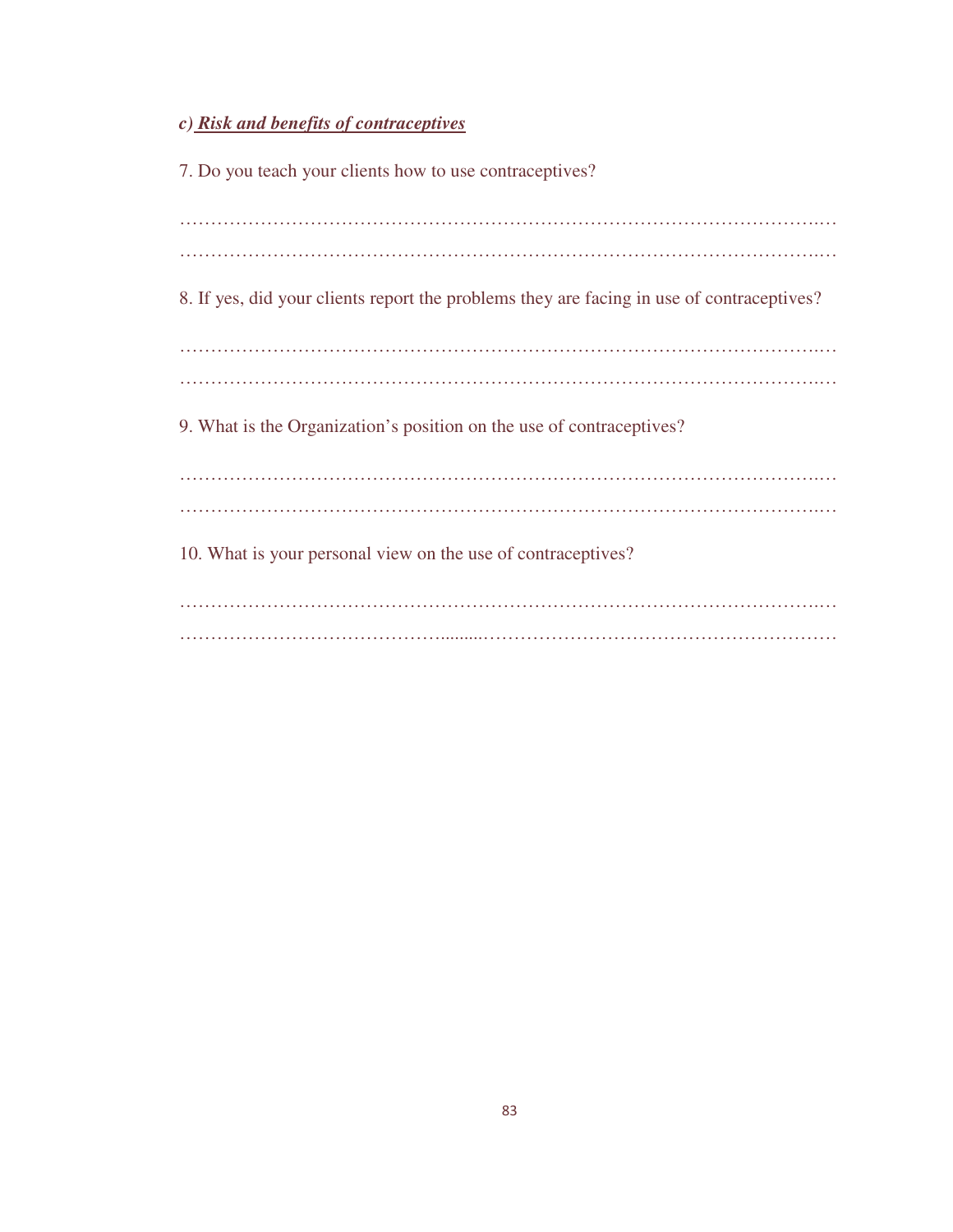***c) Risk and benefits of contraceptives***

7. Do you teach your clients how to use contraceptives?

…………………………………………………………………………………………..…

…………………………………………………………………………………………..…

8. If yes, did your clients report the problems they are facing in use of contraceptives?

…………………………………………………………………………………………..…

…………………………………………………………………………………………..…

9. What is the Organization's position on the use of contraceptives?

…………………………………………………………………………………………..…

…………………………………………………………………………………………..…

10. What is your personal view on the use of contraceptives?

…………………………………………………………………………………………..…

…………………………………………………………………………………………………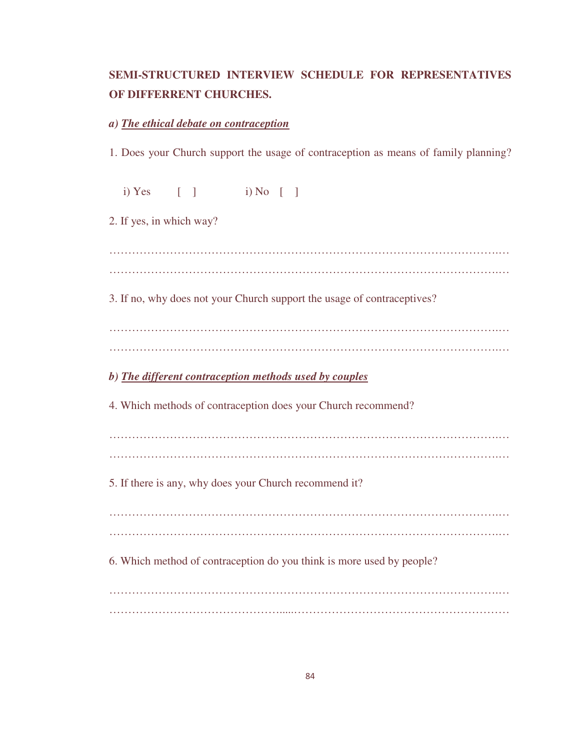**SEMI-STRUCTURED INTERVIEW SCHEDULE FOR REPRESENTATIVES OF DIFFERRENT CHURCHES.**

***a) The ethical debate on contraception***

1. Does your Church support the usage of contraception as means of family planning?

i) Yes [ ] i) No [ ]

2. If yes, in which way?

…………………………………………………………………………………………….…
…………………………………………………………………………………………….…

3. If no, why does not your Church support the usage of contraceptives?

…………………………………………………………………………………………….…
…………………………………………………………………………………………….…

***b) The different contraception methods used by couples***

4. Which methods of contraception does your Church recommend?

…………………………………………………………………………………………….…
…………………………………………………………………………………………….…

5. If there is any, why does your Church recommend it?

…………………………………………………………………………………………….…
…………………………………………………………………………………………….…

6. Which method of contraception do you think is more used by people?

…………………………………………………………………………………………….…
…………………………………………………………………………………………….…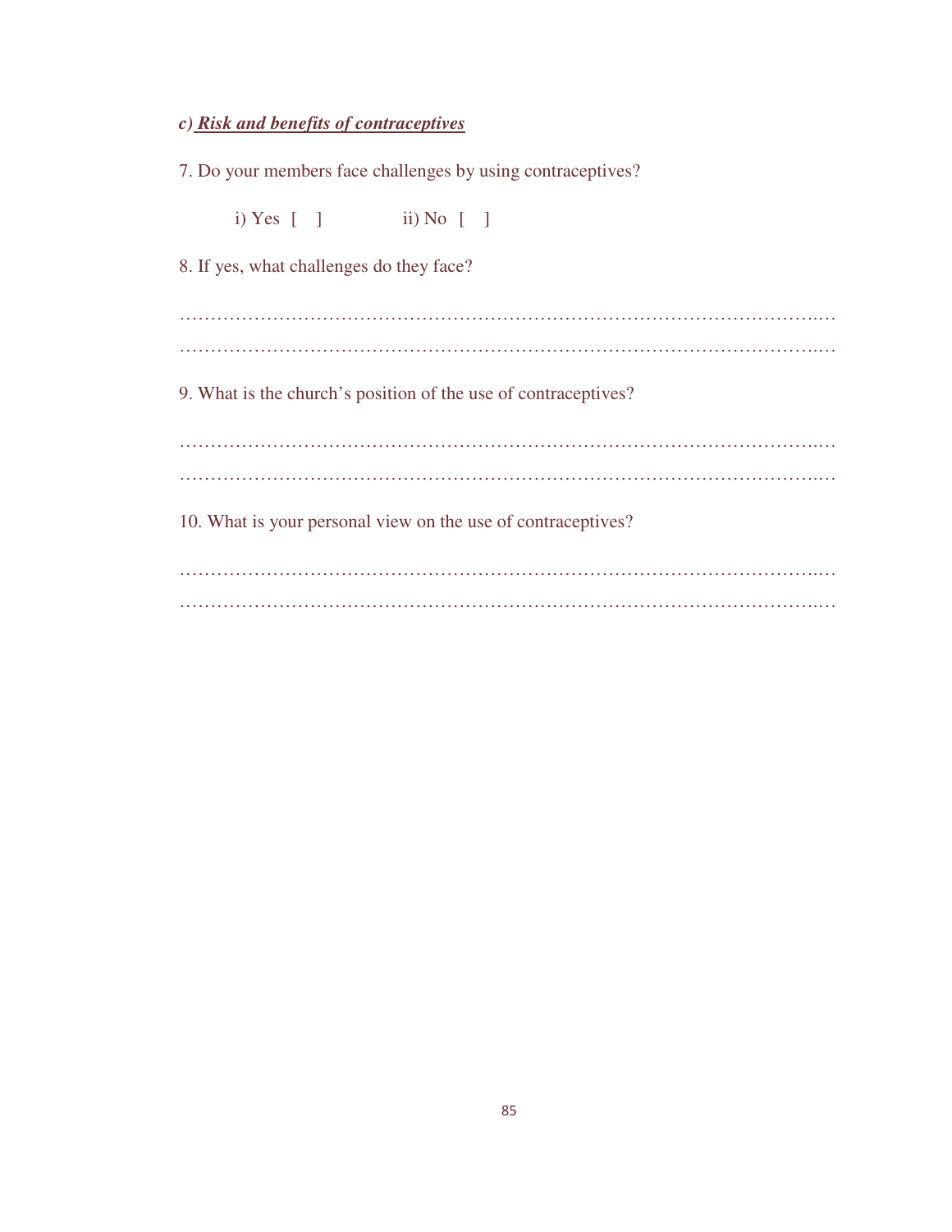***c) Risk and benefits of contraceptives***

7. Do your members face challenges by using contraceptives?

i) Yes [ ]      ii) No [ ]

8. If yes, what challenges do they face?

…………………………………………………………………………………………..…

…………………………………………………………………………………………..…

9. What is the church's position of the use of contraceptives?

…………………………………………………………………………………………..…

…………………………………………………………………………………………..…

10. What is your personal view on the use of contraceptives?

…………………………………………………………………………………………..…

…………………………………………………………………………………………..…